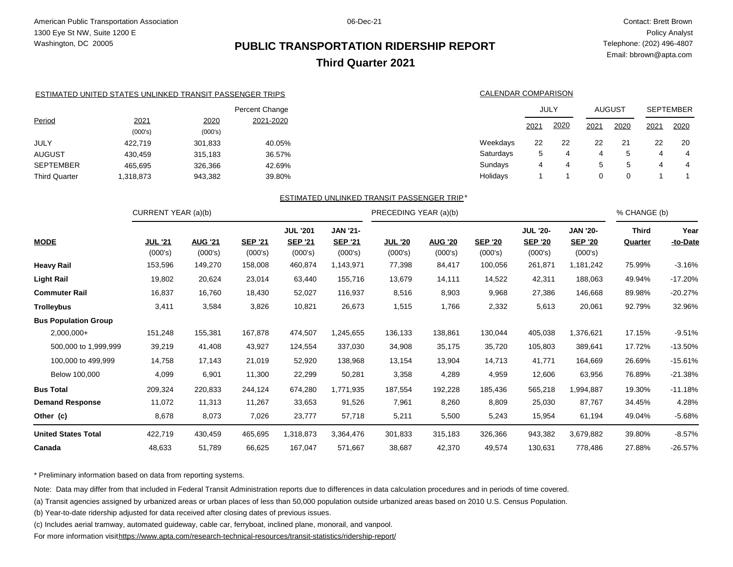American Public Transportation Association
1300 Eye St NW, Suite 1200 E
Washington, DC 20005

06-Dec-21

Contact: Brett Brown
Policy Analyst
Telephone: (202) 496-4807
Email: bbrown@apta.com

# PUBLIC TRANSPORTATION RIDERSHIP REPORT

## Third Quarter 2021

ESTIMATED UNITED STATES UNLINKED TRANSIT PASSENGER TRIPS

| Period | 2021 (000's) | 2020 (000's) | Percent Change 2021-2020 |
|---|---|---|---|
| JULY | 422,719 | 301,833 | 40.05% |
| AUGUST | 430,459 | 315,183 | 36.57% |
| SEPTEMBER | 465,695 | 326,366 | 42.69% |
| Third Quarter | 1,318,873 | 943,382 | 39.80% |

CALENDAR COMPARISON

| | JULY | | AUGUST | | SEPTEMBER | |
|---|---|---|---|---|---|---|
| | 2021 | 2020 | 2021 | 2020 | 2021 | 2020 |
| Weekdays | 22 | 22 | 22 | 21 | 22 | 20 |
| Saturdays | 5 | 4 | 4 | 5 | 4 | 4 |
| Sundays | 4 | 4 | 5 | 5 | 4 | 4 |
| Holidays | 1 | 1 | 0 | 0 | 1 | 1 |

ESTIMATED UNLINKED TRANSIT PASSENGER TRIP*

| | CURRENT YEAR (a)(b) | | | | | PRECEDING YEAR (a)(b) | | | | | % CHANGE (b) | |
|---|---|---|---|---|---|---|---|---|---|---|---|---|
| MODE | JUL '21 (000's) | AUG '21 (000's) | SEP '21 (000's) | JUL '201 SEP '21 (000's) | JAN '21- SEP '21 (000's) | JUL '20 (000's) | AUG '20 (000's) | SEP '20 (000's) | JUL '20- SEP '20 (000's) | JAN '20- SEP '20 (000's) | Third Quarter | Year -to-Date |
| **Heavy Rail** | 153,596 | 149,270 | 158,008 | 460,874 | 1,143,971 | 77,398 | 84,417 | 100,056 | 261,871 | 1,181,242 | 75.99% | -3.16% |
| **Light Rail** | 19,802 | 20,624 | 23,014 | 63,440 | 155,716 | 13,679 | 14,111 | 14,522 | 42,311 | 188,063 | 49.94% | -17.20% |
| **Commuter Rail** | 16,837 | 16,760 | 18,430 | 52,027 | 116,937 | 8,516 | 8,903 | 9,968 | 27,386 | 146,668 | 89.98% | -20.27% |
| **Trolleybus** | 3,411 | 3,584 | 3,826 | 10,821 | 26,673 | 1,515 | 1,766 | 2,332 | 5,613 | 20,061 | 92.79% | 32.96% |
| **Bus Population Group** | | | | | | | | | | | | |
| 2,000,000+ | 151,248 | 155,381 | 167,878 | 474,507 | 1,245,655 | 136,133 | 138,861 | 130,044 | 405,038 | 1,376,621 | 17.15% | -9.51% |
| 500,000 to 1,999,999 | 39,219 | 41,408 | 43,927 | 124,554 | 337,030 | 34,908 | 35,175 | 35,720 | 105,803 | 389,641 | 17.72% | -13.50% |
| 100,000 to 499,999 | 14,758 | 17,143 | 21,019 | 52,920 | 138,968 | 13,154 | 13,904 | 14,713 | 41,771 | 164,669 | 26.69% | -15.61% |
| Below 100,000 | 4,099 | 6,901 | 11,300 | 22,299 | 50,281 | 3,358 | 4,289 | 4,959 | 12,606 | 63,956 | 76.89% | -21.38% |
| **Bus Total** | 209,324 | 220,833 | 244,124 | 674,280 | 1,771,935 | 187,554 | 192,228 | 185,436 | 565,218 | 1,994,887 | 19.30% | -11.18% |
| **Demand Response** | 11,072 | 11,313 | 11,267 | 33,653 | 91,526 | 7,961 | 8,260 | 8,809 | 25,030 | 87,767 | 34.45% | 4.28% |
| **Other (c)** | 8,678 | 8,073 | 7,026 | 23,777 | 57,718 | 5,211 | 5,500 | 5,243 | 15,954 | 61,194 | 49.04% | -5.68% |
| **United States Total** | 422,719 | 430,459 | 465,695 | 1,318,873 | 3,364,476 | 301,833 | 315,183 | 326,366 | 943,382 | 3,679,882 | 39.80% | -8.57% |
| **Canada** | 48,633 | 51,789 | 66,625 | 167,047 | 571,667 | 38,687 | 42,370 | 49,574 | 130,631 | 778,486 | 27.88% | -26.57% |

* Preliminary information based on data from reporting systems.

Note: Data may differ from that included in Federal Transit Administration reports due to differences in data calculation procedures and in periods of time covered.

(a) Transit agencies assigned by urbanized areas or urban places of less than 50,000 population outside urbanized areas based on 2010 U.S. Census Population.

(b) Year-to-date ridership adjusted for data received after closing dates of previous issues.

(c) Includes aerial tramway, automated guideway, cable car, ferryboat, inclined plane, monorail, and vanpool.

For more information visit https://www.apta.com/research-technical-resources/transit-statistics/ridership-report/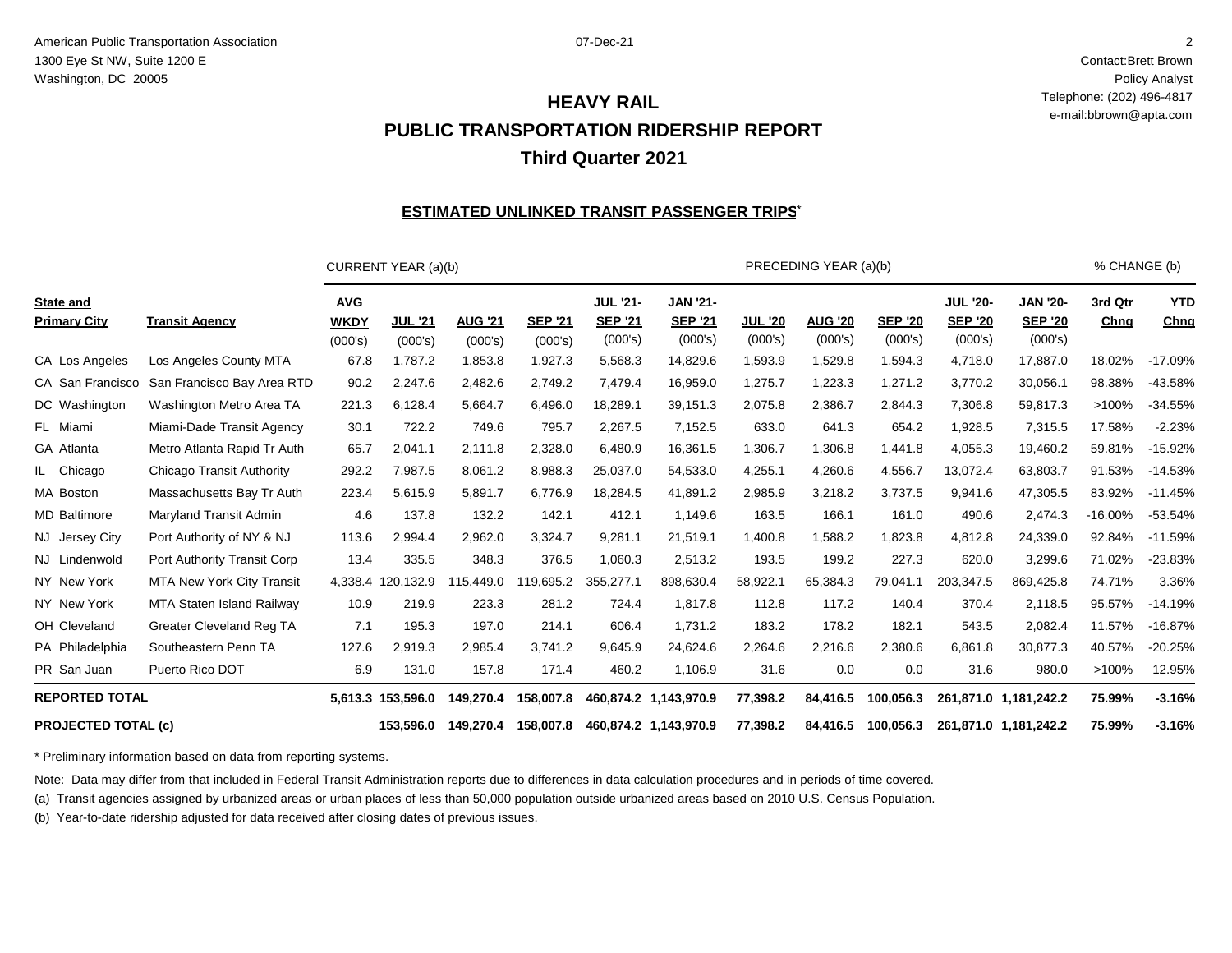American Public Transportation Association
1300 Eye St NW, Suite 1200 E
Washington, DC 20005

07-Dec-21

Contact:Brett Brown
Policy Analyst
Telephone: (202) 496-4817
e-mail:bbrown@apta.com

# HEAVY RAIL
## PUBLIC TRANSPORTATION RIDERSHIP REPORT
## Third Quarter 2021

### ESTIMATED UNLINKED TRANSIT PASSENGER TRIPS*

| | | CURRENT YEAR (a)(b) | | | | | | PRECEDING YEAR (a)(b) | | | | | % CHANGE (b) | |
|---|---|---|---|---|---|---|---|---|---|---|---|---|---|---|
| State and Primary City | Transit Agency | AVG WKDY (000's) | JUL '21 (000's) | AUG '21 (000's) | SEP '21 (000's) | JUL '21- SEP '21 (000's) | JAN '21- SEP '21 (000's) | JUL '20 (000's) | AUG '20 (000's) | SEP '20 (000's) | JUL '20- SEP '20 (000's) | JAN '20- SEP '20 (000's) | 3rd Qtr Chng | YTD Chng |
| CA Los Angeles | Los Angeles County MTA | 67.8 | 1,787.2 | 1,853.8 | 1,927.3 | 5,568.3 | 14,829.6 | 1,593.9 | 1,529.8 | 1,594.3 | 4,718.0 | 17,887.0 | 18.02% | -17.09% |
| CA San Francisco | San Francisco Bay Area RTD | 90.2 | 2,247.6 | 2,482.6 | 2,749.2 | 7,479.4 | 16,959.0 | 1,275.7 | 1,223.3 | 1,271.2 | 3,770.2 | 30,056.1 | 98.38% | -43.58% |
| DC Washington | Washington Metro Area TA | 221.3 | 6,128.4 | 5,664.7 | 6,496.0 | 18,289.1 | 39,151.3 | 2,075.8 | 2,386.7 | 2,844.3 | 7,306.8 | 59,817.3 | >100% | -34.55% |
| FL Miami | Miami-Dade Transit Agency | 30.1 | 722.2 | 749.6 | 795.7 | 2,267.5 | 7,152.5 | 633.0 | 641.3 | 654.2 | 1,928.5 | 7,315.5 | 17.58% | -2.23% |
| GA Atlanta | Metro Atlanta Rapid Tr Auth | 65.7 | 2,041.1 | 2,111.8 | 2,328.0 | 6,480.9 | 16,361.5 | 1,306.7 | 1,306.8 | 1,441.8 | 4,055.3 | 19,460.2 | 59.81% | -15.92% |
| IL Chicago | Chicago Transit Authority | 292.2 | 7,987.5 | 8,061.2 | 8,988.3 | 25,037.0 | 54,533.0 | 4,255.1 | 4,260.6 | 4,556.7 | 13,072.4 | 63,803.7 | 91.53% | -14.53% |
| MA Boston | Massachusetts Bay Tr Auth | 223.4 | 5,615.9 | 5,891.7 | 6,776.9 | 18,284.5 | 41,891.2 | 2,985.9 | 3,218.2 | 3,737.5 | 9,941.6 | 47,305.5 | 83.92% | -11.45% |
| MD Baltimore | Maryland Transit Admin | 4.6 | 137.8 | 132.2 | 142.1 | 412.1 | 1,149.6 | 163.5 | 166.1 | 161.0 | 490.6 | 2,474.3 | -16.00% | -53.54% |
| NJ Jersey City | Port Authority of NY & NJ | 113.6 | 2,994.4 | 2,962.0 | 3,324.7 | 9,281.1 | 21,519.1 | 1,400.8 | 1,588.2 | 1,823.8 | 4,812.8 | 24,339.0 | 92.84% | -11.59% |
| NJ Lindenwold | Port Authority Transit Corp | 13.4 | 335.5 | 348.3 | 376.5 | 1,060.3 | 2,513.2 | 193.5 | 199.2 | 227.3 | 620.0 | 3,299.6 | 71.02% | -23.83% |
| NY New York | MTA New York City Transit | 4,338.4 | 120,132.9 | 115,449.0 | 119,695.2 | 355,277.1 | 898,630.4 | 58,922.1 | 65,384.3 | 79,041.1 | 203,347.5 | 869,425.8 | 74.71% | 3.36% |
| NY New York | MTA Staten Island Railway | 10.9 | 219.9 | 223.3 | 281.2 | 724.4 | 1,817.8 | 112.8 | 117.2 | 140.4 | 370.4 | 2,118.5 | 95.57% | -14.19% |
| OH Cleveland | Greater Cleveland Reg TA | 7.1 | 195.3 | 197.0 | 214.1 | 606.4 | 1,731.2 | 183.2 | 178.2 | 182.1 | 543.5 | 2,082.4 | 11.57% | -16.87% |
| PA Philadelphia | Southeastern Penn TA | 127.6 | 2,919.3 | 2,985.4 | 3,741.2 | 9,645.9 | 24,624.6 | 2,264.6 | 2,216.6 | 2,380.6 | 6,861.8 | 30,877.3 | 40.57% | -20.25% |
| PR San Juan | Puerto Rico DOT | 6.9 | 131.0 | 157.8 | 171.4 | 460.2 | 1,106.9 | 31.6 | 0.0 | 0.0 | 31.6 | 980.0 | >100% | 12.95% |
| **REPORTED TOTAL** | | **5,613.3** | **153,596.0** | **149,270.4** | **158,007.8** | **460,874.2** | **1,143,970.9** | **77,398.2** | **84,416.5** | **100,056.3** | **261,871.0** | **1,181,242.2** | **75.99%** | **-3.16%** |
| **PROJECTED TOTAL (c)** | | | **153,596.0** | **149,270.4** | **158,007.8** | **460,874.2** | **1,143,970.9** | **77,398.2** | **84,416.5** | **100,056.3** | **261,871.0** | **1,181,242.2** | **75.99%** | **-3.16%** |

* Preliminary information based on data from reporting systems.

Note: Data may differ from that included in Federal Transit Administration reports due to differences in data calculation procedures and in periods of time covered.

(a) Transit agencies assigned by urbanized areas or urban places of less than 50,000 population outside urbanized areas based on 2010 U.S. Census Population.

(b) Year-to-date ridership adjusted for data received after closing dates of previous issues.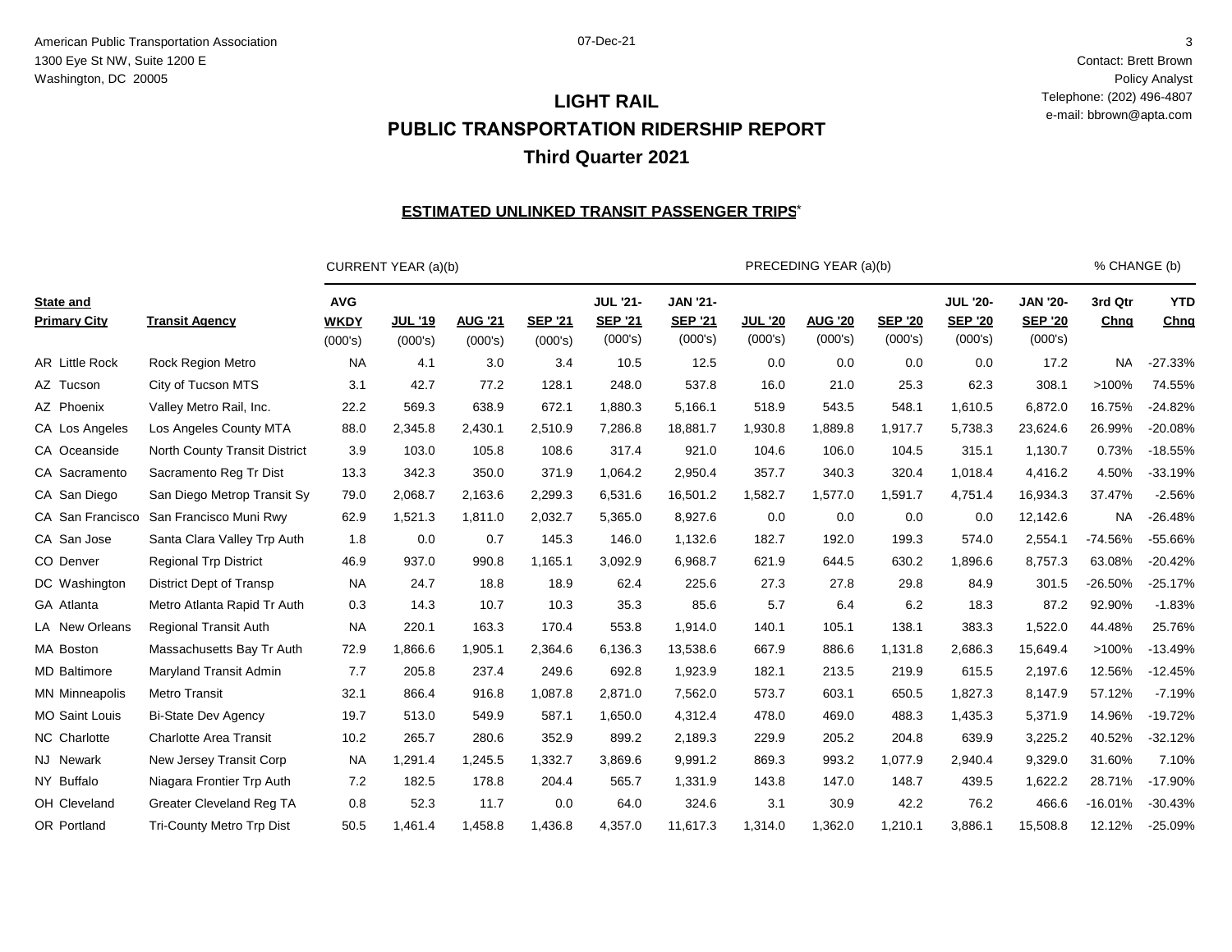American Public Transportation Association
1300 Eye St NW, Suite 1200 E
Washington, DC 20005

07-Dec-21

Contact: Brett Brown
Policy Analyst
Telephone: (202) 496-4807
e-mail: bbrown@apta.com

# LIGHT RAIL
## PUBLIC TRANSPORTATION RIDERSHIP REPORT
## Third Quarter 2021

### ESTIMATED UNLINKED TRANSIT PASSENGER TRIPS*

| | | CURRENT YEAR (a)(b) | | | | | | PRECEDING YEAR (a)(b) | | | | | % CHANGE (b) | |
|---|---|---|---|---|---|---|---|---|---|---|---|---|---|---|
| **State and Primary City** | **Transit Agency** | **AVG WKDY** (000's) | **JUL '19** (000's) | **AUG '21** (000's) | **SEP '21** (000's) | **JUL '21-SEP '21** (000's) | **JAN '21-SEP '21** (000's) | **JUL '20** (000's) | **AUG '20** (000's) | **SEP '20** (000's) | **JUL '20-SEP '20** (000's) | **JAN '20-SEP '20** (000's) | **3rd Qtr Chng** | **YTD Chng** |
| AR Little Rock | Rock Region Metro | NA | 4.1 | 3.0 | 3.4 | 10.5 | 12.5 | 0.0 | 0.0 | 0.0 | 0.0 | 17.2 | NA | -27.33% |
| AZ Tucson | City of Tucson MTS | 3.1 | 42.7 | 77.2 | 128.1 | 248.0 | 537.8 | 16.0 | 21.0 | 25.3 | 62.3 | 308.1 | >100% | 74.55% |
| AZ Phoenix | Valley Metro Rail, Inc. | 22.2 | 569.3 | 638.9 | 672.1 | 1,880.3 | 5,166.1 | 518.9 | 543.5 | 548.1 | 1,610.5 | 6,872.0 | 16.75% | -24.82% |
| CA Los Angeles | Los Angeles County MTA | 88.0 | 2,345.8 | 2,430.1 | 2,510.9 | 7,286.8 | 18,881.7 | 1,930.8 | 1,889.8 | 1,917.7 | 5,738.3 | 23,624.6 | 26.99% | -20.08% |
| CA Oceanside | North County Transit District | 3.9 | 103.0 | 105.8 | 108.6 | 317.4 | 921.0 | 104.6 | 106.0 | 104.5 | 315.1 | 1,130.7 | 0.73% | -18.55% |
| CA Sacramento | Sacramento Reg Tr Dist | 13.3 | 342.3 | 350.0 | 371.9 | 1,064.2 | 2,950.4 | 357.7 | 340.3 | 320.4 | 1,018.4 | 4,416.2 | 4.50% | -33.19% |
| CA San Diego | San Diego Metrop Transit Sy | 79.0 | 2,068.7 | 2,163.6 | 2,299.3 | 6,531.6 | 16,501.2 | 1,582.7 | 1,577.0 | 1,591.7 | 4,751.4 | 16,934.3 | 37.47% | -2.56% |
| CA San Francisco | San Francisco Muni Rwy | 62.9 | 1,521.3 | 1,811.0 | 2,032.7 | 5,365.0 | 8,927.6 | 0.0 | 0.0 | 0.0 | 0.0 | 12,142.6 | NA | -26.48% |
| CA San Jose | Santa Clara Valley Trp Auth | 1.8 | 0.0 | 0.7 | 145.3 | 146.0 | 1,132.6 | 182.7 | 192.0 | 199.3 | 574.0 | 2,554.1 | -74.56% | -55.66% |
| CO Denver | Regional Trp District | 46.9 | 937.0 | 990.8 | 1,165.1 | 3,092.9 | 6,968.7 | 621.9 | 644.5 | 630.2 | 1,896.6 | 8,757.3 | 63.08% | -20.42% |
| DC Washington | District Dept of Transp | NA | 24.7 | 18.8 | 18.9 | 62.4 | 225.6 | 27.3 | 27.8 | 29.8 | 84.9 | 301.5 | -26.50% | -25.17% |
| GA Atlanta | Metro Atlanta Rapid Tr Auth | 0.3 | 14.3 | 10.7 | 10.3 | 35.3 | 85.6 | 5.7 | 6.4 | 6.2 | 18.3 | 87.2 | 92.90% | -1.83% |
| LA New Orleans | Regional Transit Auth | NA | 220.1 | 163.3 | 170.4 | 553.8 | 1,914.0 | 140.1 | 105.1 | 138.1 | 383.3 | 1,522.0 | 44.48% | 25.76% |
| MA Boston | Massachusetts Bay Tr Auth | 72.9 | 1,866.6 | 1,905.1 | 2,364.6 | 6,136.3 | 13,538.6 | 667.9 | 886.6 | 1,131.8 | 2,686.3 | 15,649.4 | >100% | -13.49% |
| MD Baltimore | Maryland Transit Admin | 7.7 | 205.8 | 237.4 | 249.6 | 692.8 | 1,923.9 | 182.1 | 213.5 | 219.9 | 615.5 | 2,197.6 | 12.56% | -12.45% |
| MN Minneapolis | Metro Transit | 32.1 | 866.4 | 916.8 | 1,087.8 | 2,871.0 | 7,562.0 | 573.7 | 603.1 | 650.5 | 1,827.3 | 8,147.9 | 57.12% | -7.19% |
| MO Saint Louis | Bi-State Dev Agency | 19.7 | 513.0 | 549.9 | 587.1 | 1,650.0 | 4,312.4 | 478.0 | 469.0 | 488.3 | 1,435.3 | 5,371.9 | 14.96% | -19.72% |
| NC Charlotte | Charlotte Area Transit | 10.2 | 265.7 | 280.6 | 352.9 | 899.2 | 2,189.3 | 229.9 | 205.2 | 204.8 | 639.9 | 3,225.2 | 40.52% | -32.12% |
| NJ Newark | New Jersey Transit Corp | NA | 1,291.4 | 1,245.5 | 1,332.7 | 3,869.6 | 9,991.2 | 869.3 | 993.2 | 1,077.9 | 2,940.4 | 9,329.0 | 31.60% | 7.10% |
| NY Buffalo | Niagara Frontier Trp Auth | 7.2 | 182.5 | 178.8 | 204.4 | 565.7 | 1,331.9 | 143.8 | 147.0 | 148.7 | 439.5 | 1,622.2 | 28.71% | -17.90% |
| OH Cleveland | Greater Cleveland Reg TA | 0.8 | 52.3 | 11.7 | 0.0 | 64.0 | 324.6 | 3.1 | 30.9 | 42.2 | 76.2 | 466.6 | -16.01% | -30.43% |
| OR Portland | Tri-County Metro Trp Dist | 50.5 | 1,461.4 | 1,458.8 | 1,436.8 | 4,357.0 | 11,617.3 | 1,314.0 | 1,362.0 | 1,210.1 | 3,886.1 | 15,508.8 | 12.12% | -25.09% |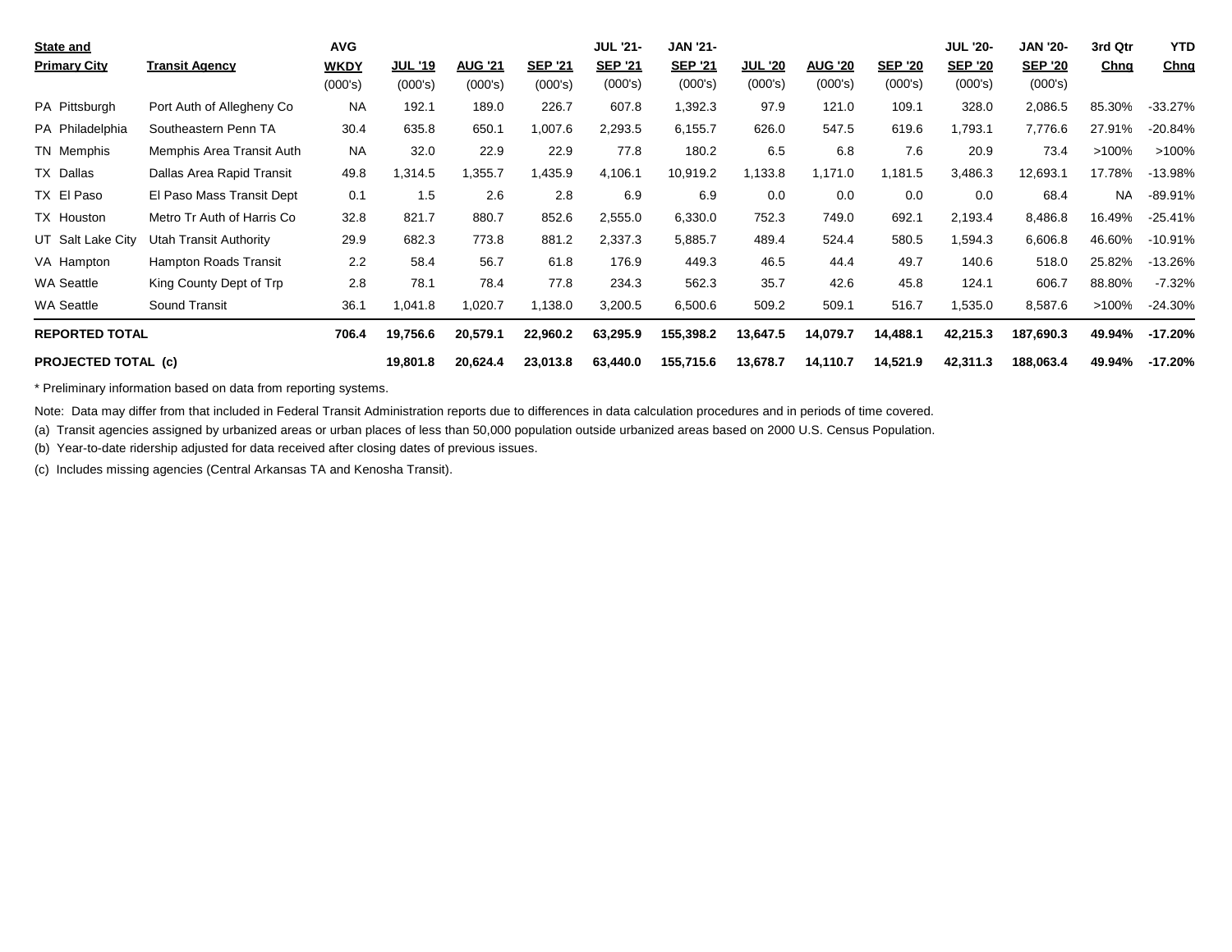| State and Primary City | Transit Agency | AVG WKDY (000's) | JUL '19 (000's) | AUG '21 (000's) | SEP '21 (000's) | JUL '21-SEP '21 (000's) | JAN '21-SEP '21 (000's) | JUL '20 (000's) | AUG '20 (000's) | SEP '20 (000's) | JUL '20-SEP '20 (000's) | JAN '20-SEP '20 (000's) | 3rd Qtr Chng | YTD Chng |
|---|---|---|---|---|---|---|---|---|---|---|---|---|---|---|
| PA Pittsburgh | Port Auth of Allegheny Co | NA | 192.1 | 189.0 | 226.7 | 607.8 | 1,392.3 | 97.9 | 121.0 | 109.1 | 328.0 | 2,086.5 | 85.30% | -33.27% |
| PA Philadelphia | Southeastern Penn TA | 30.4 | 635.8 | 650.1 | 1,007.6 | 2,293.5 | 6,155.7 | 626.0 | 547.5 | 619.6 | 1,793.1 | 7,776.6 | 27.91% | -20.84% |
| TN Memphis | Memphis Area Transit Auth | NA | 32.0 | 22.9 | 22.9 | 77.8 | 180.2 | 6.5 | 6.8 | 7.6 | 20.9 | 73.4 | >100% | >100% |
| TX Dallas | Dallas Area Rapid Transit | 49.8 | 1,314.5 | 1,355.7 | 1,435.9 | 4,106.1 | 10,919.2 | 1,133.8 | 1,171.0 | 1,181.5 | 3,486.3 | 12,693.1 | 17.78% | -13.98% |
| TX El Paso | El Paso Mass Transit Dept | 0.1 | 1.5 | 2.6 | 2.8 | 6.9 | 6.9 | 0.0 | 0.0 | 0.0 | 0.0 | 68.4 | NA | -89.91% |
| TX Houston | Metro Tr Auth of Harris Co | 32.8 | 821.7 | 880.7 | 852.6 | 2,555.0 | 6,330.0 | 752.3 | 749.0 | 692.1 | 2,193.4 | 8,486.8 | 16.49% | -25.41% |
| UT Salt Lake City | Utah Transit Authority | 29.9 | 682.3 | 773.8 | 881.2 | 2,337.3 | 5,885.7 | 489.4 | 524.4 | 580.5 | 1,594.3 | 6,606.8 | 46.60% | -10.91% |
| VA Hampton | Hampton Roads Transit | 2.2 | 58.4 | 56.7 | 61.8 | 176.9 | 449.3 | 46.5 | 44.4 | 49.7 | 140.6 | 518.0 | 25.82% | -13.26% |
| WA Seattle | King County Dept of Trp | 2.8 | 78.1 | 78.4 | 77.8 | 234.3 | 562.3 | 35.7 | 42.6 | 45.8 | 124.1 | 606.7 | 88.80% | -7.32% |
| WA Seattle | Sound Transit | 36.1 | 1,041.8 | 1,020.7 | 1,138.0 | 3,200.5 | 6,500.6 | 509.2 | 509.1 | 516.7 | 1,535.0 | 8,587.6 | >100% | -24.30% |
| **REPORTED TOTAL** | | **706.4** | **19,756.6** | **20,579.1** | **22,960.2** | **63,295.9** | **155,398.2** | **13,647.5** | **14,079.7** | **14,488.1** | **42,215.3** | **187,690.3** | **49.94%** | **-17.20%** |
| **PROJECTED TOTAL (c)** | | | **19,801.8** | **20,624.4** | **23,013.8** | **63,440.0** | **155,715.6** | **13,678.7** | **14,110.7** | **14,521.9** | **42,311.3** | **188,063.4** | **49.94%** | **-17.20%** |

* Preliminary information based on data from reporting systems.

Note: Data may differ from that included in Federal Transit Administration reports due to differences in data calculation procedures and in periods of time covered.

(a) Transit agencies assigned by urbanized areas or urban places of less than 50,000 population outside urbanized areas based on 2000 U.S. Census Population.

(b) Year-to-date ridership adjusted for data received after closing dates of previous issues.

(c) Includes missing agencies (Central Arkansas TA and Kenosha Transit).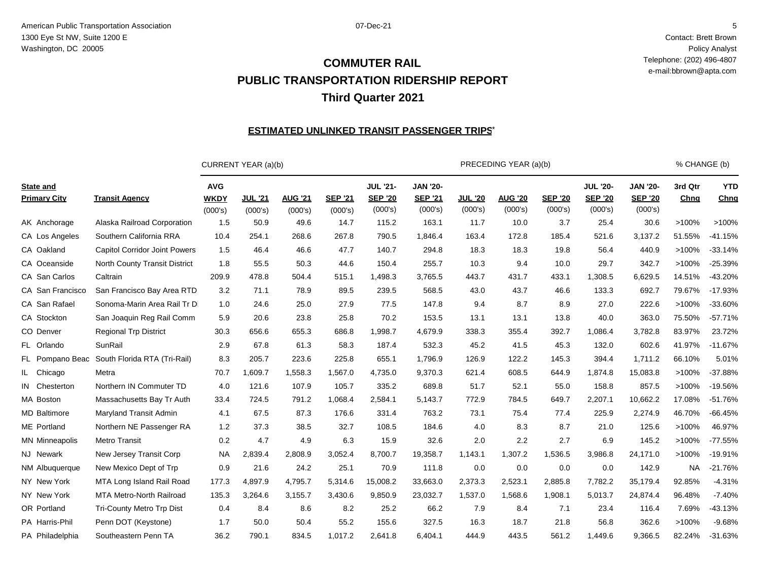American Public Transportation Association
1300 Eye St NW, Suite 1200 E
Washington, DC 20005

07-Dec-21

Contact: Brett Brown
Policy Analyst
Telephone: (202) 496-4807
e-mail:bbrown@apta.com

# COMMUTER RAIL
# PUBLIC TRANSPORTATION RIDERSHIP REPORT
# Third Quarter 2021

## ESTIMATED UNLINKED TRANSIT PASSENGER TRIPS*

| | | CURRENT YEAR (a)(b) | | | | | | PRECEDING YEAR (a)(b) | | | | | % CHANGE (b) | |
|---|---|---|---|---|---|---|---|---|---|---|---|---|---|---|
| State and Primary City | Transit Agency | AVG WKDY (000's) | JUL '21 (000's) | AUG '21 (000's) | SEP '21 (000's) | JUL '21-SEP '20 (000's) | JAN '20-SEP '21 (000's) | JUL '20 (000's) | AUG '20 (000's) | SEP '20 (000's) | JUL '20-SEP '20 (000's) | JAN '20-SEP '20 (000's) | 3rd Qtr Chng | YTD Chng |
| AK Anchorage | Alaska Railroad Corporation | 1.5 | 50.9 | 49.6 | 14.7 | 115.2 | 163.1 | 11.7 | 10.0 | 3.7 | 25.4 | 30.6 | >100% | >100% |
| CA Los Angeles | Southern California RRA | 10.4 | 254.1 | 268.6 | 267.8 | 790.5 | 1,846.4 | 163.4 | 172.8 | 185.4 | 521.6 | 3,137.2 | 51.55% | -41.15% |
| CA Oakland | Capitol Corridor Joint Powers | 1.5 | 46.4 | 46.6 | 47.7 | 140.7 | 294.8 | 18.3 | 18.3 | 19.8 | 56.4 | 440.9 | >100% | -33.14% |
| CA Oceanside | North County Transit District | 1.8 | 55.5 | 50.3 | 44.6 | 150.4 | 255.7 | 10.3 | 9.4 | 10.0 | 29.7 | 342.7 | >100% | -25.39% |
| CA San Carlos | Caltrain | 209.9 | 478.8 | 504.4 | 515.1 | 1,498.3 | 3,765.5 | 443.7 | 431.7 | 433.1 | 1,308.5 | 6,629.5 | 14.51% | -43.20% |
| CA San Francisco | San Francisco Bay Area RTD | 3.2 | 71.1 | 78.9 | 89.5 | 239.5 | 568.5 | 43.0 | 43.7 | 46.6 | 133.3 | 692.7 | 79.67% | -17.93% |
| CA San Rafael | Sonoma-Marin Area Rail Tr D | 1.0 | 24.6 | 25.0 | 27.9 | 77.5 | 147.8 | 9.4 | 8.7 | 8.9 | 27.0 | 222.6 | >100% | -33.60% |
| CA Stockton | San Joaquin Reg Rail Comm | 5.9 | 20.6 | 23.8 | 25.8 | 70.2 | 153.5 | 13.1 | 13.1 | 13.8 | 40.0 | 363.0 | 75.50% | -57.71% |
| CO Denver | Regional Trp District | 30.3 | 656.6 | 655.3 | 686.8 | 1,998.7 | 4,679.9 | 338.3 | 355.4 | 392.7 | 1,086.4 | 3,782.8 | 83.97% | 23.72% |
| FL Orlando | SunRail | 2.9 | 67.8 | 61.3 | 58.3 | 187.4 | 532.3 | 45.2 | 41.5 | 45.3 | 132.0 | 602.6 | 41.97% | -11.67% |
| FL Pompano Beac | South Florida RTA (Tri-Rail) | 8.3 | 205.7 | 223.6 | 225.8 | 655.1 | 1,796.9 | 126.9 | 122.2 | 145.3 | 394.4 | 1,711.2 | 66.10% | 5.01% |
| IL Chicago | Metra | 70.7 | 1,609.7 | 1,558.3 | 1,567.0 | 4,735.0 | 9,370.3 | 621.4 | 608.5 | 644.9 | 1,874.8 | 15,083.8 | >100% | -37.88% |
| IN Chesterton | Northern IN Commuter TD | 4.0 | 121.6 | 107.9 | 105.7 | 335.2 | 689.8 | 51.7 | 52.1 | 55.0 | 158.8 | 857.5 | >100% | -19.56% |
| MA Boston | Massachusetts Bay Tr Auth | 33.4 | 724.5 | 791.2 | 1,068.4 | 2,584.1 | 5,143.7 | 772.9 | 784.5 | 649.7 | 2,207.1 | 10,662.2 | 17.08% | -51.76% |
| MD Baltimore | Maryland Transit Admin | 4.1 | 67.5 | 87.3 | 176.6 | 331.4 | 763.2 | 73.1 | 75.4 | 77.4 | 225.9 | 2,274.9 | 46.70% | -66.45% |
| ME Portland | Northern NE Passenger RA | 1.2 | 37.3 | 38.5 | 32.7 | 108.5 | 184.6 | 4.0 | 8.3 | 8.7 | 21.0 | 125.6 | >100% | 46.97% |
| MN Minneapolis | Metro Transit | 0.2 | 4.7 | 4.9 | 6.3 | 15.9 | 32.6 | 2.0 | 2.2 | 2.7 | 6.9 | 145.2 | >100% | -77.55% |
| NJ Newark | New Jersey Transit Corp | NA | 2,839.4 | 2,808.9 | 3,052.4 | 8,700.7 | 19,358.7 | 1,143.1 | 1,307.2 | 1,536.5 | 3,986.8 | 24,171.0 | >100% | -19.91% |
| NM Albuquerque | New Mexico Dept of Trp | 0.9 | 21.6 | 24.2 | 25.1 | 70.9 | 111.8 | 0.0 | 0.0 | 0.0 | 0.0 | 142.9 | NA | -21.76% |
| NY New York | MTA Long Island Rail Road | 177.3 | 4,897.9 | 4,795.7 | 5,314.6 | 15,008.2 | 33,663.0 | 2,373.3 | 2,523.1 | 2,885.8 | 7,782.2 | 35,179.4 | 92.85% | -4.31% |
| NY New York | MTA Metro-North Railroad | 135.3 | 3,264.6 | 3,155.7 | 3,430.6 | 9,850.9 | 23,032.7 | 1,537.0 | 1,568.6 | 1,908.1 | 5,013.7 | 24,874.4 | 96.48% | -7.40% |
| OR Portland | Tri-County Metro Trp Dist | 0.4 | 8.4 | 8.6 | 8.2 | 25.2 | 66.2 | 7.9 | 8.4 | 7.1 | 23.4 | 116.4 | 7.69% | -43.13% |
| PA Harris-Phil | Penn DOT (Keystone) | 1.7 | 50.0 | 50.4 | 55.2 | 155.6 | 327.5 | 16.3 | 18.7 | 21.8 | 56.8 | 362.6 | >100% | -9.68% |
| PA Philadelphia | Southeastern Penn TA | 36.2 | 790.1 | 834.5 | 1,017.2 | 2,641.8 | 6,404.1 | 444.9 | 443.5 | 561.2 | 1,449.6 | 9,366.5 | 82.24% | -31.63% |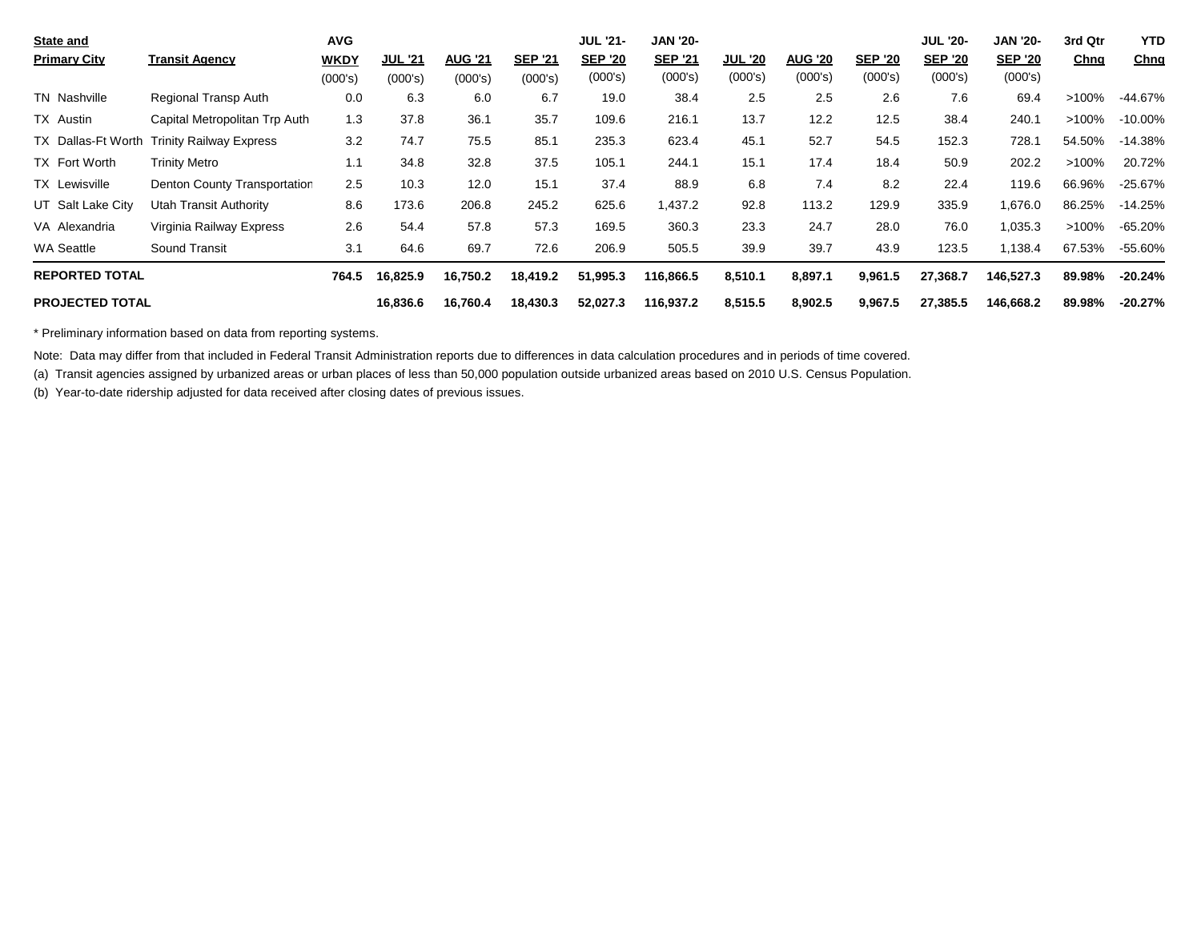| State and Primary City | Transit Agency | AVG WKDY (000's) | JUL '21 (000's) | AUG '21 (000's) | SEP '21 (000's) | JUL '21- SEP '20 (000's) | JAN '20- SEP '21 (000's) | JUL '20 (000's) | AUG '20 (000's) | SEP '20 (000's) | JUL '20- SEP '20 (000's) | JAN '20- SEP '20 (000's) | 3rd Qtr Chng | YTD Chng |
|---|---|---|---|---|---|---|---|---|---|---|---|---|---|---|
| TN Nashville | Regional Transp Auth | 0.0 | 6.3 | 6.0 | 6.7 | 19.0 | 38.4 | 2.5 | 2.5 | 2.6 | 7.6 | 69.4 | >100% | -44.67% |
| TX Austin | Capital Metropolitan Trp Auth | 1.3 | 37.8 | 36.1 | 35.7 | 109.6 | 216.1 | 13.7 | 12.2 | 12.5 | 38.4 | 240.1 | >100% | -10.00% |
| TX Dallas-Ft Worth | Trinity Railway Express | 3.2 | 74.7 | 75.5 | 85.1 | 235.3 | 623.4 | 45.1 | 52.7 | 54.5 | 152.3 | 728.1 | 54.50% | -14.38% |
| TX Fort Worth | Trinity Metro | 1.1 | 34.8 | 32.8 | 37.5 | 105.1 | 244.1 | 15.1 | 17.4 | 18.4 | 50.9 | 202.2 | >100% | 20.72% |
| TX Lewisville | Denton County Transportation | 2.5 | 10.3 | 12.0 | 15.1 | 37.4 | 88.9 | 6.8 | 7.4 | 8.2 | 22.4 | 119.6 | 66.96% | -25.67% |
| UT Salt Lake City | Utah Transit Authority | 8.6 | 173.6 | 206.8 | 245.2 | 625.6 | 1,437.2 | 92.8 | 113.2 | 129.9 | 335.9 | 1,676.0 | 86.25% | -14.25% |
| VA Alexandria | Virginia Railway Express | 2.6 | 54.4 | 57.8 | 57.3 | 169.5 | 360.3 | 23.3 | 24.7 | 28.0 | 76.0 | 1,035.3 | >100% | -65.20% |
| WA Seattle | Sound Transit | 3.1 | 64.6 | 69.7 | 72.6 | 206.9 | 505.5 | 39.9 | 39.7 | 43.9 | 123.5 | 1,138.4 | 67.53% | -55.60% |
| **REPORTED TOTAL** | | **764.5** | **16,825.9** | **16,750.2** | **18,419.2** | **51,995.3** | **116,866.5** | **8,510.1** | **8,897.1** | **9,961.5** | **27,368.7** | **146,527.3** | **89.98%** | **-20.24%** |
| **PROJECTED TOTAL** | | | **16,836.6** | **16,760.4** | **18,430.3** | **52,027.3** | **116,937.2** | **8,515.5** | **8,902.5** | **9,967.5** | **27,385.5** | **146,668.2** | **89.98%** | **-20.27%** |

* Preliminary information based on data from reporting systems.

Note: Data may differ from that included in Federal Transit Administration reports due to differences in data calculation procedures and in periods of time covered.

(a) Transit agencies assigned by urbanized areas or urban places of less than 50,000 population outside urbanized areas based on 2010 U.S. Census Population.

(b) Year-to-date ridership adjusted for data received after closing dates of previous issues.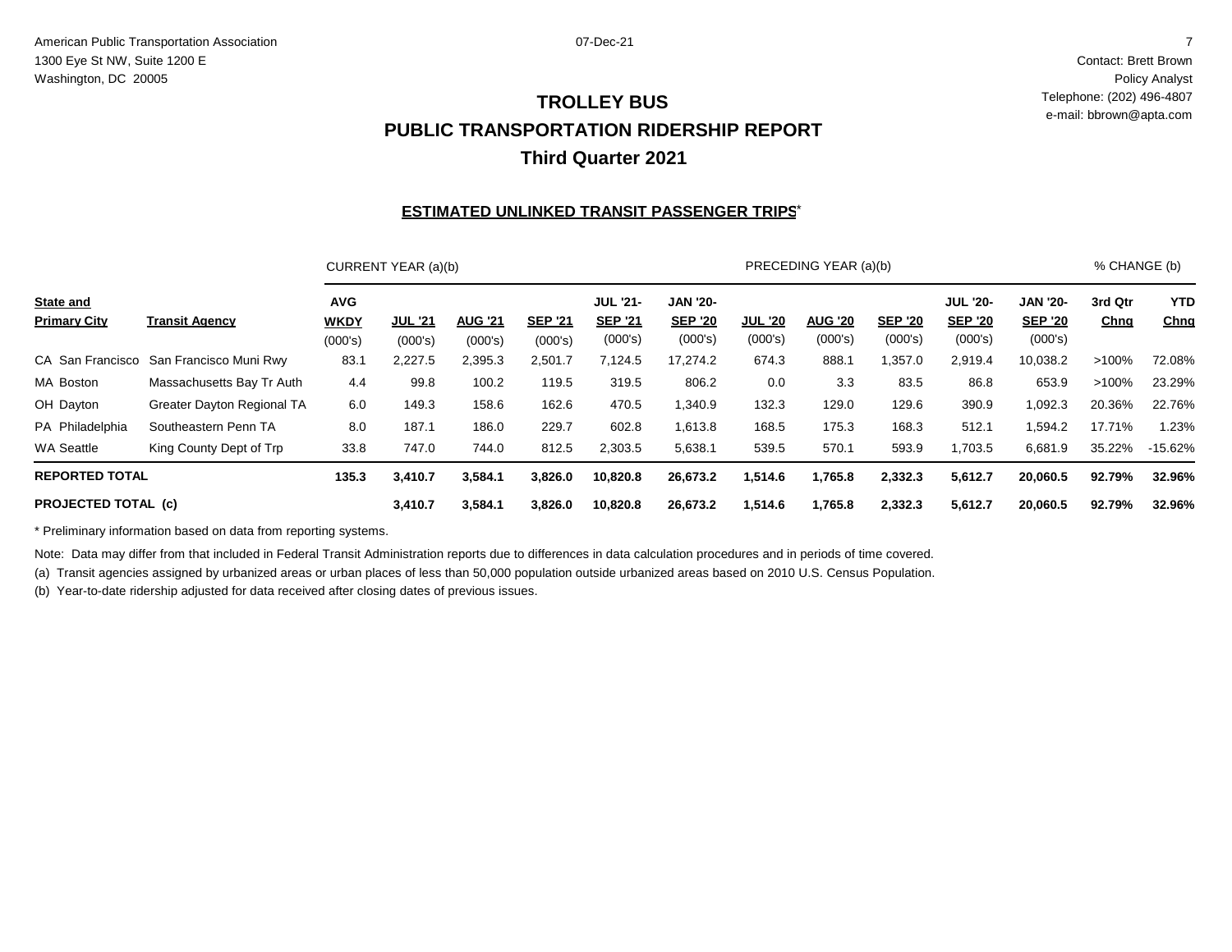American Public Transportation Association
1300 Eye St NW, Suite 1200 E
Washington, DC 20005

07-Dec-21

Contact: Brett Brown
Policy Analyst
Telephone: (202) 496-4807
e-mail: bbrown@apta.com

# TROLLEY BUS
# PUBLIC TRANSPORTATION RIDERSHIP REPORT
# Third Quarter 2021

## ESTIMATED UNLINKED TRANSIT PASSENGER TRIPS*

| | | CURRENT YEAR (a)(b) | | | | | | PRECEDING YEAR (a)(b) | | | | | % CHANGE (b) | |
|---|---|---|---|---|---|---|---|---|---|---|---|---|---|---|
| **State and Primary City** | **Transit Agency** | **AVG WKDY** (000's) | **JUL '21** (000's) | **AUG '21** (000's) | **SEP '21** (000's) | **JUL '21- SEP '21** (000's) | **JAN '20- SEP '20** (000's) | **JUL '20** (000's) | **AUG '20** (000's) | **SEP '20** (000's) | **JUL '20- SEP '20** (000's) | **JAN '20- SEP '20** (000's) | **3rd Qtr Chng** | **YTD Chng** |
| CA San Francisco | San Francisco Muni Rwy | 83.1 | 2,227.5 | 2,395.3 | 2,501.7 | 7,124.5 | 17,274.2 | 674.3 | 888.1 | 1,357.0 | 2,919.4 | 10,038.2 | >100% | 72.08% |
| MA Boston | Massachusetts Bay Tr Auth | 4.4 | 99.8 | 100.2 | 119.5 | 319.5 | 806.2 | 0.0 | 3.3 | 83.5 | 86.8 | 653.9 | >100% | 23.29% |
| OH Dayton | Greater Dayton Regional TA | 6.0 | 149.3 | 158.6 | 162.6 | 470.5 | 1,340.9 | 132.3 | 129.0 | 129.6 | 390.9 | 1,092.3 | 20.36% | 22.76% |
| PA Philadelphia | Southeastern Penn TA | 8.0 | 187.1 | 186.0 | 229.7 | 602.8 | 1,613.8 | 168.5 | 175.3 | 168.3 | 512.1 | 1,594.2 | 17.71% | 1.23% |
| WA Seattle | King County Dept of Trp | 33.8 | 747.0 | 744.0 | 812.5 | 2,303.5 | 5,638.1 | 539.5 | 570.1 | 593.9 | 1,703.5 | 6,681.9 | 35.22% | -15.62% |
| **REPORTED TOTAL** | | **135.3** | **3,410.7** | **3,584.1** | **3,826.0** | **10,820.8** | **26,673.2** | **1,514.6** | **1,765.8** | **2,332.3** | **5,612.7** | **20,060.5** | **92.79%** | **32.96%** |
| **PROJECTED TOTAL (c)** | | | **3,410.7** | **3,584.1** | **3,826.0** | **10,820.8** | **26,673.2** | **1,514.6** | **1,765.8** | **2,332.3** | **5,612.7** | **20,060.5** | **92.79%** | **32.96%** |

\* Preliminary information based on data from reporting systems.

Note: Data may differ from that included in Federal Transit Administration reports due to differences in data calculation procedures and in periods of time covered.

(a) Transit agencies assigned by urbanized areas or urban places of less than 50,000 population outside urbanized areas based on 2010 U.S. Census Population.

(b) Year-to-date ridership adjusted for data received after closing dates of previous issues.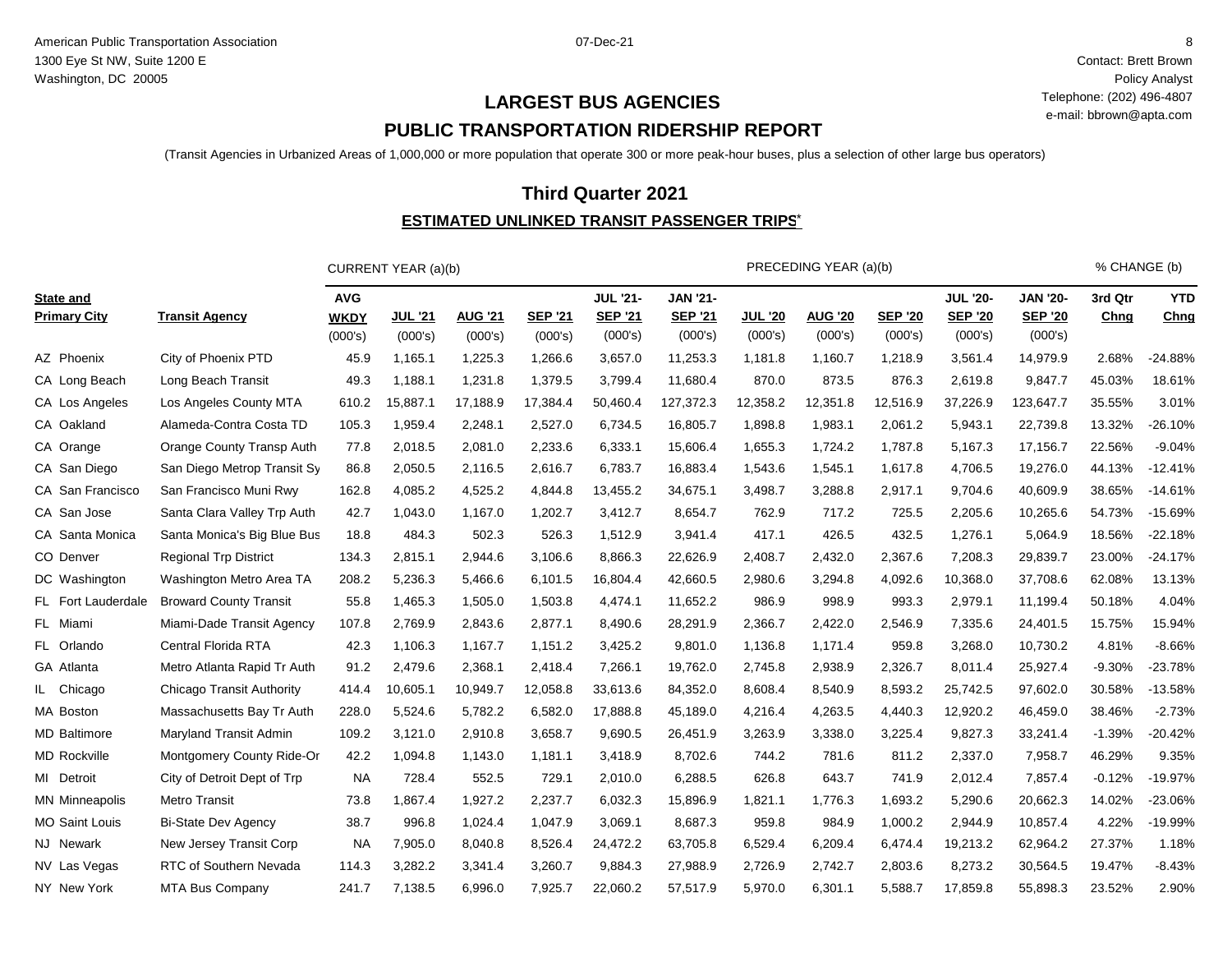American Public Transportation Association
1300 Eye St NW, Suite 1200 E
Washington, DC 20005

07-Dec-21

Contact: Brett Brown
Policy Analyst
Telephone: (202) 496-4807
e-mail: bbrown@apta.com

# LARGEST BUS AGENCIES

## PUBLIC TRANSPORTATION RIDERSHIP REPORT

(Transit Agencies in Urbanized Areas of 1,000,000 or more population that operate 300 or more peak-hour buses, plus a selection of other large bus operators)

## Third Quarter 2021

### ESTIMATED UNLINKED TRANSIT PASSENGER TRIPS*

| | | CURRENT YEAR (a)(b) | | | | | | PRECEDING YEAR (a)(b) | | | | | % CHANGE (b) | |
|---|---|---|---|---|---|---|---|---|---|---|---|---|---|---|
| State and Primary City | Transit Agency | AVG WKDY (000's) | JUL '21 (000's) | AUG '21 (000's) | SEP '21 (000's) | JUL '21-SEP '21 (000's) | JAN '21-SEP '21 (000's) | JUL '20 (000's) | AUG '20 (000's) | SEP '20 (000's) | JUL '20-SEP '20 (000's) | JAN '20-SEP '20 (000's) | 3rd Qtr Chng | YTD Chng |
| AZ Phoenix | City of Phoenix PTD | 45.9 | 1,165.1 | 1,225.3 | 1,266.6 | 3,657.0 | 11,253.3 | 1,181.8 | 1,160.7 | 1,218.9 | 3,561.4 | 14,979.9 | 2.68% | -24.88% |
| CA Long Beach | Long Beach Transit | 49.3 | 1,188.1 | 1,231.8 | 1,379.5 | 3,799.4 | 11,680.4 | 870.0 | 873.5 | 876.3 | 2,619.8 | 9,847.7 | 45.03% | 18.61% |
| CA Los Angeles | Los Angeles County MTA | 610.2 | 15,887.1 | 17,188.9 | 17,384.4 | 50,460.4 | 127,372.3 | 12,358.2 | 12,351.8 | 12,516.9 | 37,226.9 | 123,647.7 | 35.55% | 3.01% |
| CA Oakland | Alameda-Contra Costa TD | 105.3 | 1,959.4 | 2,248.1 | 2,527.0 | 6,734.5 | 16,805.7 | 1,898.8 | 1,983.1 | 2,061.2 | 5,943.1 | 22,739.8 | 13.32% | -26.10% |
| CA Orange | Orange County Transp Auth | 77.8 | 2,018.5 | 2,081.0 | 2,233.6 | 6,333.1 | 15,606.4 | 1,655.3 | 1,724.2 | 1,787.8 | 5,167.3 | 17,156.7 | 22.56% | -9.04% |
| CA San Diego | San Diego Metrop Transit Sy | 86.8 | 2,050.5 | 2,116.5 | 2,616.7 | 6,783.7 | 16,883.4 | 1,543.6 | 1,545.1 | 1,617.8 | 4,706.5 | 19,276.0 | 44.13% | -12.41% |
| CA San Francisco | San Francisco Muni Rwy | 162.8 | 4,085.2 | 4,525.2 | 4,844.8 | 13,455.2 | 34,675.1 | 3,498.7 | 3,288.8 | 2,917.1 | 9,704.6 | 40,609.9 | 38.65% | -14.61% |
| CA San Jose | Santa Clara Valley Trp Auth | 42.7 | 1,043.0 | 1,167.0 | 1,202.7 | 3,412.7 | 8,654.7 | 762.9 | 717.2 | 725.5 | 2,205.6 | 10,265.6 | 54.73% | -15.69% |
| CA Santa Monica | Santa Monica's Big Blue Bus | 18.8 | 484.3 | 502.3 | 526.3 | 1,512.9 | 3,941.4 | 417.1 | 426.5 | 432.5 | 1,276.1 | 5,064.9 | 18.56% | -22.18% |
| CO Denver | Regional Trp District | 134.3 | 2,815.1 | 2,944.6 | 3,106.6 | 8,866.3 | 22,626.9 | 2,408.7 | 2,432.0 | 2,367.6 | 7,208.3 | 29,839.7 | 23.00% | -24.17% |
| DC Washington | Washington Metro Area TA | 208.2 | 5,236.3 | 5,466.6 | 6,101.5 | 16,804.4 | 42,660.5 | 2,980.6 | 3,294.8 | 4,092.6 | 10,368.0 | 37,708.6 | 62.08% | 13.13% |
| FL Fort Lauderdale | Broward County Transit | 55.8 | 1,465.3 | 1,505.0 | 1,503.8 | 4,474.1 | 11,652.2 | 986.9 | 998.9 | 993.3 | 2,979.1 | 11,199.4 | 50.18% | 4.04% |
| FL Miami | Miami-Dade Transit Agency | 107.8 | 2,769.9 | 2,843.6 | 2,877.1 | 8,490.6 | 28,291.9 | 2,366.7 | 2,422.0 | 2,546.9 | 7,335.6 | 24,401.5 | 15.75% | 15.94% |
| FL Orlando | Central Florida RTA | 42.3 | 1,106.3 | 1,167.7 | 1,151.2 | 3,425.2 | 9,801.0 | 1,136.8 | 1,171.4 | 959.8 | 3,268.0 | 10,730.2 | 4.81% | -8.66% |
| GA Atlanta | Metro Atlanta Rapid Tr Auth | 91.2 | 2,479.6 | 2,368.1 | 2,418.4 | 7,266.1 | 19,762.0 | 2,745.8 | 2,938.9 | 2,326.7 | 8,011.4 | 25,927.4 | -9.30% | -23.78% |
| IL Chicago | Chicago Transit Authority | 414.4 | 10,605.1 | 10,949.7 | 12,058.8 | 33,613.6 | 84,352.0 | 8,608.4 | 8,540.9 | 8,593.2 | 25,742.5 | 97,602.0 | 30.58% | -13.58% |
| MA Boston | Massachusetts Bay Tr Auth | 228.0 | 5,524.6 | 5,782.2 | 6,582.0 | 17,888.8 | 45,189.0 | 4,216.4 | 4,263.5 | 4,440.3 | 12,920.2 | 46,459.0 | 38.46% | -2.73% |
| MD Baltimore | Maryland Transit Admin | 109.2 | 3,121.0 | 2,910.8 | 3,658.7 | 9,690.5 | 26,451.9 | 3,263.9 | 3,338.0 | 3,225.4 | 9,827.3 | 33,241.4 | -1.39% | -20.42% |
| MD Rockville | Montgomery County Ride-Or | 42.2 | 1,094.8 | 1,143.0 | 1,181.1 | 3,418.9 | 8,702.6 | 744.2 | 781.6 | 811.2 | 2,337.0 | 7,958.7 | 46.29% | 9.35% |
| MI Detroit | City of Detroit Dept of Trp | NA | 728.4 | 552.5 | 729.1 | 2,010.0 | 6,288.5 | 626.8 | 643.7 | 741.9 | 2,012.4 | 7,857.4 | -0.12% | -19.97% |
| MN Minneapolis | Metro Transit | 73.8 | 1,867.4 | 1,927.2 | 2,237.7 | 6,032.3 | 15,896.9 | 1,821.1 | 1,776.3 | 1,693.2 | 5,290.6 | 20,662.3 | 14.02% | -23.06% |
| MO Saint Louis | Bi-State Dev Agency | 38.7 | 996.8 | 1,024.4 | 1,047.9 | 3,069.1 | 8,687.3 | 959.8 | 984.9 | 1,000.2 | 2,944.9 | 10,857.4 | 4.22% | -19.99% |
| NJ Newark | New Jersey Transit Corp | NA | 7,905.0 | 8,040.8 | 8,526.4 | 24,472.2 | 63,705.8 | 6,529.4 | 6,209.4 | 6,474.4 | 19,213.2 | 62,964.2 | 27.37% | 1.18% |
| NV Las Vegas | RTC of Southern Nevada | 114.3 | 3,282.2 | 3,341.4 | 3,260.7 | 9,884.3 | 27,988.9 | 2,726.9 | 2,742.7 | 2,803.6 | 8,273.2 | 30,564.5 | 19.47% | -8.43% |
| NY New York | MTA Bus Company | 241.7 | 7,138.5 | 6,996.0 | 7,925.7 | 22,060.2 | 57,517.9 | 5,970.0 | 6,301.1 | 5,588.7 | 17,859.8 | 55,898.3 | 23.52% | 2.90% |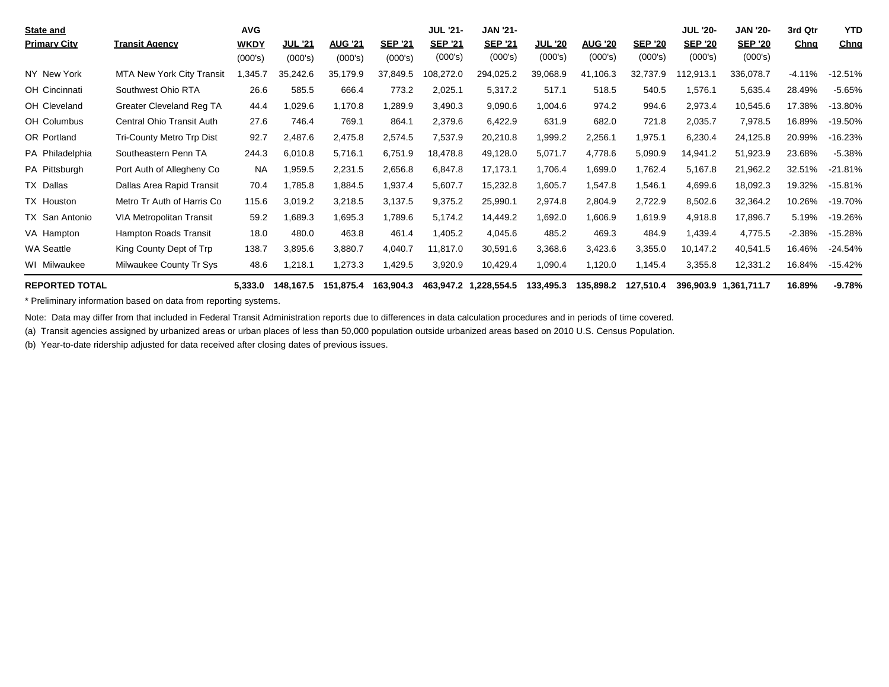| State and Primary City | Transit Agency | AVG WKDY (000's) | JUL '21 (000's) | AUG '21 (000's) | SEP '21 (000's) | JUL '21-SEP '21 (000's) | JAN '21-SEP '21 (000's) | JUL '20 (000's) | AUG '20 (000's) | SEP '20 (000's) | JUL '20-SEP '20 (000's) | JAN '20-SEP '20 (000's) | 3rd Qtr Chng | YTD Chng |
|---|---|---|---|---|---|---|---|---|---|---|---|---|---|---|
| NY New York | MTA New York City Transit | 1,345.7 | 35,242.6 | 35,179.9 | 37,849.5 | 108,272.0 | 294,025.2 | 39,068.9 | 41,106.3 | 32,737.9 | 112,913.1 | 336,078.7 | -4.11% | -12.51% |
| OH Cincinnati | Southwest Ohio RTA | 26.6 | 585.5 | 666.4 | 773.2 | 2,025.1 | 5,317.2 | 517.1 | 518.5 | 540.5 | 1,576.1 | 5,635.4 | 28.49% | -5.65% |
| OH Cleveland | Greater Cleveland Reg TA | 44.4 | 1,029.6 | 1,170.8 | 1,289.9 | 3,490.3 | 9,090.6 | 1,004.6 | 974.2 | 994.6 | 2,973.4 | 10,545.6 | 17.38% | -13.80% |
| OH Columbus | Central Ohio Transit Auth | 27.6 | 746.4 | 769.1 | 864.1 | 2,379.6 | 6,422.9 | 631.9 | 682.0 | 721.8 | 2,035.7 | 7,978.5 | 16.89% | -19.50% |
| OR Portland | Tri-County Metro Trp Dist | 92.7 | 2,487.6 | 2,475.8 | 2,574.5 | 7,537.9 | 20,210.8 | 1,999.2 | 2,256.1 | 1,975.1 | 6,230.4 | 24,125.8 | 20.99% | -16.23% |
| PA Philadelphia | Southeastern Penn TA | 244.3 | 6,010.8 | 5,716.1 | 6,751.9 | 18,478.8 | 49,128.0 | 5,071.7 | 4,778.6 | 5,090.9 | 14,941.2 | 51,923.9 | 23.68% | -5.38% |
| PA Pittsburgh | Port Auth of Allegheny Co | NA | 1,959.5 | 2,231.5 | 2,656.8 | 6,847.8 | 17,173.1 | 1,706.4 | 1,699.0 | 1,762.4 | 5,167.8 | 21,962.2 | 32.51% | -21.81% |
| TX Dallas | Dallas Area Rapid Transit | 70.4 | 1,785.8 | 1,884.5 | 1,937.4 | 5,607.7 | 15,232.8 | 1,605.7 | 1,547.8 | 1,546.1 | 4,699.6 | 18,092.3 | 19.32% | -15.81% |
| TX Houston | Metro Tr Auth of Harris Co | 115.6 | 3,019.2 | 3,218.5 | 3,137.5 | 9,375.2 | 25,990.1 | 2,974.8 | 2,804.9 | 2,722.9 | 8,502.6 | 32,364.2 | 10.26% | -19.70% |
| TX San Antonio | VIA Metropolitan Transit | 59.2 | 1,689.3 | 1,695.3 | 1,789.6 | 5,174.2 | 14,449.2 | 1,692.0 | 1,606.9 | 1,619.9 | 4,918.8 | 17,896.7 | 5.19% | -19.26% |
| VA Hampton | Hampton Roads Transit | 18.0 | 480.0 | 463.8 | 461.4 | 1,405.2 | 4,045.6 | 485.2 | 469.3 | 484.9 | 1,439.4 | 4,775.5 | -2.38% | -15.28% |
| WA Seattle | King County Dept of Trp | 138.7 | 3,895.6 | 3,880.7 | 4,040.7 | 11,817.0 | 30,591.6 | 3,368.6 | 3,423.6 | 3,355.0 | 10,147.2 | 40,541.5 | 16.46% | -24.54% |
| WI Milwaukee | Milwaukee County Tr Sys | 48.6 | 1,218.1 | 1,273.3 | 1,429.5 | 3,920.9 | 10,429.4 | 1,090.4 | 1,120.0 | 1,145.4 | 3,355.8 | 12,331.2 | 16.84% | -15.42% |
| **REPORTED TOTAL** | | **5,333.0** | **148,167.5** | **151,875.4** | **163,904.3** | **463,947.2** | **1,228,554.5** | **133,495.3** | **135,898.2** | **127,510.4** | **396,903.9** | **1,361,711.7** | **16.89%** | **-9.78%** |

* Preliminary information based on data from reporting systems.

Note: Data may differ from that included in Federal Transit Administration reports due to differences in data calculation procedures and in periods of time covered.

(a) Transit agencies assigned by urbanized areas or urban places of less than 50,000 population outside urbanized areas based on 2010 U.S. Census Population.

(b) Year-to-date ridership adjusted for data received after closing dates of previous issues.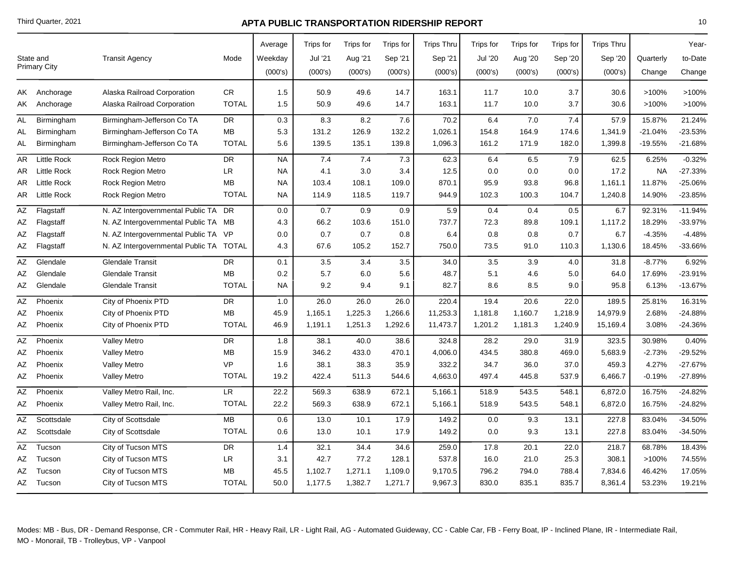# APTA PUBLIC TRANSPORTATION RIDERSHIP REPORT

Third Quarter, 2021

| State and Primary City | | Transit Agency | Mode | Average Weekday (000's) | Trips for Jul '21 (000's) | Trips for Aug '21 (000's) | Trips for Sep '21 (000's) | Trips Thru Sep '21 (000's) | Trips for Jul '20 (000's) | Trips for Aug '20 (000's) | Trips for Sep '20 (000's) | Trips Thru Sep '20 (000's) | Quarterly Change | Year-to-Date Change |
|---|---|---|---|---|---|---|---|---|---|---|---|---|---|---|
| AK | Anchorage | Alaska Railroad Corporation | CR | 1.5 | 50.9 | 49.6 | 14.7 | 163.1 | 11.7 | 10.0 | 3.7 | 30.6 | >100% | >100% |
| AK | Anchorage | Alaska Railroad Corporation | TOTAL | 1.5 | 50.9 | 49.6 | 14.7 | 163.1 | 11.7 | 10.0 | 3.7 | 30.6 | >100% | >100% |
| AL | Birmingham | Birmingham-Jefferson Co TA | DR | 0.3 | 8.3 | 8.2 | 7.6 | 70.2 | 6.4 | 7.0 | 7.4 | 57.9 | 15.87% | 21.24% |
| AL | Birmingham | Birmingham-Jefferson Co TA | MB | 5.3 | 131.2 | 126.9 | 132.2 | 1,026.1 | 154.8 | 164.9 | 174.6 | 1,341.9 | -21.04% | -23.53% |
| AL | Birmingham | Birmingham-Jefferson Co TA | TOTAL | 5.6 | 139.5 | 135.1 | 139.8 | 1,096.3 | 161.2 | 171.9 | 182.0 | 1,399.8 | -19.55% | -21.68% |
| AR | Little Rock | Rock Region Metro | DR | NA | 7.4 | 7.4 | 7.3 | 62.3 | 6.4 | 6.5 | 7.9 | 62.5 | 6.25% | -0.32% |
| AR | Little Rock | Rock Region Metro | LR | NA | 4.1 | 3.0 | 3.4 | 12.5 | 0.0 | 0.0 | 0.0 | 17.2 | NA | -27.33% |
| AR | Little Rock | Rock Region Metro | MB | NA | 103.4 | 108.1 | 109.0 | 870.1 | 95.9 | 93.8 | 96.8 | 1,161.1 | 11.87% | -25.06% |
| AR | Little Rock | Rock Region Metro | TOTAL | NA | 114.9 | 118.5 | 119.7 | 944.9 | 102.3 | 100.3 | 104.7 | 1,240.8 | 14.90% | -23.85% |
| AZ | Flagstaff | N. AZ Intergovernmental Public TA | DR | 0.0 | 0.7 | 0.9 | 0.9 | 5.9 | 0.4 | 0.4 | 0.5 | 6.7 | 92.31% | -11.94% |
| AZ | Flagstaff | N. AZ Intergovernmental Public TA | MB | 4.3 | 66.2 | 103.6 | 151.0 | 737.7 | 72.3 | 89.8 | 109.1 | 1,117.2 | 18.29% | -33.97% |
| AZ | Flagstaff | N. AZ Intergovernmental Public TA | VP | 0.0 | 0.7 | 0.7 | 0.8 | 6.4 | 0.8 | 0.8 | 0.7 | 6.7 | -4.35% | -4.48% |
| AZ | Flagstaff | N. AZ Intergovernmental Public TA | TOTAL | 4.3 | 67.6 | 105.2 | 152.7 | 750.0 | 73.5 | 91.0 | 110.3 | 1,130.6 | 18.45% | -33.66% |
| AZ | Glendale | Glendale Transit | DR | 0.1 | 3.5 | 3.4 | 3.5 | 34.0 | 3.5 | 3.9 | 4.0 | 31.8 | -8.77% | 6.92% |
| AZ | Glendale | Glendale Transit | MB | 0.2 | 5.7 | 6.0 | 5.6 | 48.7 | 5.1 | 4.6 | 5.0 | 64.0 | 17.69% | -23.91% |
| AZ | Glendale | Glendale Transit | TOTAL | NA | 9.2 | 9.4 | 9.1 | 82.7 | 8.6 | 8.5 | 9.0 | 95.8 | 6.13% | -13.67% |
| AZ | Phoenix | City of Phoenix PTD | DR | 1.0 | 26.0 | 26.0 | 26.0 | 220.4 | 19.4 | 20.6 | 22.0 | 189.5 | 25.81% | 16.31% |
| AZ | Phoenix | City of Phoenix PTD | MB | 45.9 | 1,165.1 | 1,225.3 | 1,266.6 | 11,253.3 | 1,181.8 | 1,160.7 | 1,218.9 | 14,979.9 | 2.68% | -24.88% |
| AZ | Phoenix | City of Phoenix PTD | TOTAL | 46.9 | 1,191.1 | 1,251.3 | 1,292.6 | 11,473.7 | 1,201.2 | 1,181.3 | 1,240.9 | 15,169.4 | 3.08% | -24.36% |
| AZ | Phoenix | Valley Metro | DR | 1.8 | 38.1 | 40.0 | 38.6 | 324.8 | 28.2 | 29.0 | 31.9 | 323.5 | 30.98% | 0.40% |
| AZ | Phoenix | Valley Metro | MB | 15.9 | 346.2 | 433.0 | 470.1 | 4,006.0 | 434.5 | 380.8 | 469.0 | 5,683.9 | -2.73% | -29.52% |
| AZ | Phoenix | Valley Metro | VP | 1.6 | 38.1 | 38.3 | 35.9 | 332.2 | 34.7 | 36.0 | 37.0 | 459.3 | 4.27% | -27.67% |
| AZ | Phoenix | Valley Metro | TOTAL | 19.2 | 422.4 | 511.3 | 544.6 | 4,663.0 | 497.4 | 445.8 | 537.9 | 6,466.7 | -0.19% | -27.89% |
| AZ | Phoenix | Valley Metro Rail, Inc. | LR | 22.2 | 569.3 | 638.9 | 672.1 | 5,166.1 | 518.9 | 543.5 | 548.1 | 6,872.0 | 16.75% | -24.82% |
| AZ | Phoenix | Valley Metro Rail, Inc. | TOTAL | 22.2 | 569.3 | 638.9 | 672.1 | 5,166.1 | 518.9 | 543.5 | 548.1 | 6,872.0 | 16.75% | -24.82% |
| AZ | Scottsdale | City of Scottsdale | MB | 0.6 | 13.0 | 10.1 | 17.9 | 149.2 | 0.0 | 9.3 | 13.1 | 227.8 | 83.04% | -34.50% |
| AZ | Scottsdale | City of Scottsdale | TOTAL | 0.6 | 13.0 | 10.1 | 17.9 | 149.2 | 0.0 | 9.3 | 13.1 | 227.8 | 83.04% | -34.50% |
| AZ | Tucson | City of Tucson MTS | DR | 1.4 | 32.1 | 34.4 | 34.6 | 259.0 | 17.8 | 20.1 | 22.0 | 218.7 | 68.78% | 18.43% |
| AZ | Tucson | City of Tucson MTS | LR | 3.1 | 42.7 | 77.2 | 128.1 | 537.8 | 16.0 | 21.0 | 25.3 | 308.1 | >100% | 74.55% |
| AZ | Tucson | City of Tucson MTS | MB | 45.5 | 1,102.7 | 1,271.1 | 1,109.0 | 9,170.5 | 796.2 | 794.0 | 788.4 | 7,834.6 | 46.42% | 17.05% |
| AZ | Tucson | City of Tucson MTS | TOTAL | 50.0 | 1,177.5 | 1,382.7 | 1,271.7 | 9,967.3 | 830.0 | 835.1 | 835.7 | 8,361.4 | 53.23% | 19.21% |

Modes: MB - Bus, DR - Demand Response, CR - Commuter Rail, HR - Heavy Rail, LR - Light Rail, AG - Automated Guideway, CC - Cable Car, FB - Ferry Boat, IP - Inclined Plane, IR - Intermediate Rail, MO - Monorail, TB - Trolleybus, VP - Vanpool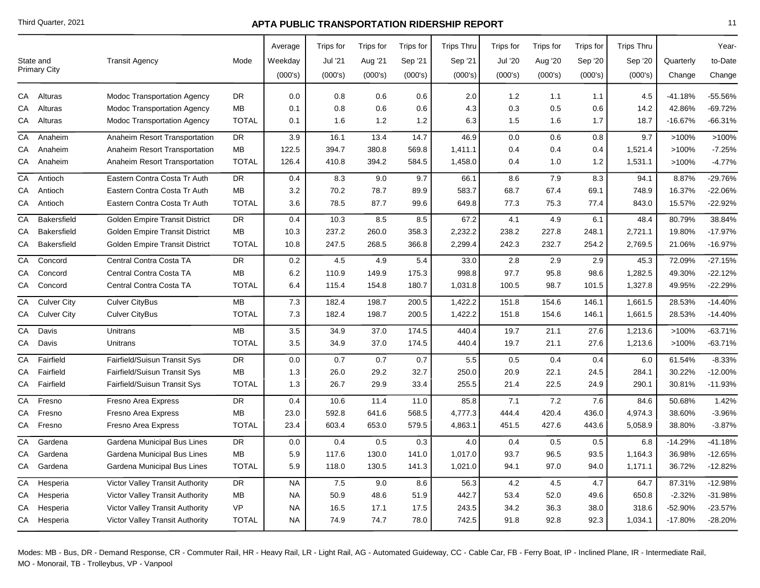| State and Primary City | | Transit Agency | Mode | Average Weekday (000's) | Trips for Jul '21 (000's) | Trips for Aug '21 (000's) | Trips for Sep '21 (000's) | Trips Thru Sep '21 (000's) | Trips for Jul '20 (000's) | Trips for Aug '20 (000's) | Trips for Sep '20 (000's) | Trips Thru Sep '20 (000's) | Quarterly Change | Year-to-Date Change |
|---|---|---|---|---|---|---|---|---|---|---|---|---|---|---|
| CA | Alturas | Modoc Transportation Agency | DR | 0.0 | 0.8 | 0.6 | 0.6 | 2.0 | 1.2 | 1.1 | 1.1 | 4.5 | -41.18% | -55.56% |
| CA | Alturas | Modoc Transportation Agency | MB | 0.1 | 0.8 | 0.6 | 0.6 | 4.3 | 0.3 | 0.5 | 0.6 | 14.2 | 42.86% | -69.72% |
| CA | Alturas | Modoc Transportation Agency | TOTAL | 0.1 | 1.6 | 1.2 | 1.2 | 6.3 | 1.5 | 1.6 | 1.7 | 18.7 | -16.67% | -66.31% |
| CA | Anaheim | Anaheim Resort Transportation | DR | 3.9 | 16.1 | 13.4 | 14.7 | 46.9 | 0.0 | 0.6 | 0.8 | 9.7 | >100% | >100% |
| CA | Anaheim | Anaheim Resort Transportation | MB | 122.5 | 394.7 | 380.8 | 569.8 | 1,411.1 | 0.4 | 0.4 | 0.4 | 1,521.4 | >100% | -7.25% |
| CA | Anaheim | Anaheim Resort Transportation | TOTAL | 126.4 | 410.8 | 394.2 | 584.5 | 1,458.0 | 0.4 | 1.0 | 1.2 | 1,531.1 | >100% | -4.77% |
| CA | Antioch | Eastern Contra Costa Tr Auth | DR | 0.4 | 8.3 | 9.0 | 9.7 | 66.1 | 8.6 | 7.9 | 8.3 | 94.1 | 8.87% | -29.76% |
| CA | Antioch | Eastern Contra Costa Tr Auth | MB | 3.2 | 70.2 | 78.7 | 89.9 | 583.7 | 68.7 | 67.4 | 69.1 | 748.9 | 16.37% | -22.06% |
| CA | Antioch | Eastern Contra Costa Tr Auth | TOTAL | 3.6 | 78.5 | 87.7 | 99.6 | 649.8 | 77.3 | 75.3 | 77.4 | 843.0 | 15.57% | -22.92% |
| CA | Bakersfield | Golden Empire Transit District | DR | 0.4 | 10.3 | 8.5 | 8.5 | 67.2 | 4.1 | 4.9 | 6.1 | 48.4 | 80.79% | 38.84% |
| CA | Bakersfield | Golden Empire Transit District | MB | 10.3 | 237.2 | 260.0 | 358.3 | 2,232.2 | 238.2 | 227.8 | 248.1 | 2,721.1 | 19.80% | -17.97% |
| CA | Bakersfield | Golden Empire Transit District | TOTAL | 10.8 | 247.5 | 268.5 | 366.8 | 2,299.4 | 242.3 | 232.7 | 254.2 | 2,769.5 | 21.06% | -16.97% |
| CA | Concord | Central Contra Costa TA | DR | 0.2 | 4.5 | 4.9 | 5.4 | 33.0 | 2.8 | 2.9 | 2.9 | 45.3 | 72.09% | -27.15% |
| CA | Concord | Central Contra Costa TA | MB | 6.2 | 110.9 | 149.9 | 175.3 | 998.8 | 97.7 | 95.8 | 98.6 | 1,282.5 | 49.30% | -22.12% |
| CA | Concord | Central Contra Costa TA | TOTAL | 6.4 | 115.4 | 154.8 | 180.7 | 1,031.8 | 100.5 | 98.7 | 101.5 | 1,327.8 | 49.95% | -22.29% |
| CA | Culver City | Culver CityBus | MB | 7.3 | 182.4 | 198.7 | 200.5 | 1,422.2 | 151.8 | 154.6 | 146.1 | 1,661.5 | 28.53% | -14.40% |
| CA | Culver City | Culver CityBus | TOTAL | 7.3 | 182.4 | 198.7 | 200.5 | 1,422.2 | 151.8 | 154.6 | 146.1 | 1,661.5 | 28.53% | -14.40% |
| CA | Davis | Unitrans | MB | 3.5 | 34.9 | 37.0 | 174.5 | 440.4 | 19.7 | 21.1 | 27.6 | 1,213.6 | >100% | -63.71% |
| CA | Davis | Unitrans | TOTAL | 3.5 | 34.9 | 37.0 | 174.5 | 440.4 | 19.7 | 21.1 | 27.6 | 1,213.6 | >100% | -63.71% |
| CA | Fairfield | Fairfield/Suisun Transit Sys | DR | 0.0 | 0.7 | 0.7 | 0.7 | 5.5 | 0.5 | 0.4 | 0.4 | 6.0 | 61.54% | -8.33% |
| CA | Fairfield | Fairfield/Suisun Transit Sys | MB | 1.3 | 26.0 | 29.2 | 32.7 | 250.0 | 20.9 | 22.1 | 24.5 | 284.1 | 30.22% | -12.00% |
| CA | Fairfield | Fairfield/Suisun Transit Sys | TOTAL | 1.3 | 26.7 | 29.9 | 33.4 | 255.5 | 21.4 | 22.5 | 24.9 | 290.1 | 30.81% | -11.93% |
| CA | Fresno | Fresno Area Express | DR | 0.4 | 10.6 | 11.4 | 11.0 | 85.8 | 7.1 | 7.2 | 7.6 | 84.6 | 50.68% | 1.42% |
| CA | Fresno | Fresno Area Express | MB | 23.0 | 592.8 | 641.6 | 568.5 | 4,777.3 | 444.4 | 420.4 | 436.0 | 4,974.3 | 38.60% | -3.96% |
| CA | Fresno | Fresno Area Express | TOTAL | 23.4 | 603.4 | 653.0 | 579.5 | 4,863.1 | 451.5 | 427.6 | 443.6 | 5,058.9 | 38.80% | -3.87% |
| CA | Gardena | Gardena Municipal Bus Lines | DR | 0.0 | 0.4 | 0.5 | 0.3 | 4.0 | 0.4 | 0.5 | 0.5 | 6.8 | -14.29% | -41.18% |
| CA | Gardena | Gardena Municipal Bus Lines | MB | 5.9 | 117.6 | 130.0 | 141.0 | 1,017.0 | 93.7 | 96.5 | 93.5 | 1,164.3 | 36.98% | -12.65% |
| CA | Gardena | Gardena Municipal Bus Lines | TOTAL | 5.9 | 118.0 | 130.5 | 141.3 | 1,021.0 | 94.1 | 97.0 | 94.0 | 1,171.1 | 36.72% | -12.82% |
| CA | Hesperia | Victor Valley Transit Authority | DR | NA | 7.5 | 9.0 | 8.6 | 56.3 | 4.2 | 4.5 | 4.7 | 64.7 | 87.31% | -12.98% |
| CA | Hesperia | Victor Valley Transit Authority | MB | NA | 50.9 | 48.6 | 51.9 | 442.7 | 53.4 | 52.0 | 49.6 | 650.8 | -2.32% | -31.98% |
| CA | Hesperia | Victor Valley Transit Authority | VP | NA | 16.5 | 17.1 | 17.5 | 243.5 | 34.2 | 36.3 | 38.0 | 318.6 | -52.90% | -23.57% |
| CA | Hesperia | Victor Valley Transit Authority | TOTAL | NA | 74.9 | 74.7 | 78.0 | 742.5 | 91.8 | 92.8 | 92.3 | 1,034.1 | -17.80% | -28.20% |

Modes: MB - Bus, DR - Demand Response, CR - Commuter Rail, HR - Heavy Rail, LR - Light Rail, AG - Automated Guideway, CC - Cable Car, FB - Ferry Boat, IP - Inclined Plane, IR - Intermediate Rail, MO - Monorail, TB - Trolleybus, VP - Vanpool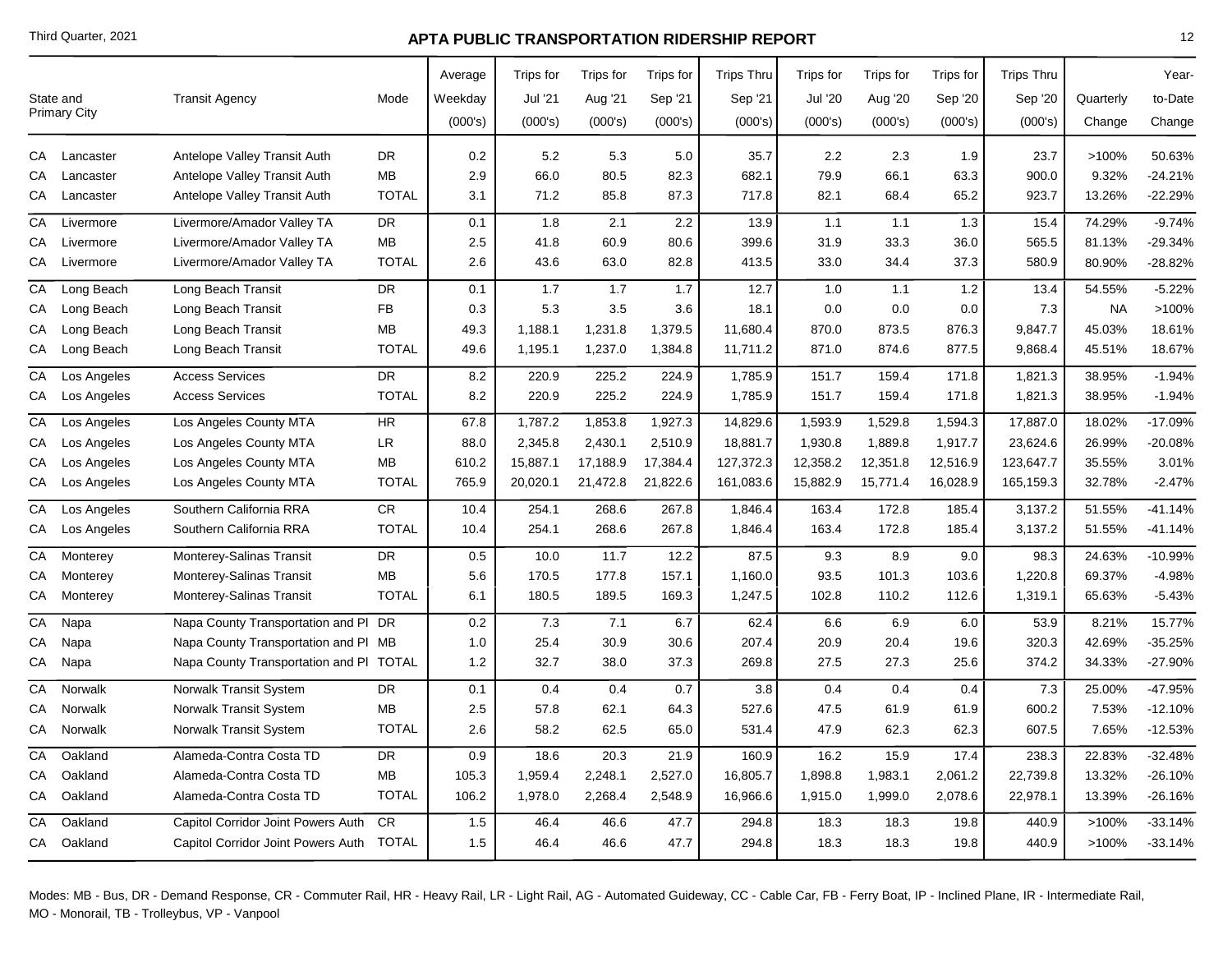# APTA PUBLIC TRANSPORTATION RIDERSHIP REPORT

Third Quarter, 2021

| State and Primary City | | Transit Agency | Mode | Average Weekday (000's) | Trips for Jul '21 (000's) | Trips for Aug '21 (000's) | Trips for Sep '21 (000's) | Trips Thru Sep '21 (000's) | Trips for Jul '20 (000's) | Trips for Aug '20 (000's) | Trips for Sep '20 (000's) | Trips Thru Sep '20 (000's) | Quarterly Change | Year-to-Date Change |
|---|---|---|---|---|---|---|---|---|---|---|---|---|---|---|
| CA | Lancaster | Antelope Valley Transit Auth | DR | 0.2 | 5.2 | 5.3 | 5.0 | 35.7 | 2.2 | 2.3 | 1.9 | 23.7 | >100% | 50.63% |
| CA | Lancaster | Antelope Valley Transit Auth | MB | 2.9 | 66.0 | 80.5 | 82.3 | 682.1 | 79.9 | 66.1 | 63.3 | 900.0 | 9.32% | -24.21% |
| CA | Lancaster | Antelope Valley Transit Auth | TOTAL | 3.1 | 71.2 | 85.8 | 87.3 | 717.8 | 82.1 | 68.4 | 65.2 | 923.7 | 13.26% | -22.29% |
| CA | Livermore | Livermore/Amador Valley TA | DR | 0.1 | 1.8 | 2.1 | 2.2 | 13.9 | 1.1 | 1.1 | 1.3 | 15.4 | 74.29% | -9.74% |
| CA | Livermore | Livermore/Amador Valley TA | MB | 2.5 | 41.8 | 60.9 | 80.6 | 399.6 | 31.9 | 33.3 | 36.0 | 565.5 | 81.13% | -29.34% |
| CA | Livermore | Livermore/Amador Valley TA | TOTAL | 2.6 | 43.6 | 63.0 | 82.8 | 413.5 | 33.0 | 34.4 | 37.3 | 580.9 | 80.90% | -28.82% |
| CA | Long Beach | Long Beach Transit | DR | 0.1 | 1.7 | 1.7 | 1.7 | 12.7 | 1.0 | 1.1 | 1.2 | 13.4 | 54.55% | -5.22% |
| CA | Long Beach | Long Beach Transit | FB | 0.3 | 5.3 | 3.5 | 3.6 | 18.1 | 0.0 | 0.0 | 0.0 | 7.3 | NA | >100% |
| CA | Long Beach | Long Beach Transit | MB | 49.3 | 1,188.1 | 1,231.8 | 1,379.5 | 11,680.4 | 870.0 | 873.5 | 876.3 | 9,847.7 | 45.03% | 18.61% |
| CA | Long Beach | Long Beach Transit | TOTAL | 49.6 | 1,195.1 | 1,237.0 | 1,384.8 | 11,711.2 | 871.0 | 874.6 | 877.5 | 9,868.4 | 45.51% | 18.67% |
| CA | Los Angeles | Access Services | DR | 8.2 | 220.9 | 225.2 | 224.9 | 1,785.9 | 151.7 | 159.4 | 171.8 | 1,821.3 | 38.95% | -1.94% |
| CA | Los Angeles | Access Services | TOTAL | 8.2 | 220.9 | 225.2 | 224.9 | 1,785.9 | 151.7 | 159.4 | 171.8 | 1,821.3 | 38.95% | -1.94% |
| CA | Los Angeles | Los Angeles County MTA | HR | 67.8 | 1,787.2 | 1,853.8 | 1,927.3 | 14,829.6 | 1,593.9 | 1,529.8 | 1,594.3 | 17,887.0 | 18.02% | -17.09% |
| CA | Los Angeles | Los Angeles County MTA | LR | 88.0 | 2,345.8 | 2,430.1 | 2,510.9 | 18,881.7 | 1,930.8 | 1,889.8 | 1,917.7 | 23,624.6 | 26.99% | -20.08% |
| CA | Los Angeles | Los Angeles County MTA | MB | 610.2 | 15,887.1 | 17,188.9 | 17,384.4 | 127,372.3 | 12,358.2 | 12,351.8 | 12,516.9 | 123,647.7 | 35.55% | 3.01% |
| CA | Los Angeles | Los Angeles County MTA | TOTAL | 765.9 | 20,020.1 | 21,472.8 | 21,822.6 | 161,083.6 | 15,882.9 | 15,771.4 | 16,028.9 | 165,159.3 | 32.78% | -2.47% |
| CA | Los Angeles | Southern California RRA | CR | 10.4 | 254.1 | 268.6 | 267.8 | 1,846.4 | 163.4 | 172.8 | 185.4 | 3,137.2 | 51.55% | -41.14% |
| CA | Los Angeles | Southern California RRA | TOTAL | 10.4 | 254.1 | 268.6 | 267.8 | 1,846.4 | 163.4 | 172.8 | 185.4 | 3,137.2 | 51.55% | -41.14% |
| CA | Monterey | Monterey-Salinas Transit | DR | 0.5 | 10.0 | 11.7 | 12.2 | 87.5 | 9.3 | 8.9 | 9.0 | 98.3 | 24.63% | -10.99% |
| CA | Monterey | Monterey-Salinas Transit | MB | 5.6 | 170.5 | 177.8 | 157.1 | 1,160.0 | 93.5 | 101.3 | 103.6 | 1,220.8 | 69.37% | -4.98% |
| CA | Monterey | Monterey-Salinas Transit | TOTAL | 6.1 | 180.5 | 189.5 | 169.3 | 1,247.5 | 102.8 | 110.2 | 112.6 | 1,319.1 | 65.63% | -5.43% |
| CA | Napa | Napa County Transportation and Pl | DR | 0.2 | 7.3 | 7.1 | 6.7 | 62.4 | 6.6 | 6.9 | 6.0 | 53.9 | 8.21% | 15.77% |
| CA | Napa | Napa County Transportation and Pl | MB | 1.0 | 25.4 | 30.9 | 30.6 | 207.4 | 20.9 | 20.4 | 19.6 | 320.3 | 42.69% | -35.25% |
| CA | Napa | Napa County Transportation and Pl | TOTAL | 1.2 | 32.7 | 38.0 | 37.3 | 269.8 | 27.5 | 27.3 | 25.6 | 374.2 | 34.33% | -27.90% |
| CA | Norwalk | Norwalk Transit System | DR | 0.1 | 0.4 | 0.4 | 0.7 | 3.8 | 0.4 | 0.4 | 0.4 | 7.3 | 25.00% | -47.95% |
| CA | Norwalk | Norwalk Transit System | MB | 2.5 | 57.8 | 62.1 | 64.3 | 527.6 | 47.5 | 61.9 | 61.9 | 600.2 | 7.53% | -12.10% |
| CA | Norwalk | Norwalk Transit System | TOTAL | 2.6 | 58.2 | 62.5 | 65.0 | 531.4 | 47.9 | 62.3 | 62.3 | 607.5 | 7.65% | -12.53% |
| CA | Oakland | Alameda-Contra Costa TD | DR | 0.9 | 18.6 | 20.3 | 21.9 | 160.9 | 16.2 | 15.9 | 17.4 | 238.3 | 22.83% | -32.48% |
| CA | Oakland | Alameda-Contra Costa TD | MB | 105.3 | 1,959.4 | 2,248.1 | 2,527.0 | 16,805.7 | 1,898.8 | 1,983.1 | 2,061.2 | 22,739.8 | 13.32% | -26.10% |
| CA | Oakland | Alameda-Contra Costa TD | TOTAL | 106.2 | 1,978.0 | 2,268.4 | 2,548.9 | 16,966.6 | 1,915.0 | 1,999.0 | 2,078.6 | 22,978.1 | 13.39% | -26.16% |
| CA | Oakland | Capitol Corridor Joint Powers Auth | CR | 1.5 | 46.4 | 46.6 | 47.7 | 294.8 | 18.3 | 18.3 | 19.8 | 440.9 | >100% | -33.14% |
| CA | Oakland | Capitol Corridor Joint Powers Auth | TOTAL | 1.5 | 46.4 | 46.6 | 47.7 | 294.8 | 18.3 | 18.3 | 19.8 | 440.9 | >100% | -33.14% |

Modes: MB - Bus, DR - Demand Response, CR - Commuter Rail, HR - Heavy Rail, LR - Light Rail, AG - Automated Guideway, CC - Cable Car, FB - Ferry Boat, IP - Inclined Plane, IR - Intermediate Rail, MO - Monorail, TB - Trolleybus, VP - Vanpool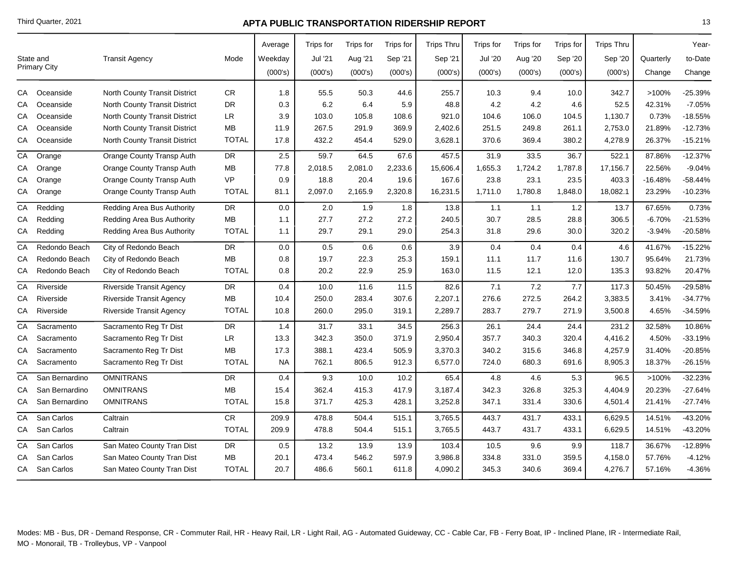## APTA PUBLIC TRANSPORTATION RIDERSHIP REPORT

| State and Primary City | | Transit Agency | Mode | Average Weekday (000's) | Trips for Jul '21 (000's) | Trips for Aug '21 (000's) | Trips for Sep '21 (000's) | Trips Thru Sep '21 (000's) | Trips for Jul '20 (000's) | Trips for Aug '20 (000's) | Trips for Sep '20 (000's) | Trips Thru Sep '20 (000's) | Quarterly Change | Year-to-Date Change |
|---|---|---|---|---|---|---|---|---|---|---|---|---|---|---|
| CA | Oceanside | North County Transit District | CR | 1.8 | 55.5 | 50.3 | 44.6 | 255.7 | 10.3 | 9.4 | 10.0 | 342.7 | >100% | -25.39% |
| CA | Oceanside | North County Transit District | DR | 0.3 | 6.2 | 6.4 | 5.9 | 48.8 | 4.2 | 4.2 | 4.6 | 52.5 | 42.31% | -7.05% |
| CA | Oceanside | North County Transit District | LR | 3.9 | 103.0 | 105.8 | 108.6 | 921.0 | 104.6 | 106.0 | 104.5 | 1,130.7 | 0.73% | -18.55% |
| CA | Oceanside | North County Transit District | MB | 11.9 | 267.5 | 291.9 | 369.9 | 2,402.6 | 251.5 | 249.8 | 261.1 | 2,753.0 | 21.89% | -12.73% |
| CA | Oceanside | North County Transit District | TOTAL | 17.8 | 432.2 | 454.4 | 529.0 | 3,628.1 | 370.6 | 369.4 | 380.2 | 4,278.9 | 26.37% | -15.21% |
| CA | Orange | Orange County Transp Auth | DR | 2.5 | 59.7 | 64.5 | 67.6 | 457.5 | 31.9 | 33.5 | 36.7 | 522.1 | 87.86% | -12.37% |
| CA | Orange | Orange County Transp Auth | MB | 77.8 | 2,018.5 | 2,081.0 | 2,233.6 | 15,606.4 | 1,655.3 | 1,724.2 | 1,787.8 | 17,156.7 | 22.56% | -9.04% |
| CA | Orange | Orange County Transp Auth | VP | 0.9 | 18.8 | 20.4 | 19.6 | 167.6 | 23.8 | 23.1 | 23.5 | 403.3 | -16.48% | -58.44% |
| CA | Orange | Orange County Transp Auth | TOTAL | 81.1 | 2,097.0 | 2,165.9 | 2,320.8 | 16,231.5 | 1,711.0 | 1,780.8 | 1,848.0 | 18,082.1 | 23.29% | -10.23% |
| CA | Redding | Redding Area Bus Authority | DR | 0.0 | 2.0 | 1.9 | 1.8 | 13.8 | 1.1 | 1.1 | 1.2 | 13.7 | 67.65% | 0.73% |
| CA | Redding | Redding Area Bus Authority | MB | 1.1 | 27.7 | 27.2 | 27.2 | 240.5 | 30.7 | 28.5 | 28.8 | 306.5 | -6.70% | -21.53% |
| CA | Redding | Redding Area Bus Authority | TOTAL | 1.1 | 29.7 | 29.1 | 29.0 | 254.3 | 31.8 | 29.6 | 30.0 | 320.2 | -3.94% | -20.58% |
| CA | Redondo Beach | City of Redondo Beach | DR | 0.0 | 0.5 | 0.6 | 0.6 | 3.9 | 0.4 | 0.4 | 0.4 | 4.6 | 41.67% | -15.22% |
| CA | Redondo Beach | City of Redondo Beach | MB | 0.8 | 19.7 | 22.3 | 25.3 | 159.1 | 11.1 | 11.7 | 11.6 | 130.7 | 95.64% | 21.73% |
| CA | Redondo Beach | City of Redondo Beach | TOTAL | 0.8 | 20.2 | 22.9 | 25.9 | 163.0 | 11.5 | 12.1 | 12.0 | 135.3 | 93.82% | 20.47% |
| CA | Riverside | Riverside Transit Agency | DR | 0.4 | 10.0 | 11.6 | 11.5 | 82.6 | 7.1 | 7.2 | 7.7 | 117.3 | 50.45% | -29.58% |
| CA | Riverside | Riverside Transit Agency | MB | 10.4 | 250.0 | 283.4 | 307.6 | 2,207.1 | 276.6 | 272.5 | 264.2 | 3,383.5 | 3.41% | -34.77% |
| CA | Riverside | Riverside Transit Agency | TOTAL | 10.8 | 260.0 | 295.0 | 319.1 | 2,289.7 | 283.7 | 279.7 | 271.9 | 3,500.8 | 4.65% | -34.59% |
| CA | Sacramento | Sacramento Reg Tr Dist | DR | 1.4 | 31.7 | 33.1 | 34.5 | 256.3 | 26.1 | 24.4 | 24.4 | 231.2 | 32.58% | 10.86% |
| CA | Sacramento | Sacramento Reg Tr Dist | LR | 13.3 | 342.3 | 350.0 | 371.9 | 2,950.4 | 357.7 | 340.3 | 320.4 | 4,416.2 | 4.50% | -33.19% |
| CA | Sacramento | Sacramento Reg Tr Dist | MB | 17.3 | 388.1 | 423.4 | 505.9 | 3,370.3 | 340.2 | 315.6 | 346.8 | 4,257.9 | 31.40% | -20.85% |
| CA | Sacramento | Sacramento Reg Tr Dist | TOTAL | NA | 762.1 | 806.5 | 912.3 | 6,577.0 | 724.0 | 680.3 | 691.6 | 8,905.3 | 18.37% | -26.15% |
| CA | San Bernardino | OMNITRANS | DR | 0.4 | 9.3 | 10.0 | 10.2 | 65.4 | 4.8 | 4.6 | 5.3 | 96.5 | >100% | -32.23% |
| CA | San Bernardino | OMNITRANS | MB | 15.4 | 362.4 | 415.3 | 417.9 | 3,187.4 | 342.3 | 326.8 | 325.3 | 4,404.9 | 20.23% | -27.64% |
| CA | San Bernardino | OMNITRANS | TOTAL | 15.8 | 371.7 | 425.3 | 428.1 | 3,252.8 | 347.1 | 331.4 | 330.6 | 4,501.4 | 21.41% | -27.74% |
| CA | San Carlos | Caltrain | CR | 209.9 | 478.8 | 504.4 | 515.1 | 3,765.5 | 443.7 | 431.7 | 433.1 | 6,629.5 | 14.51% | -43.20% |
| CA | San Carlos | Caltrain | TOTAL | 209.9 | 478.8 | 504.4 | 515.1 | 3,765.5 | 443.7 | 431.7 | 433.1 | 6,629.5 | 14.51% | -43.20% |
| CA | San Carlos | San Mateo County Tran Dist | DR | 0.5 | 13.2 | 13.9 | 13.9 | 103.4 | 10.5 | 9.6 | 9.9 | 118.7 | 36.67% | -12.89% |
| CA | San Carlos | San Mateo County Tran Dist | MB | 20.1 | 473.4 | 546.2 | 597.9 | 3,986.8 | 334.8 | 331.0 | 359.5 | 4,158.0 | 57.76% | -4.12% |
| CA | San Carlos | San Mateo County Tran Dist | TOTAL | 20.7 | 486.6 | 560.1 | 611.8 | 4,090.2 | 345.3 | 340.6 | 369.4 | 4,276.7 | 57.16% | -4.36% |

Modes: MB - Bus, DR - Demand Response, CR - Commuter Rail, HR - Heavy Rail, LR - Light Rail, AG - Automated Guideway, CC - Cable Car, FB - Ferry Boat, IP - Inclined Plane, IR - Intermediate Rail, MO - Monorail, TB - Trolleybus, VP - Vanpool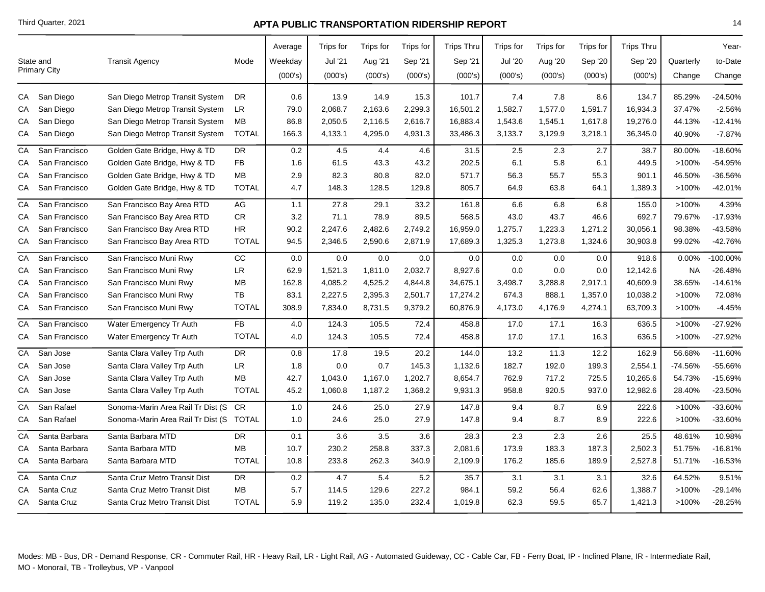# APTA PUBLIC TRANSPORTATION RIDERSHIP REPORT

Third Quarter, 2021

| State and Primary City | | Transit Agency | Mode | Average Weekday (000's) | Trips for Jul '21 (000's) | Trips for Aug '21 (000's) | Trips for Sep '21 (000's) | Trips Thru Sep '21 (000's) | Trips for Jul '20 (000's) | Trips for Aug '20 (000's) | Trips for Sep '20 (000's) | Trips Thru Sep '20 (000's) | Quarterly Change | Year-to-Date Change |
|---|---|---|---|---|---|---|---|---|---|---|---|---|---|---|
| CA | San Diego | San Diego Metrop Transit System | DR | 0.6 | 13.9 | 14.9 | 15.3 | 101.7 | 7.4 | 7.8 | 8.6 | 134.7 | 85.29% | -24.50% |
| CA | San Diego | San Diego Metrop Transit System | LR | 79.0 | 2,068.7 | 2,163.6 | 2,299.3 | 16,501.2 | 1,582.7 | 1,577.0 | 1,591.7 | 16,934.3 | 37.47% | -2.56% |
| CA | San Diego | San Diego Metrop Transit System | MB | 86.8 | 2,050.5 | 2,116.5 | 2,616.7 | 16,883.4 | 1,543.6 | 1,545.1 | 1,617.8 | 19,276.0 | 44.13% | -12.41% |
| CA | San Diego | San Diego Metrop Transit System | TOTAL | 166.3 | 4,133.1 | 4,295.0 | 4,931.3 | 33,486.3 | 3,133.7 | 3,129.9 | 3,218.1 | 36,345.0 | 40.90% | -7.87% |
| CA | San Francisco | Golden Gate Bridge, Hwy & TD | DR | 0.2 | 4.5 | 4.4 | 4.6 | 31.5 | 2.5 | 2.3 | 2.7 | 38.7 | 80.00% | -18.60% |
| CA | San Francisco | Golden Gate Bridge, Hwy & TD | FB | 1.6 | 61.5 | 43.3 | 43.2 | 202.5 | 6.1 | 5.8 | 6.1 | 449.5 | >100% | -54.95% |
| CA | San Francisco | Golden Gate Bridge, Hwy & TD | MB | 2.9 | 82.3 | 80.8 | 82.0 | 571.7 | 56.3 | 55.7 | 55.3 | 901.1 | 46.50% | -36.56% |
| CA | San Francisco | Golden Gate Bridge, Hwy & TD | TOTAL | 4.7 | 148.3 | 128.5 | 129.8 | 805.7 | 64.9 | 63.8 | 64.1 | 1,389.3 | >100% | -42.01% |
| CA | San Francisco | San Francisco Bay Area RTD | AG | 1.1 | 27.8 | 29.1 | 33.2 | 161.8 | 6.6 | 6.8 | 6.8 | 155.0 | >100% | 4.39% |
| CA | San Francisco | San Francisco Bay Area RTD | CR | 3.2 | 71.1 | 78.9 | 89.5 | 568.5 | 43.0 | 43.7 | 46.6 | 692.7 | 79.67% | -17.93% |
| CA | San Francisco | San Francisco Bay Area RTD | HR | 90.2 | 2,247.6 | 2,482.6 | 2,749.2 | 16,959.0 | 1,275.7 | 1,223.3 | 1,271.2 | 30,056.1 | 98.38% | -43.58% |
| CA | San Francisco | San Francisco Bay Area RTD | TOTAL | 94.5 | 2,346.5 | 2,590.6 | 2,871.9 | 17,689.3 | 1,325.3 | 1,273.8 | 1,324.6 | 30,903.8 | 99.02% | -42.76% |
| CA | San Francisco | San Francisco Muni Rwy | CC | 0.0 | 0.0 | 0.0 | 0.0 | 0.0 | 0.0 | 0.0 | 0.0 | 918.6 | 0.00% | -100.00% |
| CA | San Francisco | San Francisco Muni Rwy | LR | 62.9 | 1,521.3 | 1,811.0 | 2,032.7 | 8,927.6 | 0.0 | 0.0 | 0.0 | 12,142.6 | NA | -26.48% |
| CA | San Francisco | San Francisco Muni Rwy | MB | 162.8 | 4,085.2 | 4,525.2 | 4,844.8 | 34,675.1 | 3,498.7 | 3,288.8 | 2,917.1 | 40,609.9 | 38.65% | -14.61% |
| CA | San Francisco | San Francisco Muni Rwy | TB | 83.1 | 2,227.5 | 2,395.3 | 2,501.7 | 17,274.2 | 674.3 | 888.1 | 1,357.0 | 10,038.2 | >100% | 72.08% |
| CA | San Francisco | San Francisco Muni Rwy | TOTAL | 308.9 | 7,834.0 | 8,731.5 | 9,379.2 | 60,876.9 | 4,173.0 | 4,176.9 | 4,274.1 | 63,709.3 | >100% | -4.45% |
| CA | San Francisco | Water Emergency Tr Auth | FB | 4.0 | 124.3 | 105.5 | 72.4 | 458.8 | 17.0 | 17.1 | 16.3 | 636.5 | >100% | -27.92% |
| CA | San Francisco | Water Emergency Tr Auth | TOTAL | 4.0 | 124.3 | 105.5 | 72.4 | 458.8 | 17.0 | 17.1 | 16.3 | 636.5 | >100% | -27.92% |
| CA | San Jose | Santa Clara Valley Trp Auth | DR | 0.8 | 17.8 | 19.5 | 20.2 | 144.0 | 13.2 | 11.3 | 12.2 | 162.9 | 56.68% | -11.60% |
| CA | San Jose | Santa Clara Valley Trp Auth | LR | 1.8 | 0.0 | 0.7 | 145.3 | 1,132.6 | 182.7 | 192.0 | 199.3 | 2,554.1 | -74.56% | -55.66% |
| CA | San Jose | Santa Clara Valley Trp Auth | MB | 42.7 | 1,043.0 | 1,167.0 | 1,202.7 | 8,654.7 | 762.9 | 717.2 | 725.5 | 10,265.6 | 54.73% | -15.69% |
| CA | San Jose | Santa Clara Valley Trp Auth | TOTAL | 45.2 | 1,060.8 | 1,187.2 | 1,368.2 | 9,931.3 | 958.8 | 920.5 | 937.0 | 12,982.6 | 28.40% | -23.50% |
| CA | San Rafael | Sonoma-Marin Area Rail Tr Dist (S | CR | 1.0 | 24.6 | 25.0 | 27.9 | 147.8 | 9.4 | 8.7 | 8.9 | 222.6 | >100% | -33.60% |
| CA | San Rafael | Sonoma-Marin Area Rail Tr Dist (S | TOTAL | 1.0 | 24.6 | 25.0 | 27.9 | 147.8 | 9.4 | 8.7 | 8.9 | 222.6 | >100% | -33.60% |
| CA | Santa Barbara | Santa Barbara MTD | DR | 0.1 | 3.6 | 3.5 | 3.6 | 28.3 | 2.3 | 2.3 | 2.6 | 25.5 | 48.61% | 10.98% |
| CA | Santa Barbara | Santa Barbara MTD | MB | 10.7 | 230.2 | 258.8 | 337.3 | 2,081.6 | 173.9 | 183.3 | 187.3 | 2,502.3 | 51.75% | -16.81% |
| CA | Santa Barbara | Santa Barbara MTD | TOTAL | 10.8 | 233.8 | 262.3 | 340.9 | 2,109.9 | 176.2 | 185.6 | 189.9 | 2,527.8 | 51.71% | -16.53% |
| CA | Santa Cruz | Santa Cruz Metro Transit Dist | DR | 0.2 | 4.7 | 5.4 | 5.2 | 35.7 | 3.1 | 3.1 | 3.1 | 32.6 | 64.52% | 9.51% |
| CA | Santa Cruz | Santa Cruz Metro Transit Dist | MB | 5.7 | 114.5 | 129.6 | 227.2 | 984.1 | 59.2 | 56.4 | 62.6 | 1,388.7 | >100% | -29.14% |
| CA | Santa Cruz | Santa Cruz Metro Transit Dist | TOTAL | 5.9 | 119.2 | 135.0 | 232.4 | 1,019.8 | 62.3 | 59.5 | 65.7 | 1,421.3 | >100% | -28.25% |

Modes: MB - Bus, DR - Demand Response, CR - Commuter Rail, HR - Heavy Rail, LR - Light Rail, AG - Automated Guideway, CC - Cable Car, FB - Ferry Boat, IP - Inclined Plane, IR - Intermediate Rail, MO - Monorail, TB - Trolleybus, VP - Vanpool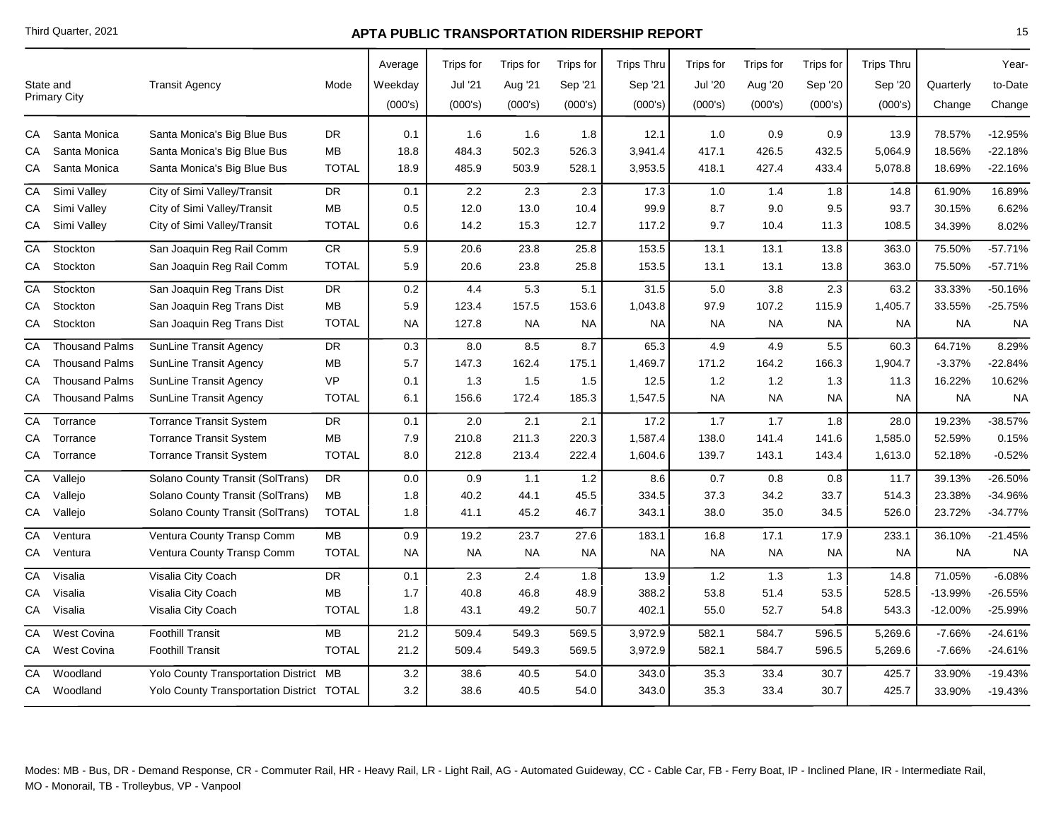# APTA PUBLIC TRANSPORTATION RIDERSHIP REPORT

Third Quarter, 2021

| State and Primary City | | Transit Agency | Mode | Average Weekday (000's) | Trips for Jul '21 (000's) | Trips for Aug '21 (000's) | Trips for Sep '21 (000's) | Trips Thru Sep '21 (000's) | Trips for Jul '20 (000's) | Trips for Aug '20 (000's) | Trips for Sep '20 (000's) | Trips Thru Sep '20 (000's) | Quarterly Change | Year-to-Date Change |
|---|---|---|---|---|---|---|---|---|---|---|---|---|---|---|
| CA | Santa Monica | Santa Monica's Big Blue Bus | DR | 0.1 | 1.6 | 1.6 | 1.8 | 12.1 | 1.0 | 0.9 | 0.9 | 13.9 | 78.57% | -12.95% |
| CA | Santa Monica | Santa Monica's Big Blue Bus | MB | 18.8 | 484.3 | 502.3 | 526.3 | 3,941.4 | 417.1 | 426.5 | 432.5 | 5,064.9 | 18.56% | -22.18% |
| CA | Santa Monica | Santa Monica's Big Blue Bus | TOTAL | 18.9 | 485.9 | 503.9 | 528.1 | 3,953.5 | 418.1 | 427.4 | 433.4 | 5,078.8 | 18.69% | -22.16% |
| CA | Simi Valley | City of Simi Valley/Transit | DR | 0.1 | 2.2 | 2.3 | 2.3 | 17.3 | 1.0 | 1.4 | 1.8 | 14.8 | 61.90% | 16.89% |
| CA | Simi Valley | City of Simi Valley/Transit | MB | 0.5 | 12.0 | 13.0 | 10.4 | 99.9 | 8.7 | 9.0 | 9.5 | 93.7 | 30.15% | 6.62% |
| CA | Simi Valley | City of Simi Valley/Transit | TOTAL | 0.6 | 14.2 | 15.3 | 12.7 | 117.2 | 9.7 | 10.4 | 11.3 | 108.5 | 34.39% | 8.02% |
| CA | Stockton | San Joaquin Reg Rail Comm | CR | 5.9 | 20.6 | 23.8 | 25.8 | 153.5 | 13.1 | 13.1 | 13.8 | 363.0 | 75.50% | -57.71% |
| CA | Stockton | San Joaquin Reg Rail Comm | TOTAL | 5.9 | 20.6 | 23.8 | 25.8 | 153.5 | 13.1 | 13.1 | 13.8 | 363.0 | 75.50% | -57.71% |
| CA | Stockton | San Joaquin Reg Trans Dist | DR | 0.2 | 4.4 | 5.3 | 5.1 | 31.5 | 5.0 | 3.8 | 2.3 | 63.2 | 33.33% | -50.16% |
| CA | Stockton | San Joaquin Reg Trans Dist | MB | 5.9 | 123.4 | 157.5 | 153.6 | 1,043.8 | 97.9 | 107.2 | 115.9 | 1,405.7 | 33.55% | -25.75% |
| CA | Stockton | San Joaquin Reg Trans Dist | TOTAL | NA | 127.8 | NA | NA | NA | NA | NA | NA | NA | NA | NA |
| CA | Thousand Palms | SunLine Transit Agency | DR | 0.3 | 8.0 | 8.5 | 8.7 | 65.3 | 4.9 | 4.9 | 5.5 | 60.3 | 64.71% | 8.29% |
| CA | Thousand Palms | SunLine Transit Agency | MB | 5.7 | 147.3 | 162.4 | 175.1 | 1,469.7 | 171.2 | 164.2 | 166.3 | 1,904.7 | -3.37% | -22.84% |
| CA | Thousand Palms | SunLine Transit Agency | VP | 0.1 | 1.3 | 1.5 | 1.5 | 12.5 | 1.2 | 1.2 | 1.3 | 11.3 | 16.22% | 10.62% |
| CA | Thousand Palms | SunLine Transit Agency | TOTAL | 6.1 | 156.6 | 172.4 | 185.3 | 1,547.5 | NA | NA | NA | NA | NA | NA |
| CA | Torrance | Torrance Transit System | DR | 0.1 | 2.0 | 2.1 | 2.1 | 17.2 | 1.7 | 1.7 | 1.8 | 28.0 | 19.23% | -38.57% |
| CA | Torrance | Torrance Transit System | MB | 7.9 | 210.8 | 211.3 | 220.3 | 1,587.4 | 138.0 | 141.4 | 141.6 | 1,585.0 | 52.59% | 0.15% |
| CA | Torrance | Torrance Transit System | TOTAL | 8.0 | 212.8 | 213.4 | 222.4 | 1,604.6 | 139.7 | 143.1 | 143.4 | 1,613.0 | 52.18% | -0.52% |
| CA | Vallejo | Solano County Transit (SolTrans) | DR | 0.0 | 0.9 | 1.1 | 1.2 | 8.6 | 0.7 | 0.8 | 0.8 | 11.7 | 39.13% | -26.50% |
| CA | Vallejo | Solano County Transit (SolTrans) | MB | 1.8 | 40.2 | 44.1 | 45.5 | 334.5 | 37.3 | 34.2 | 33.7 | 514.3 | 23.38% | -34.96% |
| CA | Vallejo | Solano County Transit (SolTrans) | TOTAL | 1.8 | 41.1 | 45.2 | 46.7 | 343.1 | 38.0 | 35.0 | 34.5 | 526.0 | 23.72% | -34.77% |
| CA | Ventura | Ventura County Transp Comm | MB | 0.9 | 19.2 | 23.7 | 27.6 | 183.1 | 16.8 | 17.1 | 17.9 | 233.1 | 36.10% | -21.45% |
| CA | Ventura | Ventura County Transp Comm | TOTAL | NA | NA | NA | NA | NA | NA | NA | NA | NA | NA | NA |
| CA | Visalia | Visalia City Coach | DR | 0.1 | 2.3 | 2.4 | 1.8 | 13.9 | 1.2 | 1.3 | 1.3 | 14.8 | 71.05% | -6.08% |
| CA | Visalia | Visalia City Coach | MB | 1.7 | 40.8 | 46.8 | 48.9 | 388.2 | 53.8 | 51.4 | 53.5 | 528.5 | -13.99% | -26.55% |
| CA | Visalia | Visalia City Coach | TOTAL | 1.8 | 43.1 | 49.2 | 50.7 | 402.1 | 55.0 | 52.7 | 54.8 | 543.3 | -12.00% | -25.99% |
| CA | West Covina | Foothill Transit | MB | 21.2 | 509.4 | 549.3 | 569.5 | 3,972.9 | 582.1 | 584.7 | 596.5 | 5,269.6 | -7.66% | -24.61% |
| CA | West Covina | Foothill Transit | TOTAL | 21.2 | 509.4 | 549.3 | 569.5 | 3,972.9 | 582.1 | 584.7 | 596.5 | 5,269.6 | -7.66% | -24.61% |
| CA | Woodland | Yolo County Transportation District | MB | 3.2 | 38.6 | 40.5 | 54.0 | 343.0 | 35.3 | 33.4 | 30.7 | 425.7 | 33.90% | -19.43% |
| CA | Woodland | Yolo County Transportation District | TOTAL | 3.2 | 38.6 | 40.5 | 54.0 | 343.0 | 35.3 | 33.4 | 30.7 | 425.7 | 33.90% | -19.43% |

Modes: MB - Bus, DR - Demand Response, CR - Commuter Rail, HR - Heavy Rail, LR - Light Rail, AG - Automated Guideway, CC - Cable Car, FB - Ferry Boat, IP - Inclined Plane, IR - Intermediate Rail, MO - Monorail, TB - Trolleybus, VP - Vanpool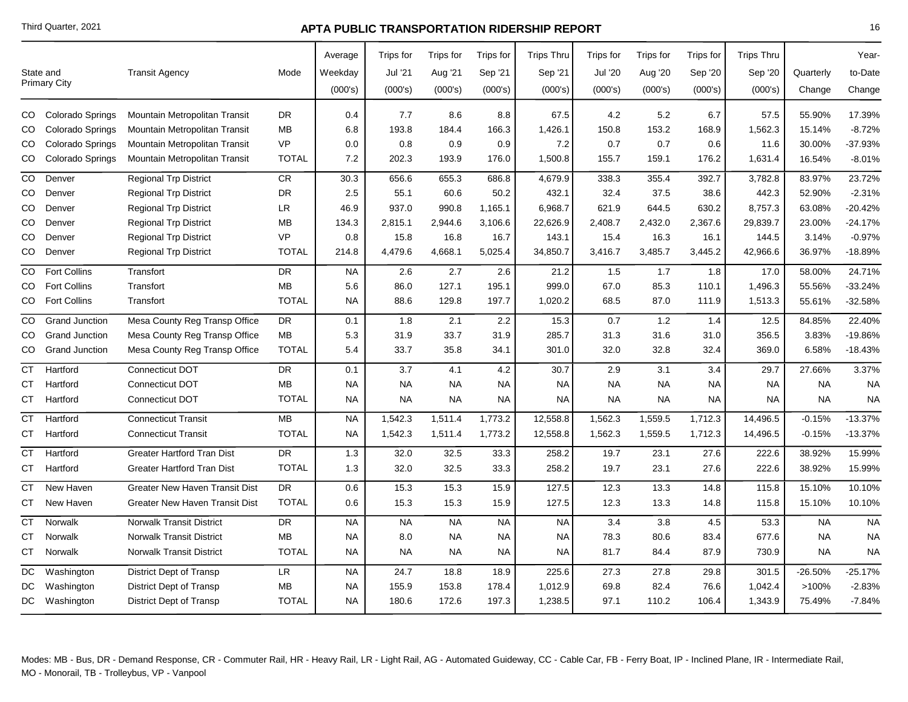# APTA PUBLIC TRANSPORTATION RIDERSHIP REPORT

Third Quarter, 2021

| State and Primary City | | Transit Agency | Mode | Average Weekday (000's) | Trips for Jul '21 (000's) | Trips for Aug '21 (000's) | Trips for Sep '21 (000's) | Trips Thru Sep '21 (000's) | Trips for Jul '20 (000's) | Trips for Aug '20 (000's) | Trips for Sep '20 (000's) | Trips Thru Sep '20 (000's) | Quarterly Change | Year-to-Date Change |
|---|---|---|---|---|---|---|---|---|---|---|---|---|---|---|
| CO | Colorado Springs | Mountain Metropolitan Transit | DR | 0.4 | 7.7 | 8.6 | 8.8 | 67.5 | 4.2 | 5.2 | 6.7 | 57.5 | 55.90% | 17.39% |
| CO | Colorado Springs | Mountain Metropolitan Transit | MB | 6.8 | 193.8 | 184.4 | 166.3 | 1,426.1 | 150.8 | 153.2 | 168.9 | 1,562.3 | 15.14% | -8.72% |
| CO | Colorado Springs | Mountain Metropolitan Transit | VP | 0.0 | 0.8 | 0.9 | 0.9 | 7.2 | 0.7 | 0.7 | 0.6 | 11.6 | 30.00% | -37.93% |
| CO | Colorado Springs | Mountain Metropolitan Transit | TOTAL | 7.2 | 202.3 | 193.9 | 176.0 | 1,500.8 | 155.7 | 159.1 | 176.2 | 1,631.4 | 16.54% | -8.01% |
| CO | Denver | Regional Trp District | CR | 30.3 | 656.6 | 655.3 | 686.8 | 4,679.9 | 338.3 | 355.4 | 392.7 | 3,782.8 | 83.97% | 23.72% |
| CO | Denver | Regional Trp District | DR | 2.5 | 55.1 | 60.6 | 50.2 | 432.1 | 32.4 | 37.5 | 38.6 | 442.3 | 52.90% | -2.31% |
| CO | Denver | Regional Trp District | LR | 46.9 | 937.0 | 990.8 | 1,165.1 | 6,968.7 | 621.9 | 644.5 | 630.2 | 8,757.3 | 63.08% | -20.42% |
| CO | Denver | Regional Trp District | MB | 134.3 | 2,815.1 | 2,944.6 | 3,106.6 | 22,626.9 | 2,408.7 | 2,432.0 | 2,367.6 | 29,839.7 | 23.00% | -24.17% |
| CO | Denver | Regional Trp District | VP | 0.8 | 15.8 | 16.8 | 16.7 | 143.1 | 15.4 | 16.3 | 16.1 | 144.5 | 3.14% | -0.97% |
| CO | Denver | Regional Trp District | TOTAL | 214.8 | 4,479.6 | 4,668.1 | 5,025.4 | 34,850.7 | 3,416.7 | 3,485.7 | 3,445.2 | 42,966.6 | 36.97% | -18.89% |
| CO | Fort Collins | Transfort | DR | NA | 2.6 | 2.7 | 2.6 | 21.2 | 1.5 | 1.7 | 1.8 | 17.0 | 58.00% | 24.71% |
| CO | Fort Collins | Transfort | MB | 5.6 | 86.0 | 127.1 | 195.1 | 999.0 | 67.0 | 85.3 | 110.1 | 1,496.3 | 55.56% | -33.24% |
| CO | Fort Collins | Transfort | TOTAL | NA | 88.6 | 129.8 | 197.7 | 1,020.2 | 68.5 | 87.0 | 111.9 | 1,513.3 | 55.61% | -32.58% |
| CO | Grand Junction | Mesa County Reg Transp Office | DR | 0.1 | 1.8 | 2.1 | 2.2 | 15.3 | 0.7 | 1.2 | 1.4 | 12.5 | 84.85% | 22.40% |
| CO | Grand Junction | Mesa County Reg Transp Office | MB | 5.3 | 31.9 | 33.7 | 31.9 | 285.7 | 31.3 | 31.6 | 31.0 | 356.5 | 3.83% | -19.86% |
| CO | Grand Junction | Mesa County Reg Transp Office | TOTAL | 5.4 | 33.7 | 35.8 | 34.1 | 301.0 | 32.0 | 32.8 | 32.4 | 369.0 | 6.58% | -18.43% |
| CT | Hartford | Connecticut DOT | DR | 0.1 | 3.7 | 4.1 | 4.2 | 30.7 | 2.9 | 3.1 | 3.4 | 29.7 | 27.66% | 3.37% |
| CT | Hartford | Connecticut DOT | MB | NA | NA | NA | NA | NA | NA | NA | NA | NA | NA | NA |
| CT | Hartford | Connecticut DOT | TOTAL | NA | NA | NA | NA | NA | NA | NA | NA | NA | NA | NA |
| CT | Hartford | Connecticut Transit | MB | NA | 1,542.3 | 1,511.4 | 1,773.2 | 12,558.8 | 1,562.3 | 1,559.5 | 1,712.3 | 14,496.5 | -0.15% | -13.37% |
| CT | Hartford | Connecticut Transit | TOTAL | NA | 1,542.3 | 1,511.4 | 1,773.2 | 12,558.8 | 1,562.3 | 1,559.5 | 1,712.3 | 14,496.5 | -0.15% | -13.37% |
| CT | Hartford | Greater Hartford Tran Dist | DR | 1.3 | 32.0 | 32.5 | 33.3 | 258.2 | 19.7 | 23.1 | 27.6 | 222.6 | 38.92% | 15.99% |
| CT | Hartford | Greater Hartford Tran Dist | TOTAL | 1.3 | 32.0 | 32.5 | 33.3 | 258.2 | 19.7 | 23.1 | 27.6 | 222.6 | 38.92% | 15.99% |
| CT | New Haven | Greater New Haven Transit Dist | DR | 0.6 | 15.3 | 15.3 | 15.9 | 127.5 | 12.3 | 13.3 | 14.8 | 115.8 | 15.10% | 10.10% |
| CT | New Haven | Greater New Haven Transit Dist | TOTAL | 0.6 | 15.3 | 15.3 | 15.9 | 127.5 | 12.3 | 13.3 | 14.8 | 115.8 | 15.10% | 10.10% |
| CT | Norwalk | Norwalk Transit District | DR | NA | NA | NA | NA | NA | 3.4 | 3.8 | 4.5 | 53.3 | NA | NA |
| CT | Norwalk | Norwalk Transit District | MB | NA | 8.0 | NA | NA | NA | 78.3 | 80.6 | 83.4 | 677.6 | NA | NA |
| CT | Norwalk | Norwalk Transit District | TOTAL | NA | NA | NA | NA | NA | 81.7 | 84.4 | 87.9 | 730.9 | NA | NA |
| DC | Washington | District Dept of Transp | LR | NA | 24.7 | 18.8 | 18.9 | 225.6 | 27.3 | 27.8 | 29.8 | 301.5 | -26.50% | -25.17% |
| DC | Washington | District Dept of Transp | MB | NA | 155.9 | 153.8 | 178.4 | 1,012.9 | 69.8 | 82.4 | 76.6 | 1,042.4 | >100% | -2.83% |
| DC | Washington | District Dept of Transp | TOTAL | NA | 180.6 | 172.6 | 197.3 | 1,238.5 | 97.1 | 110.2 | 106.4 | 1,343.9 | 75.49% | -7.84% |

Modes: MB - Bus, DR - Demand Response, CR - Commuter Rail, HR - Heavy Rail, LR - Light Rail, AG - Automated Guideway, CC - Cable Car, FB - Ferry Boat, IP - Inclined Plane, IR - Intermediate Rail, MO - Monorail, TB - Trolleybus, VP - Vanpool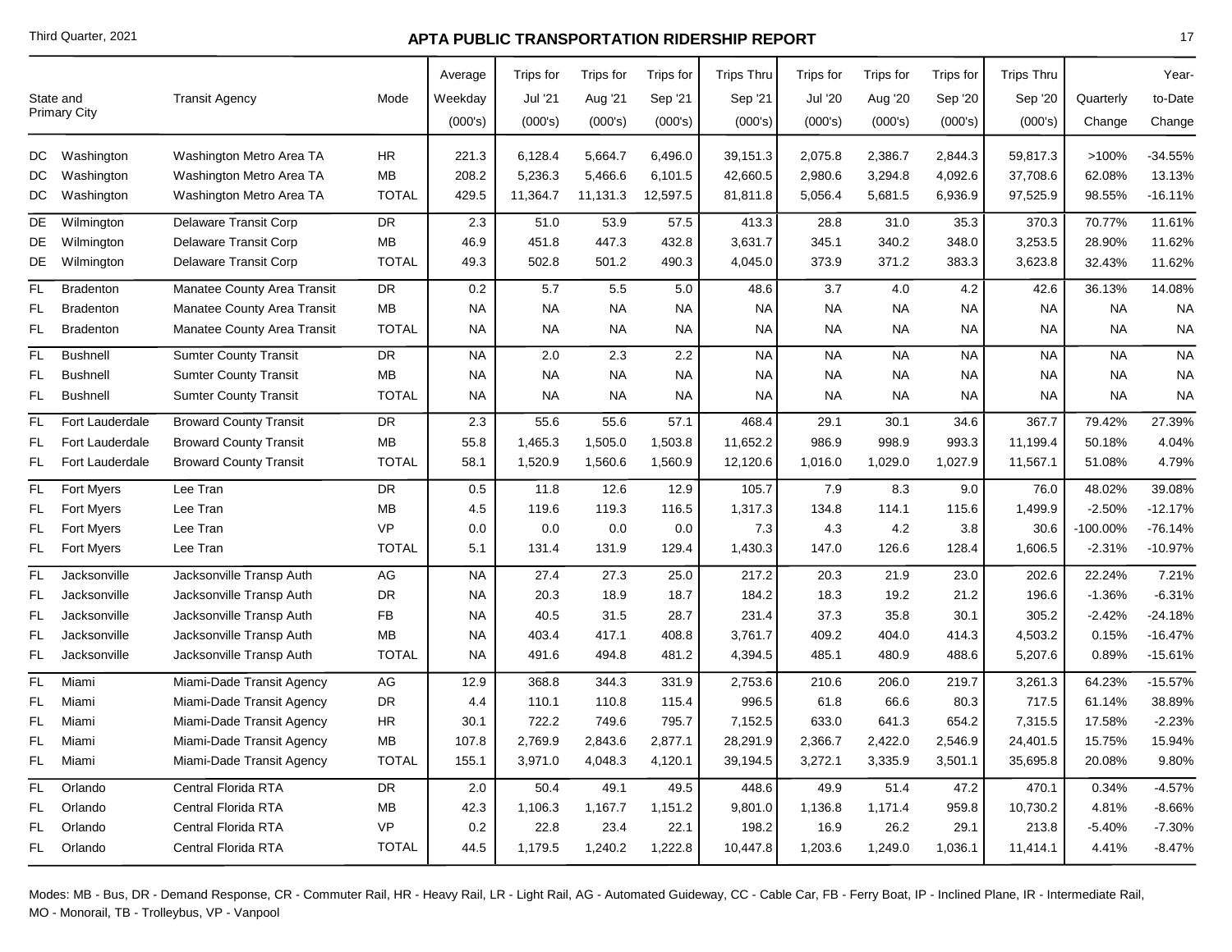# APTA PUBLIC TRANSPORTATION RIDERSHIP REPORT

Third Quarter, 2021

| State and Primary City | | Transit Agency | Mode | Average Weekday (000's) | Trips for Jul '21 (000's) | Trips for Aug '21 (000's) | Trips for Sep '21 (000's) | Trips Thru Sep '21 (000's) | Trips for Jul '20 (000's) | Trips for Aug '20 (000's) | Trips for Sep '20 (000's) | Trips Thru Sep '20 (000's) | Quarterly Change | Year-to-Date Change |
|---|---|---|---|---|---|---|---|---|---|---|---|---|---|---|
| DC | Washington | Washington Metro Area TA | HR | 221.3 | 6,128.4 | 5,664.7 | 6,496.0 | 39,151.3 | 2,075.8 | 2,386.7 | 2,844.3 | 59,817.3 | >100% | -34.55% |
| DC | Washington | Washington Metro Area TA | MB | 208.2 | 5,236.3 | 5,466.6 | 6,101.5 | 42,660.5 | 2,980.6 | 3,294.8 | 4,092.6 | 37,708.6 | 62.08% | 13.13% |
| DC | Washington | Washington Metro Area TA | TOTAL | 429.5 | 11,364.7 | 11,131.3 | 12,597.5 | 81,811.8 | 5,056.4 | 5,681.5 | 6,936.9 | 97,525.9 | 98.55% | -16.11% |
| DE | Wilmington | Delaware Transit Corp | DR | 2.3 | 51.0 | 53.9 | 57.5 | 413.3 | 28.8 | 31.0 | 35.3 | 370.3 | 70.77% | 11.61% |
| DE | Wilmington | Delaware Transit Corp | MB | 46.9 | 451.8 | 447.3 | 432.8 | 3,631.7 | 345.1 | 340.2 | 348.0 | 3,253.5 | 28.90% | 11.62% |
| DE | Wilmington | Delaware Transit Corp | TOTAL | 49.3 | 502.8 | 501.2 | 490.3 | 4,045.0 | 373.9 | 371.2 | 383.3 | 3,623.8 | 32.43% | 11.62% |
| FL | Bradenton | Manatee County Area Transit | DR | 0.2 | 5.7 | 5.5 | 5.0 | 48.6 | 3.7 | 4.0 | 4.2 | 42.6 | 36.13% | 14.08% |
| FL | Bradenton | Manatee County Area Transit | MB | NA | NA | NA | NA | NA | NA | NA | NA | NA | NA | NA |
| FL | Bradenton | Manatee County Area Transit | TOTAL | NA | NA | NA | NA | NA | NA | NA | NA | NA | NA | NA |
| FL | Bushnell | Sumter County Transit | DR | NA | 2.0 | 2.3 | 2.2 | NA | NA | NA | NA | NA | NA | NA |
| FL | Bushnell | Sumter County Transit | MB | NA | NA | NA | NA | NA | NA | NA | NA | NA | NA | NA |
| FL | Bushnell | Sumter County Transit | TOTAL | NA | NA | NA | NA | NA | NA | NA | NA | NA | NA | NA |
| FL | Fort Lauderdale | Broward County Transit | DR | 2.3 | 55.6 | 55.6 | 57.1 | 468.4 | 29.1 | 30.1 | 34.6 | 367.7 | 79.42% | 27.39% |
| FL | Fort Lauderdale | Broward County Transit | MB | 55.8 | 1,465.3 | 1,505.0 | 1,503.8 | 11,652.2 | 986.9 | 998.9 | 993.3 | 11,199.4 | 50.18% | 4.04% |
| FL | Fort Lauderdale | Broward County Transit | TOTAL | 58.1 | 1,520.9 | 1,560.6 | 1,560.9 | 12,120.6 | 1,016.0 | 1,029.0 | 1,027.9 | 11,567.1 | 51.08% | 4.79% |
| FL | Fort Myers | Lee Tran | DR | 0.5 | 11.8 | 12.6 | 12.9 | 105.7 | 7.9 | 8.3 | 9.0 | 76.0 | 48.02% | 39.08% |
| FL | Fort Myers | Lee Tran | MB | 4.5 | 119.6 | 119.3 | 116.5 | 1,317.3 | 134.8 | 114.1 | 115.6 | 1,499.9 | -2.50% | -12.17% |
| FL | Fort Myers | Lee Tran | VP | 0.0 | 0.0 | 0.0 | 0.0 | 7.3 | 4.3 | 4.2 | 3.8 | 30.6 | -100.00% | -76.14% |
| FL | Fort Myers | Lee Tran | TOTAL | 5.1 | 131.4 | 131.9 | 129.4 | 1,430.3 | 147.0 | 126.6 | 128.4 | 1,606.5 | -2.31% | -10.97% |
| FL | Jacksonville | Jacksonville Transp Auth | AG | NA | 27.4 | 27.3 | 25.0 | 217.2 | 20.3 | 21.9 | 23.0 | 202.6 | 22.24% | 7.21% |
| FL | Jacksonville | Jacksonville Transp Auth | DR | NA | 20.3 | 18.9 | 18.7 | 184.2 | 18.3 | 19.2 | 21.2 | 196.6 | -1.36% | -6.31% |
| FL | Jacksonville | Jacksonville Transp Auth | FB | NA | 40.5 | 31.5 | 28.7 | 231.4 | 37.3 | 35.8 | 30.1 | 305.2 | -2.42% | -24.18% |
| FL | Jacksonville | Jacksonville Transp Auth | MB | NA | 403.4 | 417.1 | 408.8 | 3,761.7 | 409.2 | 404.0 | 414.3 | 4,503.2 | 0.15% | -16.47% |
| FL | Jacksonville | Jacksonville Transp Auth | TOTAL | NA | 491.6 | 494.8 | 481.2 | 4,394.5 | 485.1 | 480.9 | 488.6 | 5,207.6 | 0.89% | -15.61% |
| FL | Miami | Miami-Dade Transit Agency | AG | 12.9 | 368.8 | 344.3 | 331.9 | 2,753.6 | 210.6 | 206.0 | 219.7 | 3,261.3 | 64.23% | -15.57% |
| FL | Miami | Miami-Dade Transit Agency | DR | 4.4 | 110.1 | 110.8 | 115.4 | 996.5 | 61.8 | 66.6 | 80.3 | 717.5 | 61.14% | 38.89% |
| FL | Miami | Miami-Dade Transit Agency | HR | 30.1 | 722.2 | 749.6 | 795.7 | 7,152.5 | 633.0 | 641.3 | 654.2 | 7,315.5 | 17.58% | -2.23% |
| FL | Miami | Miami-Dade Transit Agency | MB | 107.8 | 2,769.9 | 2,843.6 | 2,877.1 | 28,291.9 | 2,366.7 | 2,422.0 | 2,546.9 | 24,401.5 | 15.75% | 15.94% |
| FL | Miami | Miami-Dade Transit Agency | TOTAL | 155.1 | 3,971.0 | 4,048.3 | 4,120.1 | 39,194.5 | 3,272.1 | 3,335.9 | 3,501.1 | 35,695.8 | 20.08% | 9.80% |
| FL | Orlando | Central Florida RTA | DR | 2.0 | 50.4 | 49.1 | 49.5 | 448.6 | 49.9 | 51.4 | 47.2 | 470.1 | 0.34% | -4.57% |
| FL | Orlando | Central Florida RTA | MB | 42.3 | 1,106.3 | 1,167.7 | 1,151.2 | 9,801.0 | 1,136.8 | 1,171.4 | 959.8 | 10,730.2 | 4.81% | -8.66% |
| FL | Orlando | Central Florida RTA | VP | 0.2 | 22.8 | 23.4 | 22.1 | 198.2 | 16.9 | 26.2 | 29.1 | 213.8 | -5.40% | -7.30% |
| FL | Orlando | Central Florida RTA | TOTAL | 44.5 | 1,179.5 | 1,240.2 | 1,222.8 | 10,447.8 | 1,203.6 | 1,249.0 | 1,036.1 | 11,414.1 | 4.41% | -8.47% |

Modes: MB - Bus, DR - Demand Response, CR - Commuter Rail, HR - Heavy Rail, LR - Light Rail, AG - Automated Guideway, CC - Cable Car, FB - Ferry Boat, IP - Inclined Plane, IR - Intermediate Rail, MO - Monorail, TB - Trolleybus, VP - Vanpool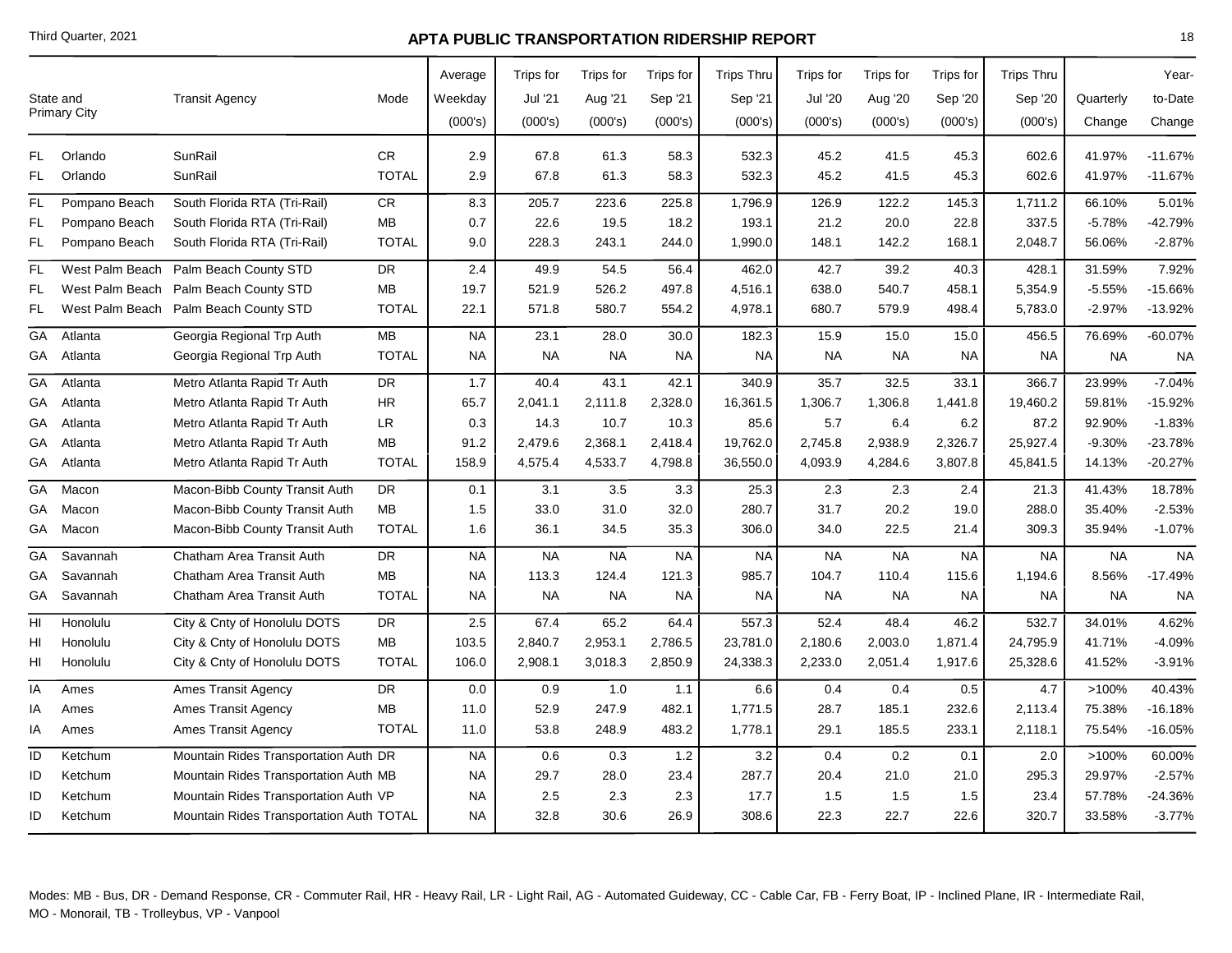| State and Primary City | | Transit Agency | Mode | Average Weekday (000's) | Trips for Jul '21 (000's) | Trips for Aug '21 (000's) | Trips for Sep '21 (000's) | Trips Thru Sep '21 (000's) | Trips for Jul '20 (000's) | Trips for Aug '20 (000's) | Trips for Sep '20 (000's) | Trips Thru Sep '20 (000's) | Quarterly Change | Year-to-Date Change |
|---|---|---|---|---|---|---|---|---|---|---|---|---|---|---|
| FL | Orlando | SunRail | CR | 2.9 | 67.8 | 61.3 | 58.3 | 532.3 | 45.2 | 41.5 | 45.3 | 602.6 | 41.97% | -11.67% |
| FL | Orlando | SunRail | TOTAL | 2.9 | 67.8 | 61.3 | 58.3 | 532.3 | 45.2 | 41.5 | 45.3 | 602.6 | 41.97% | -11.67% |
| FL | Pompano Beach | South Florida RTA (Tri-Rail) | CR | 8.3 | 205.7 | 223.6 | 225.8 | 1,796.9 | 126.9 | 122.2 | 145.3 | 1,711.2 | 66.10% | 5.01% |
| FL | Pompano Beach | South Florida RTA (Tri-Rail) | MB | 0.7 | 22.6 | 19.5 | 18.2 | 193.1 | 21.2 | 20.0 | 22.8 | 337.5 | -5.78% | -42.79% |
| FL | Pompano Beach | South Florida RTA (Tri-Rail) | TOTAL | 9.0 | 228.3 | 243.1 | 244.0 | 1,990.0 | 148.1 | 142.2 | 168.1 | 2,048.7 | 56.06% | -2.87% |
| FL | West Palm Beach | Palm Beach County STD | DR | 2.4 | 49.9 | 54.5 | 56.4 | 462.0 | 42.7 | 39.2 | 40.3 | 428.1 | 31.59% | 7.92% |
| FL | West Palm Beach | Palm Beach County STD | MB | 19.7 | 521.9 | 526.2 | 497.8 | 4,516.1 | 638.0 | 540.7 | 458.1 | 5,354.9 | -5.55% | -15.66% |
| FL | West Palm Beach | Palm Beach County STD | TOTAL | 22.1 | 571.8 | 580.7 | 554.2 | 4,978.1 | 680.7 | 579.9 | 498.4 | 5,783.0 | -2.97% | -13.92% |
| GA | Atlanta | Georgia Regional Trp Auth | MB | NA | 23.1 | 28.0 | 30.0 | 182.3 | 15.9 | 15.0 | 15.0 | 456.5 | 76.69% | -60.07% |
| GA | Atlanta | Georgia Regional Trp Auth | TOTAL | NA | NA | NA | NA | NA | NA | NA | NA | NA | NA | NA |
| GA | Atlanta | Metro Atlanta Rapid Tr Auth | DR | 1.7 | 40.4 | 43.1 | 42.1 | 340.9 | 35.7 | 32.5 | 33.1 | 366.7 | 23.99% | -7.04% |
| GA | Atlanta | Metro Atlanta Rapid Tr Auth | HR | 65.7 | 2,041.1 | 2,111.8 | 2,328.0 | 16,361.5 | 1,306.7 | 1,306.8 | 1,441.8 | 19,460.2 | 59.81% | -15.92% |
| GA | Atlanta | Metro Atlanta Rapid Tr Auth | LR | 0.3 | 14.3 | 10.7 | 10.3 | 85.6 | 5.7 | 6.4 | 6.2 | 87.2 | 92.90% | -1.83% |
| GA | Atlanta | Metro Atlanta Rapid Tr Auth | MB | 91.2 | 2,479.6 | 2,368.1 | 2,418.4 | 19,762.0 | 2,745.8 | 2,938.9 | 2,326.7 | 25,927.4 | -9.30% | -23.78% |
| GA | Atlanta | Metro Atlanta Rapid Tr Auth | TOTAL | 158.9 | 4,575.4 | 4,533.7 | 4,798.8 | 36,550.0 | 4,093.9 | 4,284.6 | 3,807.8 | 45,841.5 | 14.13% | -20.27% |
| GA | Macon | Macon-Bibb County Transit Auth | DR | 0.1 | 3.1 | 3.5 | 3.3 | 25.3 | 2.3 | 2.3 | 2.4 | 21.3 | 41.43% | 18.78% |
| GA | Macon | Macon-Bibb County Transit Auth | MB | 1.5 | 33.0 | 31.0 | 32.0 | 280.7 | 31.7 | 20.2 | 19.0 | 288.0 | 35.40% | -2.53% |
| GA | Macon | Macon-Bibb County Transit Auth | TOTAL | 1.6 | 36.1 | 34.5 | 35.3 | 306.0 | 34.0 | 22.5 | 21.4 | 309.3 | 35.94% | -1.07% |
| GA | Savannah | Chatham Area Transit Auth | DR | NA | NA | NA | NA | NA | NA | NA | NA | NA | NA | NA |
| GA | Savannah | Chatham Area Transit Auth | MB | NA | 113.3 | 124.4 | 121.3 | 985.7 | 104.7 | 110.4 | 115.6 | 1,194.6 | 8.56% | -17.49% |
| GA | Savannah | Chatham Area Transit Auth | TOTAL | NA | NA | NA | NA | NA | NA | NA | NA | NA | NA | NA |
| HI | Honolulu | City & Cnty of Honolulu DOTS | DR | 2.5 | 67.4 | 65.2 | 64.4 | 557.3 | 52.4 | 48.4 | 46.2 | 532.7 | 34.01% | 4.62% |
| HI | Honolulu | City & Cnty of Honolulu DOTS | MB | 103.5 | 2,840.7 | 2,953.1 | 2,786.5 | 23,781.0 | 2,180.6 | 2,003.0 | 1,871.4 | 24,795.9 | 41.71% | -4.09% |
| HI | Honolulu | City & Cnty of Honolulu DOTS | TOTAL | 106.0 | 2,908.1 | 3,018.3 | 2,850.9 | 24,338.3 | 2,233.0 | 2,051.4 | 1,917.6 | 25,328.6 | 41.52% | -3.91% |
| IA | Ames | Ames Transit Agency | DR | 0.0 | 0.9 | 1.0 | 1.1 | 6.6 | 0.4 | 0.4 | 0.5 | 4.7 | >100% | 40.43% |
| IA | Ames | Ames Transit Agency | MB | 11.0 | 52.9 | 247.9 | 482.1 | 1,771.5 | 28.7 | 185.1 | 232.6 | 2,113.4 | 75.38% | -16.18% |
| IA | Ames | Ames Transit Agency | TOTAL | 11.0 | 53.8 | 248.9 | 483.2 | 1,778.1 | 29.1 | 185.5 | 233.1 | 2,118.1 | 75.54% | -16.05% |
| ID | Ketchum | Mountain Rides Transportation Auth | DR | NA | 0.6 | 0.3 | 1.2 | 3.2 | 0.4 | 0.2 | 0.1 | 2.0 | >100% | 60.00% |
| ID | Ketchum | Mountain Rides Transportation Auth | MB | NA | 29.7 | 28.0 | 23.4 | 287.7 | 20.4 | 21.0 | 21.0 | 295.3 | 29.97% | -2.57% |
| ID | Ketchum | Mountain Rides Transportation Auth | VP | NA | 2.5 | 2.3 | 2.3 | 17.7 | 1.5 | 1.5 | 1.5 | 23.4 | 57.78% | -24.36% |
| ID | Ketchum | Mountain Rides Transportation Auth | TOTAL | NA | 32.8 | 30.6 | 26.9 | 308.6 | 22.3 | 22.7 | 22.6 | 320.7 | 33.58% | -3.77% |

Modes: MB - Bus, DR - Demand Response, CR - Commuter Rail, HR - Heavy Rail, LR - Light Rail, AG - Automated Guideway, CC - Cable Car, FB - Ferry Boat, IP - Inclined Plane, IR - Intermediate Rail, MO - Monorail, TB - Trolleybus, VP - Vanpool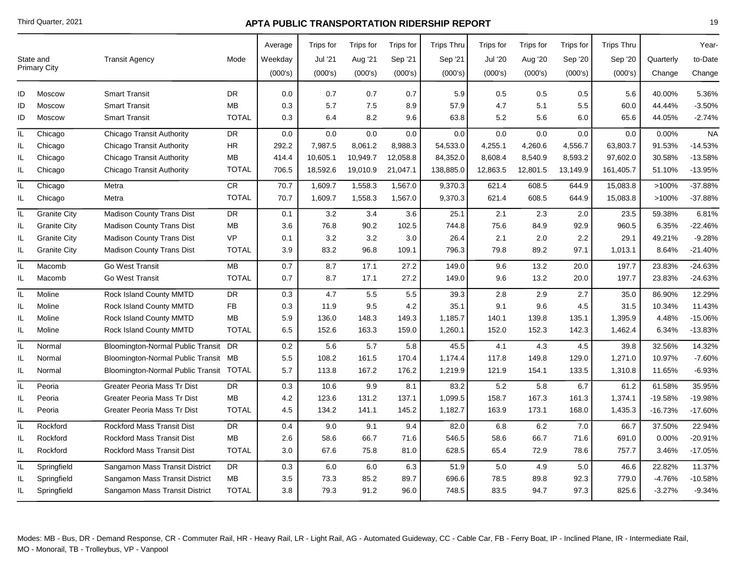## APTA PUBLIC TRANSPORTATION RIDERSHIP REPORT

Third Quarter, 2021

| State and Primary City | | Transit Agency | Mode | Average Weekday (000's) | Trips for Jul '21 (000's) | Trips for Aug '21 (000's) | Trips for Sep '21 (000's) | Trips Thru Sep '21 (000's) | Trips for Jul '20 (000's) | Trips for Aug '20 (000's) | Trips for Sep '20 (000's) | Trips Thru Sep '20 (000's) | Quarterly Change | Year-to-Date Change |
|---|---|---|---|---|---|---|---|---|---|---|---|---|---|---|
| ID | Moscow | Smart Transit | DR | 0.0 | 0.7 | 0.7 | 0.7 | 5.9 | 0.5 | 0.5 | 0.5 | 5.6 | 40.00% | 5.36% |
| ID | Moscow | Smart Transit | MB | 0.3 | 5.7 | 7.5 | 8.9 | 57.9 | 4.7 | 5.1 | 5.5 | 60.0 | 44.44% | -3.50% |
| ID | Moscow | Smart Transit | TOTAL | 0.3 | 6.4 | 8.2 | 9.6 | 63.8 | 5.2 | 5.6 | 6.0 | 65.6 | 44.05% | -2.74% |
| IL | Chicago | Chicago Transit Authority | DR | 0.0 | 0.0 | 0.0 | 0.0 | 0.0 | 0.0 | 0.0 | 0.0 | 0.0 | 0.00% | NA |
| IL | Chicago | Chicago Transit Authority | HR | 292.2 | 7,987.5 | 8,061.2 | 8,988.3 | 54,533.0 | 4,255.1 | 4,260.6 | 4,556.7 | 63,803.7 | 91.53% | -14.53% |
| IL | Chicago | Chicago Transit Authority | MB | 414.4 | 10,605.1 | 10,949.7 | 12,058.8 | 84,352.0 | 8,608.4 | 8,540.9 | 8,593.2 | 97,602.0 | 30.58% | -13.58% |
| IL | Chicago | Chicago Transit Authority | TOTAL | 706.5 | 18,592.6 | 19,010.9 | 21,047.1 | 138,885.0 | 12,863.5 | 12,801.5 | 13,149.9 | 161,405.7 | 51.10% | -13.95% |
| IL | Chicago | Metra | CR | 70.7 | 1,609.7 | 1,558.3 | 1,567.0 | 9,370.3 | 621.4 | 608.5 | 644.9 | 15,083.8 | >100% | -37.88% |
| IL | Chicago | Metra | TOTAL | 70.7 | 1,609.7 | 1,558.3 | 1,567.0 | 9,370.3 | 621.4 | 608.5 | 644.9 | 15,083.8 | >100% | -37.88% |
| IL | Granite City | Madison County Trans Dist | DR | 0.1 | 3.2 | 3.4 | 3.6 | 25.1 | 2.1 | 2.3 | 2.0 | 23.5 | 59.38% | 6.81% |
| IL | Granite City | Madison County Trans Dist | MB | 3.6 | 76.8 | 90.2 | 102.5 | 744.8 | 75.6 | 84.9 | 92.9 | 960.5 | 6.35% | -22.46% |
| IL | Granite City | Madison County Trans Dist | VP | 0.1 | 3.2 | 3.2 | 3.0 | 26.4 | 2.1 | 2.0 | 2.2 | 29.1 | 49.21% | -9.28% |
| IL | Granite City | Madison County Trans Dist | TOTAL | 3.9 | 83.2 | 96.8 | 109.1 | 796.3 | 79.8 | 89.2 | 97.1 | 1,013.1 | 8.64% | -21.40% |
| IL | Macomb | Go West Transit | MB | 0.7 | 8.7 | 17.1 | 27.2 | 149.0 | 9.6 | 13.2 | 20.0 | 197.7 | 23.83% | -24.63% |
| IL | Macomb | Go West Transit | TOTAL | 0.7 | 8.7 | 17.1 | 27.2 | 149.0 | 9.6 | 13.2 | 20.0 | 197.7 | 23.83% | -24.63% |
| IL | Moline | Rock Island County MMTD | DR | 0.3 | 4.7 | 5.5 | 5.5 | 39.3 | 2.8 | 2.9 | 2.7 | 35.0 | 86.90% | 12.29% |
| IL | Moline | Rock Island County MMTD | FB | 0.3 | 11.9 | 9.5 | 4.2 | 35.1 | 9.1 | 9.6 | 4.5 | 31.5 | 10.34% | 11.43% |
| IL | Moline | Rock Island County MMTD | MB | 5.9 | 136.0 | 148.3 | 149.3 | 1,185.7 | 140.1 | 139.8 | 135.1 | 1,395.9 | 4.48% | -15.06% |
| IL | Moline | Rock Island County MMTD | TOTAL | 6.5 | 152.6 | 163.3 | 159.0 | 1,260.1 | 152.0 | 152.3 | 142.3 | 1,462.4 | 6.34% | -13.83% |
| IL | Normal | Bloomington-Normal Public Transit | DR | 0.2 | 5.6 | 5.7 | 5.8 | 45.5 | 4.1 | 4.3 | 4.5 | 39.8 | 32.56% | 14.32% |
| IL | Normal | Bloomington-Normal Public Transit | MB | 5.5 | 108.2 | 161.5 | 170.4 | 1,174.4 | 117.8 | 149.8 | 129.0 | 1,271.0 | 10.97% | -7.60% |
| IL | Normal | Bloomington-Normal Public Transit | TOTAL | 5.7 | 113.8 | 167.2 | 176.2 | 1,219.9 | 121.9 | 154.1 | 133.5 | 1,310.8 | 11.65% | -6.93% |
| IL | Peoria | Greater Peoria Mass Tr Dist | DR | 0.3 | 10.6 | 9.9 | 8.1 | 83.2 | 5.2 | 5.8 | 6.7 | 61.2 | 61.58% | 35.95% |
| IL | Peoria | Greater Peoria Mass Tr Dist | MB | 4.2 | 123.6 | 131.2 | 137.1 | 1,099.5 | 158.7 | 167.3 | 161.3 | 1,374.1 | -19.58% | -19.98% |
| IL | Peoria | Greater Peoria Mass Tr Dist | TOTAL | 4.5 | 134.2 | 141.1 | 145.2 | 1,182.7 | 163.9 | 173.1 | 168.0 | 1,435.3 | -16.73% | -17.60% |
| IL | Rockford | Rockford Mass Transit Dist | DR | 0.4 | 9.0 | 9.1 | 9.4 | 82.0 | 6.8 | 6.2 | 7.0 | 66.7 | 37.50% | 22.94% |
| IL | Rockford | Rockford Mass Transit Dist | MB | 2.6 | 58.6 | 66.7 | 71.6 | 546.5 | 58.6 | 66.7 | 71.6 | 691.0 | 0.00% | -20.91% |
| IL | Rockford | Rockford Mass Transit Dist | TOTAL | 3.0 | 67.6 | 75.8 | 81.0 | 628.5 | 65.4 | 72.9 | 78.6 | 757.7 | 3.46% | -17.05% |
| IL | Springfield | Sangamon Mass Transit District | DR | 0.3 | 6.0 | 6.0 | 6.3 | 51.9 | 5.0 | 4.9 | 5.0 | 46.6 | 22.82% | 11.37% |
| IL | Springfield | Sangamon Mass Transit District | MB | 3.5 | 73.3 | 85.2 | 89.7 | 696.6 | 78.5 | 89.8 | 92.3 | 779.0 | -4.76% | -10.58% |
| IL | Springfield | Sangamon Mass Transit District | TOTAL | 3.8 | 79.3 | 91.2 | 96.0 | 748.5 | 83.5 | 94.7 | 97.3 | 825.6 | -3.27% | -9.34% |

Modes: MB - Bus, DR - Demand Response, CR - Commuter Rail, HR - Heavy Rail, LR - Light Rail, AG - Automated Guideway, CC - Cable Car, FB - Ferry Boat, IP - Inclined Plane, IR - Intermediate Rail, MO - Monorail, TB - Trolleybus, VP - Vanpool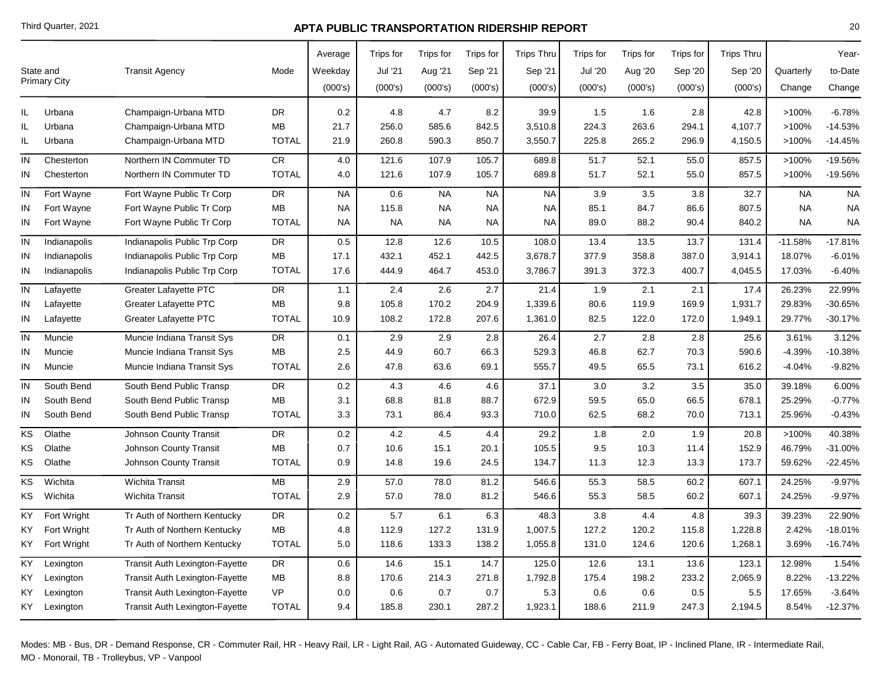# APTA PUBLIC TRANSPORTATION RIDERSHIP REPORT

Third Quarter, 2021

| State and Primary City | | Transit Agency | Mode | Average Weekday (000's) | Trips for Jul '21 (000's) | Trips for Aug '21 (000's) | Trips for Sep '21 (000's) | Trips Thru Sep '21 (000's) | Trips for Jul '20 (000's) | Trips for Aug '20 (000's) | Trips for Sep '20 (000's) | Trips Thru Sep '20 (000's) | Quarterly Change | Year-to-Date Change |
|---|---|---|---|---|---|---|---|---|---|---|---|---|---|---|
| IL | Urbana | Champaign-Urbana MTD | DR | 0.2 | 4.8 | 4.7 | 8.2 | 39.9 | 1.5 | 1.6 | 2.8 | 42.8 | >100% | -6.78% |
| IL | Urbana | Champaign-Urbana MTD | MB | 21.7 | 256.0 | 585.6 | 842.5 | 3,510.8 | 224.3 | 263.6 | 294.1 | 4,107.7 | >100% | -14.53% |
| IL | Urbana | Champaign-Urbana MTD | TOTAL | 21.9 | 260.8 | 590.3 | 850.7 | 3,550.7 | 225.8 | 265.2 | 296.9 | 4,150.5 | >100% | -14.45% |
| IN | Chesterton | Northern IN Commuter TD | CR | 4.0 | 121.6 | 107.9 | 105.7 | 689.8 | 51.7 | 52.1 | 55.0 | 857.5 | >100% | -19.56% |
| IN | Chesterton | Northern IN Commuter TD | TOTAL | 4.0 | 121.6 | 107.9 | 105.7 | 689.8 | 51.7 | 52.1 | 55.0 | 857.5 | >100% | -19.56% |
| IN | Fort Wayne | Fort Wayne Public Tr Corp | DR | NA | 0.6 | NA | NA | NA | 3.9 | 3.5 | 3.8 | 32.7 | NA | NA |
| IN | Fort Wayne | Fort Wayne Public Tr Corp | MB | NA | 115.8 | NA | NA | NA | 85.1 | 84.7 | 86.6 | 807.5 | NA | NA |
| IN | Fort Wayne | Fort Wayne Public Tr Corp | TOTAL | NA | NA | NA | NA | NA | 89.0 | 88.2 | 90.4 | 840.2 | NA | NA |
| IN | Indianapolis | Indianapolis Public Trp Corp | DR | 0.5 | 12.8 | 12.6 | 10.5 | 108.0 | 13.4 | 13.5 | 13.7 | 131.4 | -11.58% | -17.81% |
| IN | Indianapolis | Indianapolis Public Trp Corp | MB | 17.1 | 432.1 | 452.1 | 442.5 | 3,678.7 | 377.9 | 358.8 | 387.0 | 3,914.1 | 18.07% | -6.01% |
| IN | Indianapolis | Indianapolis Public Trp Corp | TOTAL | 17.6 | 444.9 | 464.7 | 453.0 | 3,786.7 | 391.3 | 372.3 | 400.7 | 4,045.5 | 17.03% | -6.40% |
| IN | Lafayette | Greater Lafayette PTC | DR | 1.1 | 2.4 | 2.6 | 2.7 | 21.4 | 1.9 | 2.1 | 2.1 | 17.4 | 26.23% | 22.99% |
| IN | Lafayette | Greater Lafayette PTC | MB | 9.8 | 105.8 | 170.2 | 204.9 | 1,339.6 | 80.6 | 119.9 | 169.9 | 1,931.7 | 29.83% | -30.65% |
| IN | Lafayette | Greater Lafayette PTC | TOTAL | 10.9 | 108.2 | 172.8 | 207.6 | 1,361.0 | 82.5 | 122.0 | 172.0 | 1,949.1 | 29.77% | -30.17% |
| IN | Muncie | Muncie Indiana Transit Sys | DR | 0.1 | 2.9 | 2.9 | 2.8 | 26.4 | 2.7 | 2.8 | 2.8 | 25.6 | 3.61% | 3.12% |
| IN | Muncie | Muncie Indiana Transit Sys | MB | 2.5 | 44.9 | 60.7 | 66.3 | 529.3 | 46.8 | 62.7 | 70.3 | 590.6 | -4.39% | -10.38% |
| IN | Muncie | Muncie Indiana Transit Sys | TOTAL | 2.6 | 47.8 | 63.6 | 69.1 | 555.7 | 49.5 | 65.5 | 73.1 | 616.2 | -4.04% | -9.82% |
| IN | South Bend | South Bend Public Transp | DR | 0.2 | 4.3 | 4.6 | 4.6 | 37.1 | 3.0 | 3.2 | 3.5 | 35.0 | 39.18% | 6.00% |
| IN | South Bend | South Bend Public Transp | MB | 3.1 | 68.8 | 81.8 | 88.7 | 672.9 | 59.5 | 65.0 | 66.5 | 678.1 | 25.29% | -0.77% |
| IN | South Bend | South Bend Public Transp | TOTAL | 3.3 | 73.1 | 86.4 | 93.3 | 710.0 | 62.5 | 68.2 | 70.0 | 713.1 | 25.96% | -0.43% |
| KS | Olathe | Johnson County Transit | DR | 0.2 | 4.2 | 4.5 | 4.4 | 29.2 | 1.8 | 2.0 | 1.9 | 20.8 | >100% | 40.38% |
| KS | Olathe | Johnson County Transit | MB | 0.7 | 10.6 | 15.1 | 20.1 | 105.5 | 9.5 | 10.3 | 11.4 | 152.9 | 46.79% | -31.00% |
| KS | Olathe | Johnson County Transit | TOTAL | 0.9 | 14.8 | 19.6 | 24.5 | 134.7 | 11.3 | 12.3 | 13.3 | 173.7 | 59.62% | -22.45% |
| KS | Wichita | Wichita Transit | MB | 2.9 | 57.0 | 78.0 | 81.2 | 546.6 | 55.3 | 58.5 | 60.2 | 607.1 | 24.25% | -9.97% |
| KS | Wichita | Wichita Transit | TOTAL | 2.9 | 57.0 | 78.0 | 81.2 | 546.6 | 55.3 | 58.5 | 60.2 | 607.1 | 24.25% | -9.97% |
| KY | Fort Wright | Tr Auth of Northern Kentucky | DR | 0.2 | 5.7 | 6.1 | 6.3 | 48.3 | 3.8 | 4.4 | 4.8 | 39.3 | 39.23% | 22.90% |
| KY | Fort Wright | Tr Auth of Northern Kentucky | MB | 4.8 | 112.9 | 127.2 | 131.9 | 1,007.5 | 127.2 | 120.2 | 115.8 | 1,228.8 | 2.42% | -18.01% |
| KY | Fort Wright | Tr Auth of Northern Kentucky | TOTAL | 5.0 | 118.6 | 133.3 | 138.2 | 1,055.8 | 131.0 | 124.6 | 120.6 | 1,268.1 | 3.69% | -16.74% |
| KY | Lexington | Transit Auth Lexington-Fayette | DR | 0.6 | 14.6 | 15.1 | 14.7 | 125.0 | 12.6 | 13.1 | 13.6 | 123.1 | 12.98% | 1.54% |
| KY | Lexington | Transit Auth Lexington-Fayette | MB | 8.8 | 170.6 | 214.3 | 271.8 | 1,792.8 | 175.4 | 198.2 | 233.2 | 2,065.9 | 8.22% | -13.22% |
| KY | Lexington | Transit Auth Lexington-Fayette | VP | 0.0 | 0.6 | 0.7 | 0.7 | 5.3 | 0.6 | 0.6 | 0.5 | 5.5 | 17.65% | -3.64% |
| KY | Lexington | Transit Auth Lexington-Fayette | TOTAL | 9.4 | 185.8 | 230.1 | 287.2 | 1,923.1 | 188.6 | 211.9 | 247.3 | 2,194.5 | 8.54% | -12.37% |

Modes: MB - Bus, DR - Demand Response, CR - Commuter Rail, HR - Heavy Rail, LR - Light Rail, AG - Automated Guideway, CC - Cable Car, FB - Ferry Boat, IP - Inclined Plane, IR - Intermediate Rail, MO - Monorail, TB - Trolleybus, VP - Vanpool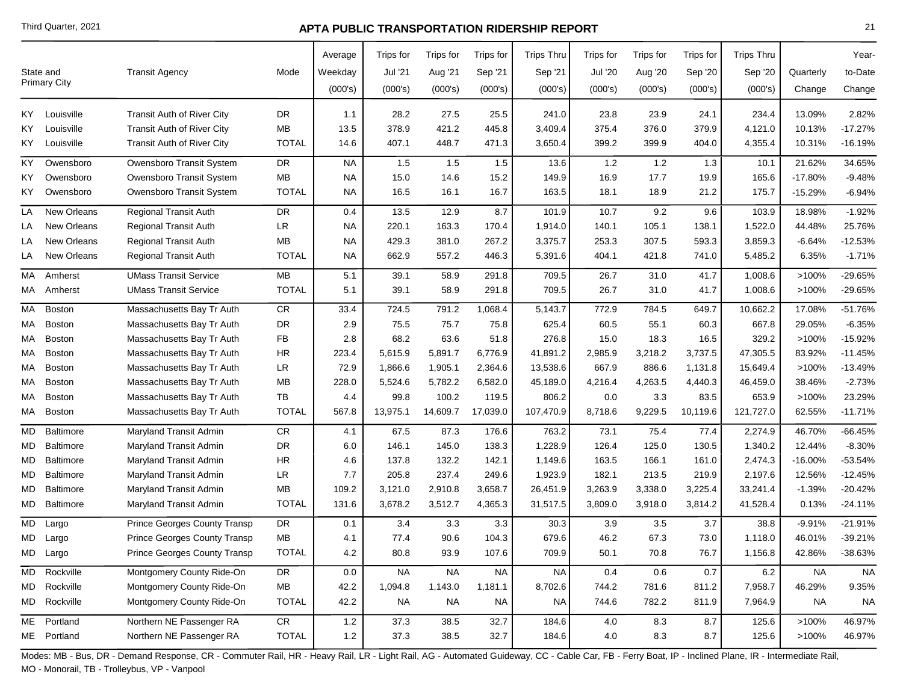## APTA PUBLIC TRANSPORTATION RIDERSHIP REPORT

Third Quarter, 2021

| State and Primary City | | Transit Agency | Mode | Average Weekday (000's) | Trips for Jul '21 (000's) | Trips for Aug '21 (000's) | Trips for Sep '21 (000's) | Trips Thru Sep '21 (000's) | Trips for Jul '20 (000's) | Trips for Aug '20 (000's) | Trips for Sep '20 (000's) | Trips Thru Sep '20 (000's) | Quarterly Change | Year-to-Date Change |
|---|---|---|---|---|---|---|---|---|---|---|---|---|---|---|
| KY | Louisville | Transit Auth of River City | DR | 1.1 | 28.2 | 27.5 | 25.5 | 241.0 | 23.8 | 23.9 | 24.1 | 234.4 | 13.09% | 2.82% |
| KY | Louisville | Transit Auth of River City | MB | 13.5 | 378.9 | 421.2 | 445.8 | 3,409.4 | 375.4 | 376.0 | 379.9 | 4,121.0 | 10.13% | -17.27% |
| KY | Louisville | Transit Auth of River City | TOTAL | 14.6 | 407.1 | 448.7 | 471.3 | 3,650.4 | 399.2 | 399.9 | 404.0 | 4,355.4 | 10.31% | -16.19% |
| KY | Owensboro | Owensboro Transit System | DR | NA | 1.5 | 1.5 | 1.5 | 13.6 | 1.2 | 1.2 | 1.3 | 10.1 | 21.62% | 34.65% |
| KY | Owensboro | Owensboro Transit System | MB | NA | 15.0 | 14.6 | 15.2 | 149.9 | 16.9 | 17.7 | 19.9 | 165.6 | -17.80% | -9.48% |
| KY | Owensboro | Owensboro Transit System | TOTAL | NA | 16.5 | 16.1 | 16.7 | 163.5 | 18.1 | 18.9 | 21.2 | 175.7 | -15.29% | -6.94% |
| LA | New Orleans | Regional Transit Auth | DR | 0.4 | 13.5 | 12.9 | 8.7 | 101.9 | 10.7 | 9.2 | 9.6 | 103.9 | 18.98% | -1.92% |
| LA | New Orleans | Regional Transit Auth | LR | NA | 220.1 | 163.3 | 170.4 | 1,914.0 | 140.1 | 105.1 | 138.1 | 1,522.0 | 44.48% | 25.76% |
| LA | New Orleans | Regional Transit Auth | MB | NA | 429.3 | 381.0 | 267.2 | 3,375.7 | 253.3 | 307.5 | 593.3 | 3,859.3 | -6.64% | -12.53% |
| LA | New Orleans | Regional Transit Auth | TOTAL | NA | 662.9 | 557.2 | 446.3 | 5,391.6 | 404.1 | 421.8 | 741.0 | 5,485.2 | 6.35% | -1.71% |
| MA | Amherst | UMass Transit Service | MB | 5.1 | 39.1 | 58.9 | 291.8 | 709.5 | 26.7 | 31.0 | 41.7 | 1,008.6 | >100% | -29.65% |
| MA | Amherst | UMass Transit Service | TOTAL | 5.1 | 39.1 | 58.9 | 291.8 | 709.5 | 26.7 | 31.0 | 41.7 | 1,008.6 | >100% | -29.65% |
| MA | Boston | Massachusetts Bay Tr Auth | CR | 33.4 | 724.5 | 791.2 | 1,068.4 | 5,143.7 | 772.9 | 784.5 | 649.7 | 10,662.2 | 17.08% | -51.76% |
| MA | Boston | Massachusetts Bay Tr Auth | DR | 2.9 | 75.5 | 75.7 | 75.8 | 625.4 | 60.5 | 55.1 | 60.3 | 667.8 | 29.05% | -6.35% |
| MA | Boston | Massachusetts Bay Tr Auth | FB | 2.8 | 68.2 | 63.6 | 51.8 | 276.8 | 15.0 | 18.3 | 16.5 | 329.2 | >100% | -15.92% |
| MA | Boston | Massachusetts Bay Tr Auth | HR | 223.4 | 5,615.9 | 5,891.7 | 6,776.9 | 41,891.2 | 2,985.9 | 3,218.2 | 3,737.5 | 47,305.5 | 83.92% | -11.45% |
| MA | Boston | Massachusetts Bay Tr Auth | LR | 72.9 | 1,866.6 | 1,905.1 | 2,364.6 | 13,538.6 | 667.9 | 886.6 | 1,131.8 | 15,649.4 | >100% | -13.49% |
| MA | Boston | Massachusetts Bay Tr Auth | MB | 228.0 | 5,524.6 | 5,782.2 | 6,582.0 | 45,189.0 | 4,216.4 | 4,263.5 | 4,440.3 | 46,459.0 | 38.46% | -2.73% |
| MA | Boston | Massachusetts Bay Tr Auth | TB | 4.4 | 99.8 | 100.2 | 119.5 | 806.2 | 0.0 | 3.3 | 83.5 | 653.9 | >100% | 23.29% |
| MA | Boston | Massachusetts Bay Tr Auth | TOTAL | 567.8 | 13,975.1 | 14,609.7 | 17,039.0 | 107,470.9 | 8,718.6 | 9,229.5 | 10,119.6 | 121,727.0 | 62.55% | -11.71% |
| MD | Baltimore | Maryland Transit Admin | CR | 4.1 | 67.5 | 87.3 | 176.6 | 763.2 | 73.1 | 75.4 | 77.4 | 2,274.9 | 46.70% | -66.45% |
| MD | Baltimore | Maryland Transit Admin | DR | 6.0 | 146.1 | 145.0 | 138.3 | 1,228.9 | 126.4 | 125.0 | 130.5 | 1,340.2 | 12.44% | -8.30% |
| MD | Baltimore | Maryland Transit Admin | HR | 4.6 | 137.8 | 132.2 | 142.1 | 1,149.6 | 163.5 | 166.1 | 161.0 | 2,474.3 | -16.00% | -53.54% |
| MD | Baltimore | Maryland Transit Admin | LR | 7.7 | 205.8 | 237.4 | 249.6 | 1,923.9 | 182.1 | 213.5 | 219.9 | 2,197.6 | 12.56% | -12.45% |
| MD | Baltimore | Maryland Transit Admin | MB | 109.2 | 3,121.0 | 2,910.8 | 3,658.7 | 26,451.9 | 3,263.9 | 3,338.0 | 3,225.4 | 33,241.4 | -1.39% | -20.42% |
| MD | Baltimore | Maryland Transit Admin | TOTAL | 131.6 | 3,678.2 | 3,512.7 | 4,365.3 | 31,517.5 | 3,809.0 | 3,918.0 | 3,814.2 | 41,528.4 | 0.13% | -24.11% |
| MD | Largo | Prince Georges County Transp | DR | 0.1 | 3.4 | 3.3 | 3.3 | 30.3 | 3.9 | 3.5 | 3.7 | 38.8 | -9.91% | -21.91% |
| MD | Largo | Prince Georges County Transp | MB | 4.1 | 77.4 | 90.6 | 104.3 | 679.6 | 46.2 | 67.3 | 73.0 | 1,118.0 | 46.01% | -39.21% |
| MD | Largo | Prince Georges County Transp | TOTAL | 4.2 | 80.8 | 93.9 | 107.6 | 709.9 | 50.1 | 70.8 | 76.7 | 1,156.8 | 42.86% | -38.63% |
| MD | Rockville | Montgomery County Ride-On | DR | 0.0 | NA | NA | NA | NA | 0.4 | 0.6 | 0.7 | 6.2 | NA | NA |
| MD | Rockville | Montgomery County Ride-On | MB | 42.2 | 1,094.8 | 1,143.0 | 1,181.1 | 8,702.6 | 744.2 | 781.6 | 811.2 | 7,958.7 | 46.29% | 9.35% |
| MD | Rockville | Montgomery County Ride-On | TOTAL | 42.2 | NA | NA | NA | NA | 744.6 | 782.2 | 811.9 | 7,964.9 | NA | NA |
| ME | Portland | Northern NE Passenger RA | CR | 1.2 | 37.3 | 38.5 | 32.7 | 184.6 | 4.0 | 8.3 | 8.7 | 125.6 | >100% | 46.97% |
| ME | Portland | Northern NE Passenger RA | TOTAL | 1.2 | 37.3 | 38.5 | 32.7 | 184.6 | 4.0 | 8.3 | 8.7 | 125.6 | >100% | 46.97% |

Modes: MB - Bus, DR - Demand Response, CR - Commuter Rail, HR - Heavy Rail, LR - Light Rail, AG - Automated Guideway, CC - Cable Car, FB - Ferry Boat, IP - Inclined Plane, IR - Intermediate Rail, MO - Monorail, TB - Trolleybus, VP - Vanpool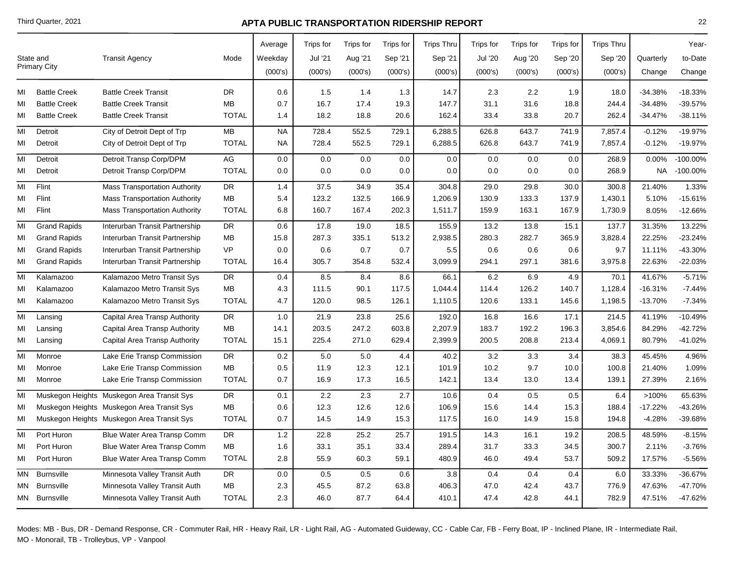## APTA PUBLIC TRANSPORTATION RIDERSHIP REPORT

Third Quarter, 2021

| State and Primary City | | Transit Agency | Mode | Average Weekday (000's) | Trips for Jul '21 (000's) | Trips for Aug '21 (000's) | Trips for Sep '21 (000's) | Trips Thru Sep '21 (000's) | Trips for Jul '20 (000's) | Trips for Aug '20 (000's) | Trips for Sep '20 (000's) | Trips Thru Sep '20 (000's) | Quarterly Change | Year-to-Date Change |
|---|---|---|---|---|---|---|---|---|---|---|---|---|---|---|
| MI | Battle Creek | Battle Creek Transit | DR | 0.6 | 1.5 | 1.4 | 1.3 | 14.7 | 2.3 | 2.2 | 1.9 | 18.0 | -34.38% | -18.33% |
| MI | Battle Creek | Battle Creek Transit | MB | 0.7 | 16.7 | 17.4 | 19.3 | 147.7 | 31.1 | 31.6 | 18.8 | 244.4 | -34.48% | -39.57% |
| MI | Battle Creek | Battle Creek Transit | TOTAL | 1.4 | 18.2 | 18.8 | 20.6 | 162.4 | 33.4 | 33.8 | 20.7 | 262.4 | -34.47% | -38.11% |
| MI | Detroit | City of Detroit Dept of Trp | MB | NA | 728.4 | 552.5 | 729.1 | 6,288.5 | 626.8 | 643.7 | 741.9 | 7,857.4 | -0.12% | -19.97% |
| MI | Detroit | City of Detroit Dept of Trp | TOTAL | NA | 728.4 | 552.5 | 729.1 | 6,288.5 | 626.8 | 643.7 | 741.9 | 7,857.4 | -0.12% | -19.97% |
| MI | Detroit | Detroit Transp Corp/DPM | AG | 0.0 | 0.0 | 0.0 | 0.0 | 0.0 | 0.0 | 0.0 | 0.0 | 268.9 | 0.00% | -100.00% |
| MI | Detroit | Detroit Transp Corp/DPM | TOTAL | 0.0 | 0.0 | 0.0 | 0.0 | 0.0 | 0.0 | 0.0 | 0.0 | 268.9 | NA | -100.00% |
| MI | Flint | Mass Transportation Authority | DR | 1.4 | 37.5 | 34.9 | 35.4 | 304.8 | 29.0 | 29.8 | 30.0 | 300.8 | 21.40% | 1.33% |
| MI | Flint | Mass Transportation Authority | MB | 5.4 | 123.2 | 132.5 | 166.9 | 1,206.9 | 130.9 | 133.3 | 137.9 | 1,430.1 | 5.10% | -15.61% |
| MI | Flint | Mass Transportation Authority | TOTAL | 6.8 | 160.7 | 167.4 | 202.3 | 1,511.7 | 159.9 | 163.1 | 167.9 | 1,730.9 | 8.05% | -12.66% |
| MI | Grand Rapids | Interurban Transit Partnership | DR | 0.6 | 17.8 | 19.0 | 18.5 | 155.9 | 13.2 | 13.8 | 15.1 | 137.7 | 31.35% | 13.22% |
| MI | Grand Rapids | Interurban Transit Partnership | MB | 15.8 | 287.3 | 335.1 | 513.2 | 2,938.5 | 280.3 | 282.7 | 365.9 | 3,828.4 | 22.25% | -23.24% |
| MI | Grand Rapids | Interurban Transit Partnership | VP | 0.0 | 0.6 | 0.7 | 0.7 | 5.5 | 0.6 | 0.6 | 0.6 | 9.7 | 11.11% | -43.30% |
| MI | Grand Rapids | Interurban Transit Partnership | TOTAL | 16.4 | 305.7 | 354.8 | 532.4 | 3,099.9 | 294.1 | 297.1 | 381.6 | 3,975.8 | 22.63% | -22.03% |
| MI | Kalamazoo | Kalamazoo Metro Transit Sys | DR | 0.4 | 8.5 | 8.4 | 8.6 | 66.1 | 6.2 | 6.9 | 4.9 | 70.1 | 41.67% | -5.71% |
| MI | Kalamazoo | Kalamazoo Metro Transit Sys | MB | 4.3 | 111.5 | 90.1 | 117.5 | 1,044.4 | 114.4 | 126.2 | 140.7 | 1,128.4 | -16.31% | -7.44% |
| MI | Kalamazoo | Kalamazoo Metro Transit Sys | TOTAL | 4.7 | 120.0 | 98.5 | 126.1 | 1,110.5 | 120.6 | 133.1 | 145.6 | 1,198.5 | -13.70% | -7.34% |
| MI | Lansing | Capital Area Transp Authority | DR | 1.0 | 21.9 | 23.8 | 25.6 | 192.0 | 16.8 | 16.6 | 17.1 | 214.5 | 41.19% | -10.49% |
| MI | Lansing | Capital Area Transp Authority | MB | 14.1 | 203.5 | 247.2 | 603.8 | 2,207.9 | 183.7 | 192.2 | 196.3 | 3,854.6 | 84.29% | -42.72% |
| MI | Lansing | Capital Area Transp Authority | TOTAL | 15.1 | 225.4 | 271.0 | 629.4 | 2,399.9 | 200.5 | 208.8 | 213.4 | 4,069.1 | 80.79% | -41.02% |
| MI | Monroe | Lake Erie Transp Commission | DR | 0.2 | 5.0 | 5.0 | 4.4 | 40.2 | 3.2 | 3.3 | 3.4 | 38.3 | 45.45% | 4.96% |
| MI | Monroe | Lake Erie Transp Commission | MB | 0.5 | 11.9 | 12.3 | 12.1 | 101.9 | 10.2 | 9.7 | 10.0 | 100.8 | 21.40% | 1.09% |
| MI | Monroe | Lake Erie Transp Commission | TOTAL | 0.7 | 16.9 | 17.3 | 16.5 | 142.1 | 13.4 | 13.0 | 13.4 | 139.1 | 27.39% | 2.16% |
| MI | Muskegon Heights | Muskegon Area Transit Sys | DR | 0.1 | 2.2 | 2.3 | 2.7 | 10.6 | 0.4 | 0.5 | 0.5 | 6.4 | >100% | 65.63% |
| MI | Muskegon Heights | Muskegon Area Transit Sys | MB | 0.6 | 12.3 | 12.6 | 12.6 | 106.9 | 15.6 | 14.4 | 15.3 | 188.4 | -17.22% | -43.26% |
| MI | Muskegon Heights | Muskegon Area Transit Sys | TOTAL | 0.7 | 14.5 | 14.9 | 15.3 | 117.5 | 16.0 | 14.9 | 15.8 | 194.8 | -4.28% | -39.68% |
| MI | Port Huron | Blue Water Area Transp Comm | DR | 1.2 | 22.8 | 25.2 | 25.7 | 191.5 | 14.3 | 16.1 | 19.2 | 208.5 | 48.59% | -8.15% |
| MI | Port Huron | Blue Water Area Transp Comm | MB | 1.6 | 33.1 | 35.1 | 33.4 | 289.4 | 31.7 | 33.3 | 34.5 | 300.7 | 2.11% | -3.76% |
| MI | Port Huron | Blue Water Area Transp Comm | TOTAL | 2.8 | 55.9 | 60.3 | 59.1 | 480.9 | 46.0 | 49.4 | 53.7 | 509.2 | 17.57% | -5.56% |
| MN | Burnsville | Minnesota Valley Transit Auth | DR | 0.0 | 0.5 | 0.5 | 0.6 | 3.8 | 0.4 | 0.4 | 0.4 | 6.0 | 33.33% | -36.67% |
| MN | Burnsville | Minnesota Valley Transit Auth | MB | 2.3 | 45.5 | 87.2 | 63.8 | 406.3 | 47.0 | 42.4 | 43.7 | 776.9 | 47.63% | -47.70% |
| MN | Burnsville | Minnesota Valley Transit Auth | TOTAL | 2.3 | 46.0 | 87.7 | 64.4 | 410.1 | 47.4 | 42.8 | 44.1 | 782.9 | 47.51% | -47.62% |

Modes: MB - Bus, DR - Demand Response, CR - Commuter Rail, HR - Heavy Rail, LR - Light Rail, AG - Automated Guideway, CC - Cable Car, FB - Ferry Boat, IP - Inclined Plane, IR - Intermediate Rail, MO - Monorail, TB - Trolleybus, VP - Vanpool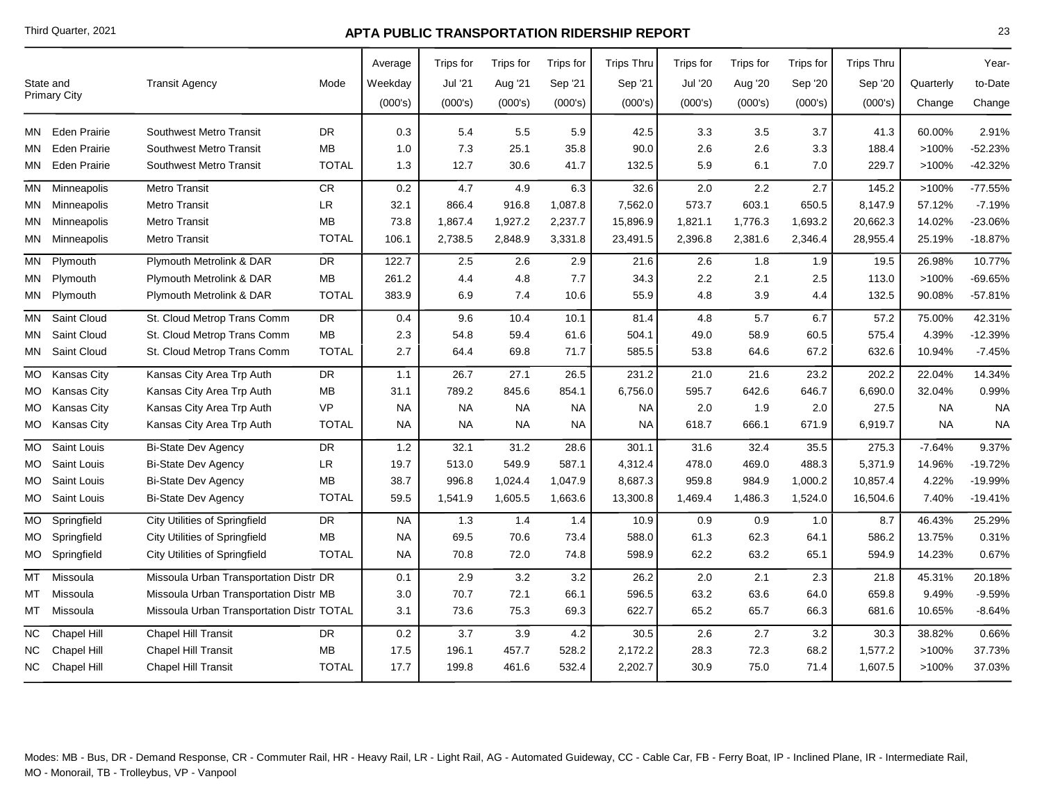# APTA PUBLIC TRANSPORTATION RIDERSHIP REPORT

Third Quarter, 2021

| State and Primary City | | Transit Agency | Mode | Average Weekday (000's) | Trips for Jul '21 (000's) | Trips for Aug '21 (000's) | Trips for Sep '21 (000's) | Trips Thru Sep '21 (000's) | Trips for Jul '20 (000's) | Trips for Aug '20 (000's) | Trips for Sep '20 (000's) | Trips Thru Sep '20 (000's) | Quarterly Change | Year-to-Date Change |
|---|---|---|---|---|---|---|---|---|---|---|---|---|---|---|
| MN | Eden Prairie | Southwest Metro Transit | DR | 0.3 | 5.4 | 5.5 | 5.9 | 42.5 | 3.3 | 3.5 | 3.7 | 41.3 | 60.00% | 2.91% |
| MN | Eden Prairie | Southwest Metro Transit | MB | 1.0 | 7.3 | 25.1 | 35.8 | 90.0 | 2.6 | 2.6 | 3.3 | 188.4 | >100% | -52.23% |
| MN | Eden Prairie | Southwest Metro Transit | TOTAL | 1.3 | 12.7 | 30.6 | 41.7 | 132.5 | 5.9 | 6.1 | 7.0 | 229.7 | >100% | -42.32% |
| MN | Minneapolis | Metro Transit | CR | 0.2 | 4.7 | 4.9 | 6.3 | 32.6 | 2.0 | 2.2 | 2.7 | 145.2 | >100% | -77.55% |
| MN | Minneapolis | Metro Transit | LR | 32.1 | 866.4 | 916.8 | 1,087.8 | 7,562.0 | 573.7 | 603.1 | 650.5 | 8,147.9 | 57.12% | -7.19% |
| MN | Minneapolis | Metro Transit | MB | 73.8 | 1,867.4 | 1,927.2 | 2,237.7 | 15,896.9 | 1,821.1 | 1,776.3 | 1,693.2 | 20,662.3 | 14.02% | -23.06% |
| MN | Minneapolis | Metro Transit | TOTAL | 106.1 | 2,738.5 | 2,848.9 | 3,331.8 | 23,491.5 | 2,396.8 | 2,381.6 | 2,346.4 | 28,955.4 | 25.19% | -18.87% |
| MN | Plymouth | Plymouth Metrolink & DAR | DR | 122.7 | 2.5 | 2.6 | 2.9 | 21.6 | 2.6 | 1.8 | 1.9 | 19.5 | 26.98% | 10.77% |
| MN | Plymouth | Plymouth Metrolink & DAR | MB | 261.2 | 4.4 | 4.8 | 7.7 | 34.3 | 2.2 | 2.1 | 2.5 | 113.0 | >100% | -69.65% |
| MN | Plymouth | Plymouth Metrolink & DAR | TOTAL | 383.9 | 6.9 | 7.4 | 10.6 | 55.9 | 4.8 | 3.9 | 4.4 | 132.5 | 90.08% | -57.81% |
| MN | Saint Cloud | St. Cloud Metrop Trans Comm | DR | 0.4 | 9.6 | 10.4 | 10.1 | 81.4 | 4.8 | 5.7 | 6.7 | 57.2 | 75.00% | 42.31% |
| MN | Saint Cloud | St. Cloud Metrop Trans Comm | MB | 2.3 | 54.8 | 59.4 | 61.6 | 504.1 | 49.0 | 58.9 | 60.5 | 575.4 | 4.39% | -12.39% |
| MN | Saint Cloud | St. Cloud Metrop Trans Comm | TOTAL | 2.7 | 64.4 | 69.8 | 71.7 | 585.5 | 53.8 | 64.6 | 67.2 | 632.6 | 10.94% | -7.45% |
| MO | Kansas City | Kansas City Area Trp Auth | DR | 1.1 | 26.7 | 27.1 | 26.5 | 231.2 | 21.0 | 21.6 | 23.2 | 202.2 | 22.04% | 14.34% |
| MO | Kansas City | Kansas City Area Trp Auth | MB | 31.1 | 789.2 | 845.6 | 854.1 | 6,756.0 | 595.7 | 642.6 | 646.7 | 6,690.0 | 32.04% | 0.99% |
| MO | Kansas City | Kansas City Area Trp Auth | VP | NA | NA | NA | NA | NA | 2.0 | 1.9 | 2.0 | 27.5 | NA | NA |
| MO | Kansas City | Kansas City Area Trp Auth | TOTAL | NA | NA | NA | NA | NA | 618.7 | 666.1 | 671.9 | 6,919.7 | NA | NA |
| MO | Saint Louis | Bi-State Dev Agency | DR | 1.2 | 32.1 | 31.2 | 28.6 | 301.1 | 31.6 | 32.4 | 35.5 | 275.3 | -7.64% | 9.37% |
| MO | Saint Louis | Bi-State Dev Agency | LR | 19.7 | 513.0 | 549.9 | 587.1 | 4,312.4 | 478.0 | 469.0 | 488.3 | 5,371.9 | 14.96% | -19.72% |
| MO | Saint Louis | Bi-State Dev Agency | MB | 38.7 | 996.8 | 1,024.4 | 1,047.9 | 8,687.3 | 959.8 | 984.9 | 1,000.2 | 10,857.4 | 4.22% | -19.99% |
| MO | Saint Louis | Bi-State Dev Agency | TOTAL | 59.5 | 1,541.9 | 1,605.5 | 1,663.6 | 13,300.8 | 1,469.4 | 1,486.3 | 1,524.0 | 16,504.6 | 7.40% | -19.41% |
| MO | Springfield | City Utilities of Springfield | DR | NA | 1.3 | 1.4 | 1.4 | 10.9 | 0.9 | 0.9 | 1.0 | 8.7 | 46.43% | 25.29% |
| MO | Springfield | City Utilities of Springfield | MB | NA | 69.5 | 70.6 | 73.4 | 588.0 | 61.3 | 62.3 | 64.1 | 586.2 | 13.75% | 0.31% |
| MO | Springfield | City Utilities of Springfield | TOTAL | NA | 70.8 | 72.0 | 74.8 | 598.9 | 62.2 | 63.2 | 65.1 | 594.9 | 14.23% | 0.67% |
| MT | Missoula | Missoula Urban Transportation Distr | DR | 0.1 | 2.9 | 3.2 | 3.2 | 26.2 | 2.0 | 2.1 | 2.3 | 21.8 | 45.31% | 20.18% |
| MT | Missoula | Missoula Urban Transportation Distr | MB | 3.0 | 70.7 | 72.1 | 66.1 | 596.5 | 63.2 | 63.6 | 64.0 | 659.8 | 9.49% | -9.59% |
| MT | Missoula | Missoula Urban Transportation Distr | TOTAL | 3.1 | 73.6 | 75.3 | 69.3 | 622.7 | 65.2 | 65.7 | 66.3 | 681.6 | 10.65% | -8.64% |
| NC | Chapel Hill | Chapel Hill Transit | DR | 0.2 | 3.7 | 3.9 | 4.2 | 30.5 | 2.6 | 2.7 | 3.2 | 30.3 | 38.82% | 0.66% |
| NC | Chapel Hill | Chapel Hill Transit | MB | 17.5 | 196.1 | 457.7 | 528.2 | 2,172.2 | 28.3 | 72.3 | 68.2 | 1,577.2 | >100% | 37.73% |
| NC | Chapel Hill | Chapel Hill Transit | TOTAL | 17.7 | 199.8 | 461.6 | 532.4 | 2,202.7 | 30.9 | 75.0 | 71.4 | 1,607.5 | >100% | 37.03% |

Modes: MB - Bus, DR - Demand Response, CR - Commuter Rail, HR - Heavy Rail, LR - Light Rail, AG - Automated Guideway, CC - Cable Car, FB - Ferry Boat, IP - Inclined Plane, IR - Intermediate Rail, MO - Monorail, TB - Trolleybus, VP - Vanpool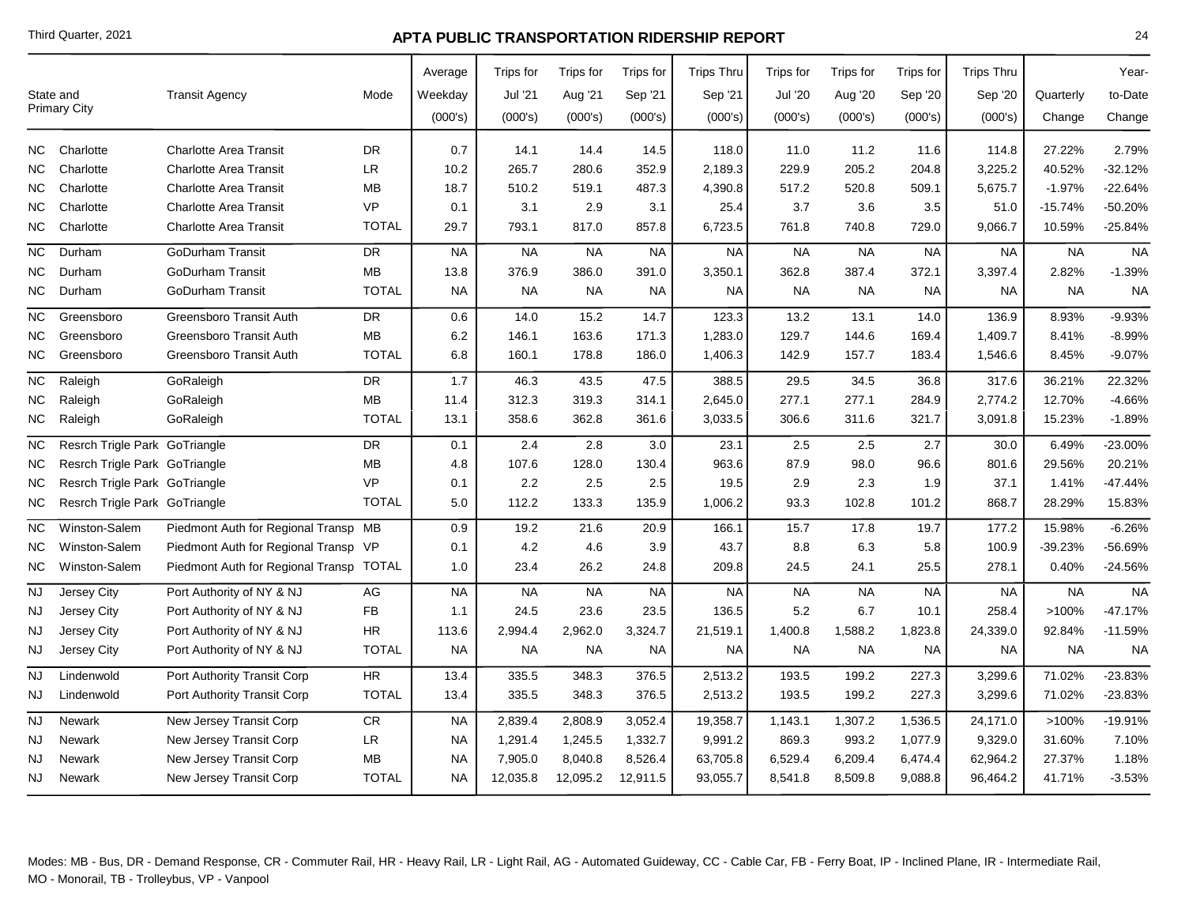## APTA PUBLIC TRANSPORTATION RIDERSHIP REPORT

Third Quarter, 2021

| State and Primary City | | Transit Agency | Mode | Average Weekday (000's) | Trips for Jul '21 (000's) | Trips for Aug '21 (000's) | Trips for Sep '21 (000's) | Trips Thru Sep '21 (000's) | Trips for Jul '20 (000's) | Trips for Aug '20 (000's) | Trips for Sep '20 (000's) | Trips Thru Sep '20 (000's) | Quarterly Change | Year-to-Date Change |
|---|---|---|---|---|---|---|---|---|---|---|---|---|---|---|
| NC | Charlotte | Charlotte Area Transit | DR | 0.7 | 14.1 | 14.4 | 14.5 | 118.0 | 11.0 | 11.2 | 11.6 | 114.8 | 27.22% | 2.79% |
| NC | Charlotte | Charlotte Area Transit | LR | 10.2 | 265.7 | 280.6 | 352.9 | 2,189.3 | 229.9 | 205.2 | 204.8 | 3,225.2 | 40.52% | -32.12% |
| NC | Charlotte | Charlotte Area Transit | MB | 18.7 | 510.2 | 519.1 | 487.3 | 4,390.8 | 517.2 | 520.8 | 509.1 | 5,675.7 | -1.97% | -22.64% |
| NC | Charlotte | Charlotte Area Transit | VP | 0.1 | 3.1 | 2.9 | 3.1 | 25.4 | 3.7 | 3.6 | 3.5 | 51.0 | -15.74% | -50.20% |
| NC | Charlotte | Charlotte Area Transit | TOTAL | 29.7 | 793.1 | 817.0 | 857.8 | 6,723.5 | 761.8 | 740.8 | 729.0 | 9,066.7 | 10.59% | -25.84% |
| NC | Durham | GoDurham Transit | DR | NA | NA | NA | NA | NA | NA | NA | NA | NA | NA | NA |
| NC | Durham | GoDurham Transit | MB | 13.8 | 376.9 | 386.0 | 391.0 | 3,350.1 | 362.8 | 387.4 | 372.1 | 3,397.4 | 2.82% | -1.39% |
| NC | Durham | GoDurham Transit | TOTAL | NA | NA | NA | NA | NA | NA | NA | NA | NA | NA | NA |
| NC | Greensboro | Greensboro Transit Auth | DR | 0.6 | 14.0 | 15.2 | 14.7 | 123.3 | 13.2 | 13.1 | 14.0 | 136.9 | 8.93% | -9.93% |
| NC | Greensboro | Greensboro Transit Auth | MB | 6.2 | 146.1 | 163.6 | 171.3 | 1,283.0 | 129.7 | 144.6 | 169.4 | 1,409.7 | 8.41% | -8.99% |
| NC | Greensboro | Greensboro Transit Auth | TOTAL | 6.8 | 160.1 | 178.8 | 186.0 | 1,406.3 | 142.9 | 157.7 | 183.4 | 1,546.6 | 8.45% | -9.07% |
| NC | Raleigh | GoRaleigh | DR | 1.7 | 46.3 | 43.5 | 47.5 | 388.5 | 29.5 | 34.5 | 36.8 | 317.6 | 36.21% | 22.32% |
| NC | Raleigh | GoRaleigh | MB | 11.4 | 312.3 | 319.3 | 314.1 | 2,645.0 | 277.1 | 277.1 | 284.9 | 2,774.2 | 12.70% | -4.66% |
| NC | Raleigh | GoRaleigh | TOTAL | 13.1 | 358.6 | 362.8 | 361.6 | 3,033.5 | 306.6 | 311.6 | 321.7 | 3,091.8 | 15.23% | -1.89% |
| NC | Resrch Trigle Park | GoTriangle | DR | 0.1 | 2.4 | 2.8 | 3.0 | 23.1 | 2.5 | 2.5 | 2.7 | 30.0 | 6.49% | -23.00% |
| NC | Resrch Trigle Park | GoTriangle | MB | 4.8 | 107.6 | 128.0 | 130.4 | 963.6 | 87.9 | 98.0 | 96.6 | 801.6 | 29.56% | 20.21% |
| NC | Resrch Trigle Park | GoTriangle | VP | 0.1 | 2.2 | 2.5 | 2.5 | 19.5 | 2.9 | 2.3 | 1.9 | 37.1 | 1.41% | -47.44% |
| NC | Resrch Trigle Park | GoTriangle | TOTAL | 5.0 | 112.2 | 133.3 | 135.9 | 1,006.2 | 93.3 | 102.8 | 101.2 | 868.7 | 28.29% | 15.83% |
| NC | Winston-Salem | Piedmont Auth for Regional Transp | MB | 0.9 | 19.2 | 21.6 | 20.9 | 166.1 | 15.7 | 17.8 | 19.7 | 177.2 | 15.98% | -6.26% |
| NC | Winston-Salem | Piedmont Auth for Regional Transp | VP | 0.1 | 4.2 | 4.6 | 3.9 | 43.7 | 8.8 | 6.3 | 5.8 | 100.9 | -39.23% | -56.69% |
| NC | Winston-Salem | Piedmont Auth for Regional Transp | TOTAL | 1.0 | 23.4 | 26.2 | 24.8 | 209.8 | 24.5 | 24.1 | 25.5 | 278.1 | 0.40% | -24.56% |
| NJ | Jersey City | Port Authority of NY & NJ | AG | NA | NA | NA | NA | NA | NA | NA | NA | NA | NA | NA |
| NJ | Jersey City | Port Authority of NY & NJ | FB | 1.1 | 24.5 | 23.6 | 23.5 | 136.5 | 5.2 | 6.7 | 10.1 | 258.4 | >100% | -47.17% |
| NJ | Jersey City | Port Authority of NY & NJ | HR | 113.6 | 2,994.4 | 2,962.0 | 3,324.7 | 21,519.1 | 1,400.8 | 1,588.2 | 1,823.8 | 24,339.0 | 92.84% | -11.59% |
| NJ | Jersey City | Port Authority of NY & NJ | TOTAL | NA | NA | NA | NA | NA | NA | NA | NA | NA | NA | NA |
| NJ | Lindenwold | Port Authority Transit Corp | HR | 13.4 | 335.5 | 348.3 | 376.5 | 2,513.2 | 193.5 | 199.2 | 227.3 | 3,299.6 | 71.02% | -23.83% |
| NJ | Lindenwold | Port Authority Transit Corp | TOTAL | 13.4 | 335.5 | 348.3 | 376.5 | 2,513.2 | 193.5 | 199.2 | 227.3 | 3,299.6 | 71.02% | -23.83% |
| NJ | Newark | New Jersey Transit Corp | CR | NA | 2,839.4 | 2,808.9 | 3,052.4 | 19,358.7 | 1,143.1 | 1,307.2 | 1,536.5 | 24,171.0 | >100% | -19.91% |
| NJ | Newark | New Jersey Transit Corp | LR | NA | 1,291.4 | 1,245.5 | 1,332.7 | 9,991.2 | 869.3 | 993.2 | 1,077.9 | 9,329.0 | 31.60% | 7.10% |
| NJ | Newark | New Jersey Transit Corp | MB | NA | 7,905.0 | 8,040.8 | 8,526.4 | 63,705.8 | 6,529.4 | 6,209.4 | 6,474.4 | 62,964.2 | 27.37% | 1.18% |
| NJ | Newark | New Jersey Transit Corp | TOTAL | NA | 12,035.8 | 12,095.2 | 12,911.5 | 93,055.7 | 8,541.8 | 8,509.8 | 9,088.8 | 96,464.2 | 41.71% | -3.53% |

Modes: MB - Bus, DR - Demand Response, CR - Commuter Rail, HR - Heavy Rail, LR - Light Rail, AG - Automated Guideway, CC - Cable Car, FB - Ferry Boat, IP - Inclined Plane, IR - Intermediate Rail, MO - Monorail, TB - Trolleybus, VP - Vanpool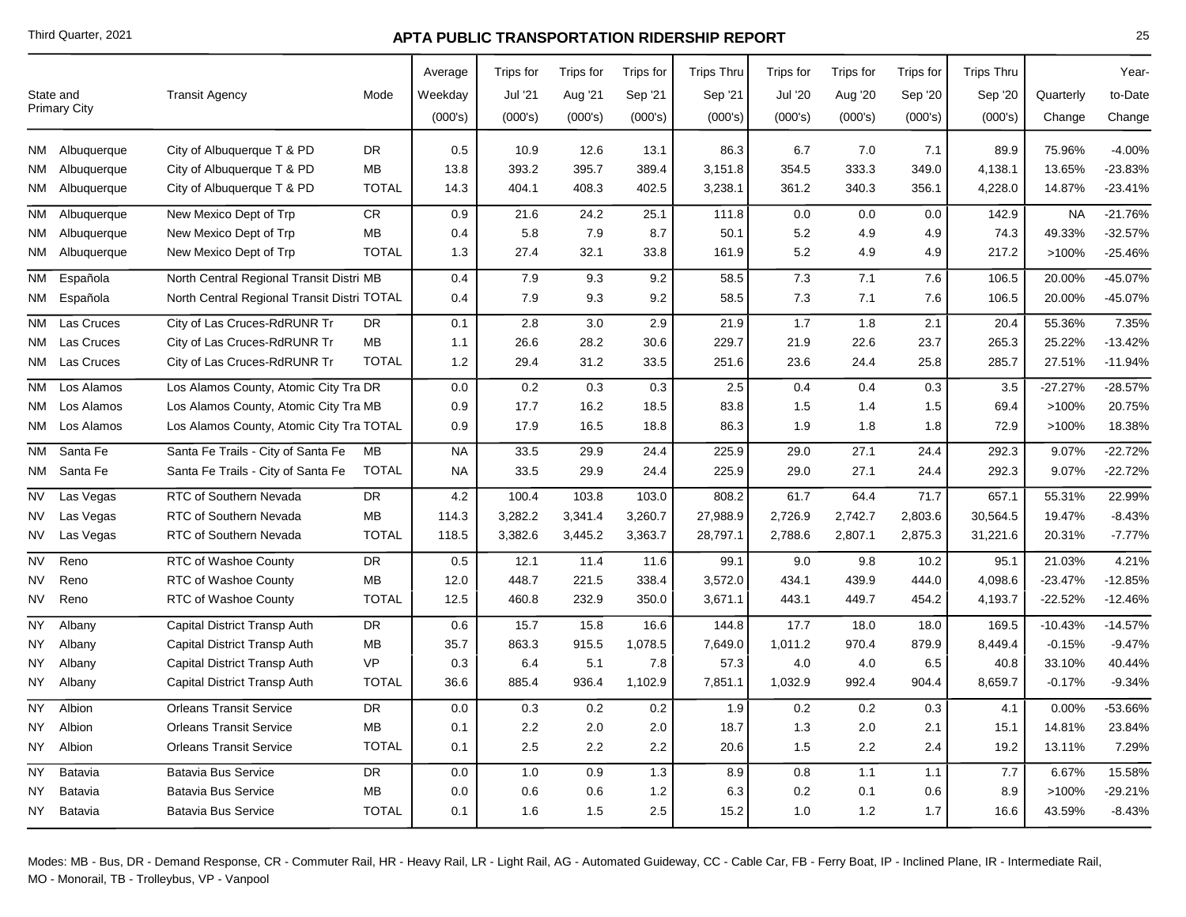## APTA PUBLIC TRANSPORTATION RIDERSHIP REPORT

Third Quarter, 2021

| State and Primary City | | Transit Agency | Mode | Average Weekday (000's) | Trips for Jul '21 (000's) | Trips for Aug '21 (000's) | Trips for Sep '21 (000's) | Trips Thru Sep '21 (000's) | Trips for Jul '20 (000's) | Trips for Aug '20 (000's) | Trips for Sep '20 (000's) | Trips Thru Sep '20 (000's) | Quarterly Change | Year-to-Date Change |
|---|---|---|---|---|---|---|---|---|---|---|---|---|---|---|
| NM | Albuquerque | City of Albuquerque T & PD | DR | 0.5 | 10.9 | 12.6 | 13.1 | 86.3 | 6.7 | 7.0 | 7.1 | 89.9 | 75.96% | -4.00% |
| NM | Albuquerque | City of Albuquerque T & PD | MB | 13.8 | 393.2 | 395.7 | 389.4 | 3,151.8 | 354.5 | 333.3 | 349.0 | 4,138.1 | 13.65% | -23.83% |
| NM | Albuquerque | City of Albuquerque T & PD | TOTAL | 14.3 | 404.1 | 408.3 | 402.5 | 3,238.1 | 361.2 | 340.3 | 356.1 | 4,228.0 | 14.87% | -23.41% |
| NM | Albuquerque | New Mexico Dept of Trp | CR | 0.9 | 21.6 | 24.2 | 25.1 | 111.8 | 0.0 | 0.0 | 0.0 | 142.9 | NA | -21.76% |
| NM | Albuquerque | New Mexico Dept of Trp | MB | 0.4 | 5.8 | 7.9 | 8.7 | 50.1 | 5.2 | 4.9 | 4.9 | 74.3 | 49.33% | -32.57% |
| NM | Albuquerque | New Mexico Dept of Trp | TOTAL | 1.3 | 27.4 | 32.1 | 33.8 | 161.9 | 5.2 | 4.9 | 4.9 | 217.2 | >100% | -25.46% |
| NM | Española | North Central Regional Transit Distri | MB | 0.4 | 7.9 | 9.3 | 9.2 | 58.5 | 7.3 | 7.1 | 7.6 | 106.5 | 20.00% | -45.07% |
| NM | Española | North Central Regional Transit Distri | TOTAL | 0.4 | 7.9 | 9.3 | 9.2 | 58.5 | 7.3 | 7.1 | 7.6 | 106.5 | 20.00% | -45.07% |
| NM | Las Cruces | City of Las Cruces-RdRUNR Tr | DR | 0.1 | 2.8 | 3.0 | 2.9 | 21.9 | 1.7 | 1.8 | 2.1 | 20.4 | 55.36% | 7.35% |
| NM | Las Cruces | City of Las Cruces-RdRUNR Tr | MB | 1.1 | 26.6 | 28.2 | 30.6 | 229.7 | 21.9 | 22.6 | 23.7 | 265.3 | 25.22% | -13.42% |
| NM | Las Cruces | City of Las Cruces-RdRUNR Tr | TOTAL | 1.2 | 29.4 | 31.2 | 33.5 | 251.6 | 23.6 | 24.4 | 25.8 | 285.7 | 27.51% | -11.94% |
| NM | Los Alamos | Los Alamos County, Atomic City Tra | DR | 0.0 | 0.2 | 0.3 | 0.3 | 2.5 | 0.4 | 0.4 | 0.3 | 3.5 | -27.27% | -28.57% |
| NM | Los Alamos | Los Alamos County, Atomic City Tra | MB | 0.9 | 17.7 | 16.2 | 18.5 | 83.8 | 1.5 | 1.4 | 1.5 | 69.4 | >100% | 20.75% |
| NM | Los Alamos | Los Alamos County, Atomic City Tra | TOTAL | 0.9 | 17.9 | 16.5 | 18.8 | 86.3 | 1.9 | 1.8 | 1.8 | 72.9 | >100% | 18.38% |
| NM | Santa Fe | Santa Fe Trails - City of Santa Fe | MB | NA | 33.5 | 29.9 | 24.4 | 225.9 | 29.0 | 27.1 | 24.4 | 292.3 | 9.07% | -22.72% |
| NM | Santa Fe | Santa Fe Trails - City of Santa Fe | TOTAL | NA | 33.5 | 29.9 | 24.4 | 225.9 | 29.0 | 27.1 | 24.4 | 292.3 | 9.07% | -22.72% |
| NV | Las Vegas | RTC of Southern Nevada | DR | 4.2 | 100.4 | 103.8 | 103.0 | 808.2 | 61.7 | 64.4 | 71.7 | 657.1 | 55.31% | 22.99% |
| NV | Las Vegas | RTC of Southern Nevada | MB | 114.3 | 3,282.2 | 3,341.4 | 3,260.7 | 27,988.9 | 2,726.9 | 2,742.7 | 2,803.6 | 30,564.5 | 19.47% | -8.43% |
| NV | Las Vegas | RTC of Southern Nevada | TOTAL | 118.5 | 3,382.6 | 3,445.2 | 3,363.7 | 28,797.1 | 2,788.6 | 2,807.1 | 2,875.3 | 31,221.6 | 20.31% | -7.77% |
| NV | Reno | RTC of Washoe County | DR | 0.5 | 12.1 | 11.4 | 11.6 | 99.1 | 9.0 | 9.8 | 10.2 | 95.1 | 21.03% | 4.21% |
| NV | Reno | RTC of Washoe County | MB | 12.0 | 448.7 | 221.5 | 338.4 | 3,572.0 | 434.1 | 439.9 | 444.0 | 4,098.6 | -23.47% | -12.85% |
| NV | Reno | RTC of Washoe County | TOTAL | 12.5 | 460.8 | 232.9 | 350.0 | 3,671.1 | 443.1 | 449.7 | 454.2 | 4,193.7 | -22.52% | -12.46% |
| NY | Albany | Capital District Transp Auth | DR | 0.6 | 15.7 | 15.8 | 16.6 | 144.8 | 17.7 | 18.0 | 18.0 | 169.5 | -10.43% | -14.57% |
| NY | Albany | Capital District Transp Auth | MB | 35.7 | 863.3 | 915.5 | 1,078.5 | 7,649.0 | 1,011.2 | 970.4 | 879.9 | 8,449.4 | -0.15% | -9.47% |
| NY | Albany | Capital District Transp Auth | VP | 0.3 | 6.4 | 5.1 | 7.8 | 57.3 | 4.0 | 4.0 | 6.5 | 40.8 | 33.10% | 40.44% |
| NY | Albany | Capital District Transp Auth | TOTAL | 36.6 | 885.4 | 936.4 | 1,102.9 | 7,851.1 | 1,032.9 | 992.4 | 904.4 | 8,659.7 | -0.17% | -9.34% |
| NY | Albion | Orleans Transit Service | DR | 0.0 | 0.3 | 0.2 | 0.2 | 1.9 | 0.2 | 0.2 | 0.3 | 4.1 | 0.00% | -53.66% |
| NY | Albion | Orleans Transit Service | MB | 0.1 | 2.2 | 2.0 | 2.0 | 18.7 | 1.3 | 2.0 | 2.1 | 15.1 | 14.81% | 23.84% |
| NY | Albion | Orleans Transit Service | TOTAL | 0.1 | 2.5 | 2.2 | 2.2 | 20.6 | 1.5 | 2.2 | 2.4 | 19.2 | 13.11% | 7.29% |
| NY | Batavia | Batavia Bus Service | DR | 0.0 | 1.0 | 0.9 | 1.3 | 8.9 | 0.8 | 1.1 | 1.1 | 7.7 | 6.67% | 15.58% |
| NY | Batavia | Batavia Bus Service | MB | 0.0 | 0.6 | 0.6 | 1.2 | 6.3 | 0.2 | 0.1 | 0.6 | 8.9 | >100% | -29.21% |
| NY | Batavia | Batavia Bus Service | TOTAL | 0.1 | 1.6 | 1.5 | 2.5 | 15.2 | 1.0 | 1.2 | 1.7 | 16.6 | 43.59% | -8.43% |

Modes: MB - Bus, DR - Demand Response, CR - Commuter Rail, HR - Heavy Rail, LR - Light Rail, AG - Automated Guideway, CC - Cable Car, FB - Ferry Boat, IP - Inclined Plane, IR - Intermediate Rail, MO - Monorail, TB - Trolleybus, VP - Vanpool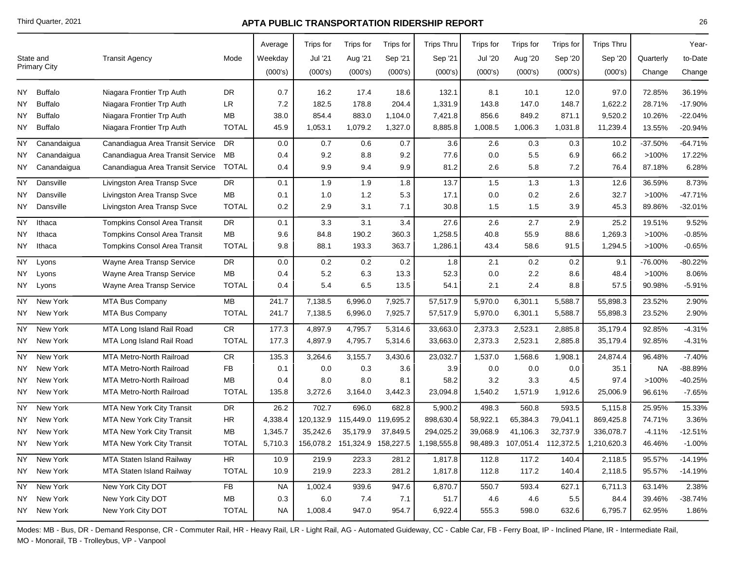## APTA PUBLIC TRANSPORTATION RIDERSHIP REPORT

Third Quarter, 2021

| State and Primary City | | Transit Agency | Mode | Average Weekday (000's) | Trips for Jul '21 (000's) | Trips for Aug '21 (000's) | Trips for Sep '21 (000's) | Trips Thru Sep '21 (000's) | Trips for Jul '20 (000's) | Trips for Aug '20 (000's) | Trips for Sep '20 (000's) | Trips Thru Sep '20 (000's) | Quarterly Change | Year-to-Date Change |
|---|---|---|---|---|---|---|---|---|---|---|---|---|---|---|
| NY | Buffalo | Niagara Frontier Trp Auth | DR | 0.7 | 16.2 | 17.4 | 18.6 | 132.1 | 8.1 | 10.1 | 12.0 | 97.0 | 72.85% | 36.19% |
| NY | Buffalo | Niagara Frontier Trp Auth | LR | 7.2 | 182.5 | 178.8 | 204.4 | 1,331.9 | 143.8 | 147.0 | 148.7 | 1,622.2 | 28.71% | -17.90% |
| NY | Buffalo | Niagara Frontier Trp Auth | MB | 38.0 | 854.4 | 883.0 | 1,104.0 | 7,421.8 | 856.6 | 849.2 | 871.1 | 9,520.2 | 10.26% | -22.04% |
| NY | Buffalo | Niagara Frontier Trp Auth | TOTAL | 45.9 | 1,053.1 | 1,079.2 | 1,327.0 | 8,885.8 | 1,008.5 | 1,006.3 | 1,031.8 | 11,239.4 | 13.55% | -20.94% |
| NY | Canandaigua | Canandiagua Area Transit Service | DR | 0.0 | 0.7 | 0.6 | 0.7 | 3.6 | 2.6 | 0.3 | 0.3 | 10.2 | -37.50% | -64.71% |
| NY | Canandaigua | Canandiagua Area Transit Service | MB | 0.4 | 9.2 | 8.8 | 9.2 | 77.6 | 0.0 | 5.5 | 6.9 | 66.2 | >100% | 17.22% |
| NY | Canandaigua | Canandiagua Area Transit Service | TOTAL | 0.4 | 9.9 | 9.4 | 9.9 | 81.2 | 2.6 | 5.8 | 7.2 | 76.4 | 87.18% | 6.28% |
| NY | Dansville | Livingston Area Transp Svce | DR | 0.1 | 1.9 | 1.9 | 1.8 | 13.7 | 1.5 | 1.3 | 1.3 | 12.6 | 36.59% | 8.73% |
| NY | Dansville | Livingston Area Transp Svce | MB | 0.1 | 1.0 | 1.2 | 5.3 | 17.1 | 0.0 | 0.2 | 2.6 | 32.7 | >100% | -47.71% |
| NY | Dansville | Livingston Area Transp Svce | TOTAL | 0.2 | 2.9 | 3.1 | 7.1 | 30.8 | 1.5 | 1.5 | 3.9 | 45.3 | 89.86% | -32.01% |
| NY | Ithaca | Tompkins Consol Area Transit | DR | 0.1 | 3.3 | 3.1 | 3.4 | 27.6 | 2.6 | 2.7 | 2.9 | 25.2 | 19.51% | 9.52% |
| NY | Ithaca | Tompkins Consol Area Transit | MB | 9.6 | 84.8 | 190.2 | 360.3 | 1,258.5 | 40.8 | 55.9 | 88.6 | 1,269.3 | >100% | -0.85% |
| NY | Ithaca | Tompkins Consol Area Transit | TOTAL | 9.8 | 88.1 | 193.3 | 363.7 | 1,286.1 | 43.4 | 58.6 | 91.5 | 1,294.5 | >100% | -0.65% |
| NY | Lyons | Wayne Area Transp Service | DR | 0.0 | 0.2 | 0.2 | 0.2 | 1.8 | 2.1 | 0.2 | 0.2 | 9.1 | -76.00% | -80.22% |
| NY | Lyons | Wayne Area Transp Service | MB | 0.4 | 5.2 | 6.3 | 13.3 | 52.3 | 0.0 | 2.2 | 8.6 | 48.4 | >100% | 8.06% |
| NY | Lyons | Wayne Area Transp Service | TOTAL | 0.4 | 5.4 | 6.5 | 13.5 | 54.1 | 2.1 | 2.4 | 8.8 | 57.5 | 90.98% | -5.91% |
| NY | New York | MTA Bus Company | MB | 241.7 | 7,138.5 | 6,996.0 | 7,925.7 | 57,517.9 | 5,970.0 | 6,301.1 | 5,588.7 | 55,898.3 | 23.52% | 2.90% |
| NY | New York | MTA Bus Company | TOTAL | 241.7 | 7,138.5 | 6,996.0 | 7,925.7 | 57,517.9 | 5,970.0 | 6,301.1 | 5,588.7 | 55,898.3 | 23.52% | 2.90% |
| NY | New York | MTA Long Island Rail Road | CR | 177.3 | 4,897.9 | 4,795.7 | 5,314.6 | 33,663.0 | 2,373.3 | 2,523.1 | 2,885.8 | 35,179.4 | 92.85% | -4.31% |
| NY | New York | MTA Long Island Rail Road | TOTAL | 177.3 | 4,897.9 | 4,795.7 | 5,314.6 | 33,663.0 | 2,373.3 | 2,523.1 | 2,885.8 | 35,179.4 | 92.85% | -4.31% |
| NY | New York | MTA Metro-North Railroad | CR | 135.3 | 3,264.6 | 3,155.7 | 3,430.6 | 23,032.7 | 1,537.0 | 1,568.6 | 1,908.1 | 24,874.4 | 96.48% | -7.40% |
| NY | New York | MTA Metro-North Railroad | FB | 0.1 | 0.0 | 0.3 | 3.6 | 3.9 | 0.0 | 0.0 | 0.0 | 35.1 | NA | -88.89% |
| NY | New York | MTA Metro-North Railroad | MB | 0.4 | 8.0 | 8.0 | 8.1 | 58.2 | 3.2 | 3.3 | 4.5 | 97.4 | >100% | -40.25% |
| NY | New York | MTA Metro-North Railroad | TOTAL | 135.8 | 3,272.6 | 3,164.0 | 3,442.3 | 23,094.8 | 1,540.2 | 1,571.9 | 1,912.6 | 25,006.9 | 96.61% | -7.65% |
| NY | New York | MTA New York City Transit | DR | 26.2 | 702.7 | 696.0 | 682.8 | 5,900.2 | 498.3 | 560.8 | 593.5 | 5,115.8 | 25.95% | 15.33% |
| NY | New York | MTA New York City Transit | HR | 4,338.4 | 120,132.9 | 115,449.0 | 119,695.2 | 898,630.4 | 58,922.1 | 65,384.3 | 79,041.1 | 869,425.8 | 74.71% | 3.36% |
| NY | New York | MTA New York City Transit | MB | 1,345.7 | 35,242.6 | 35,179.9 | 37,849.5 | 294,025.2 | 39,068.9 | 41,106.3 | 32,737.9 | 336,078.7 | -4.11% | -12.51% |
| NY | New York | MTA New York City Transit | TOTAL | 5,710.3 | 156,078.2 | 151,324.9 | 158,227.5 | 1,198,555.8 | 98,489.3 | 107,051.4 | 112,372.5 | 1,210,620.3 | 46.46% | -1.00% |
| NY | New York | MTA Staten Island Railway | HR | 10.9 | 219.9 | 223.3 | 281.2 | 1,817.8 | 112.8 | 117.2 | 140.4 | 2,118.5 | 95.57% | -14.19% |
| NY | New York | MTA Staten Island Railway | TOTAL | 10.9 | 219.9 | 223.3 | 281.2 | 1,817.8 | 112.8 | 117.2 | 140.4 | 2,118.5 | 95.57% | -14.19% |
| NY | New York | New York City DOT | FB | NA | 1,002.4 | 939.6 | 947.6 | 6,870.7 | 550.7 | 593.4 | 627.1 | 6,711.3 | 63.14% | 2.38% |
| NY | New York | New York City DOT | MB | 0.3 | 6.0 | 7.4 | 7.1 | 51.7 | 4.6 | 4.6 | 5.5 | 84.4 | 39.46% | -38.74% |
| NY | New York | New York City DOT | TOTAL | NA | 1,008.4 | 947.0 | 954.7 | 6,922.4 | 555.3 | 598.0 | 632.6 | 6,795.7 | 62.95% | 1.86% |

Modes: MB - Bus, DR - Demand Response, CR - Commuter Rail, HR - Heavy Rail, LR - Light Rail, AG - Automated Guideway, CC - Cable Car, FB - Ferry Boat, IP - Inclined Plane, IR - Intermediate Rail, MO - Monorail, TB - Trolleybus, VP - Vanpool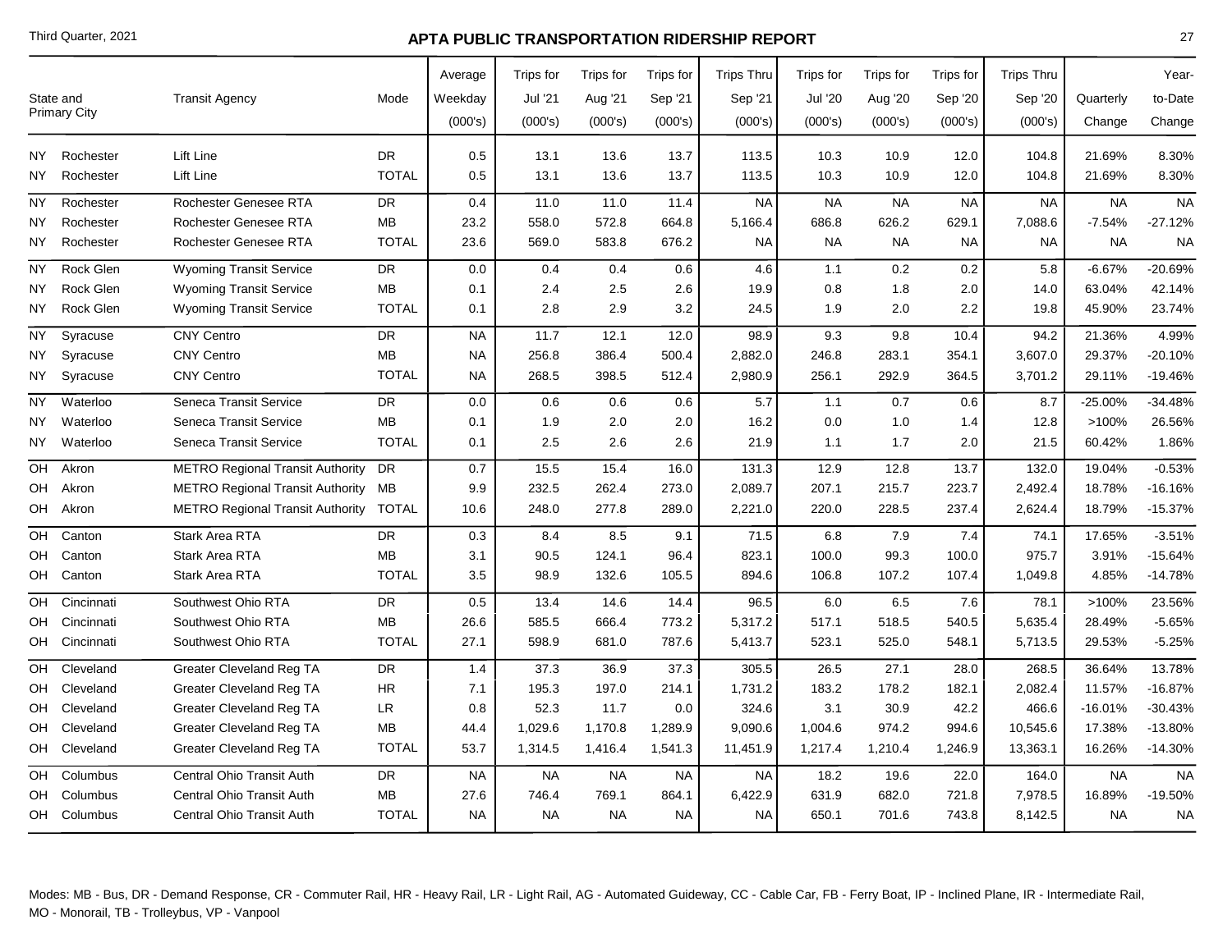| State and Primary City | | Transit Agency | Mode | Average Weekday (000's) | Trips for Jul '21 (000's) | Trips for Aug '21 (000's) | Trips for Sep '21 (000's) | Trips Thru Sep '21 (000's) | Trips for Jul '20 (000's) | Trips for Aug '20 (000's) | Trips for Sep '20 (000's) | Trips Thru Sep '20 (000's) | Quarterly Change | Year-to-Date Change |
|---|---|---|---|---|---|---|---|---|---|---|---|---|---|---|
| NY | Rochester | Lift Line | DR | 0.5 | 13.1 | 13.6 | 13.7 | 113.5 | 10.3 | 10.9 | 12.0 | 104.8 | 21.69% | 8.30% |
| NY | Rochester | Lift Line | TOTAL | 0.5 | 13.1 | 13.6 | 13.7 | 113.5 | 10.3 | 10.9 | 12.0 | 104.8 | 21.69% | 8.30% |
| NY | Rochester | Rochester Genesee RTA | DR | 0.4 | 11.0 | 11.0 | 11.4 | NA | NA | NA | NA | NA | NA | NA |
| NY | Rochester | Rochester Genesee RTA | MB | 23.2 | 558.0 | 572.8 | 664.8 | 5,166.4 | 686.8 | 626.2 | 629.1 | 7,088.6 | -7.54% | -27.12% |
| NY | Rochester | Rochester Genesee RTA | TOTAL | 23.6 | 569.0 | 583.8 | 676.2 | NA | NA | NA | NA | NA | NA | NA |
| NY | Rock Glen | Wyoming Transit Service | DR | 0.0 | 0.4 | 0.4 | 0.6 | 4.6 | 1.1 | 0.2 | 0.2 | 5.8 | -6.67% | -20.69% |
| NY | Rock Glen | Wyoming Transit Service | MB | 0.1 | 2.4 | 2.5 | 2.6 | 19.9 | 0.8 | 1.8 | 2.0 | 14.0 | 63.04% | 42.14% |
| NY | Rock Glen | Wyoming Transit Service | TOTAL | 0.1 | 2.8 | 2.9 | 3.2 | 24.5 | 1.9 | 2.0 | 2.2 | 19.8 | 45.90% | 23.74% |
| NY | Syracuse | CNY Centro | DR | NA | 11.7 | 12.1 | 12.0 | 98.9 | 9.3 | 9.8 | 10.4 | 94.2 | 21.36% | 4.99% |
| NY | Syracuse | CNY Centro | MB | NA | 256.8 | 386.4 | 500.4 | 2,882.0 | 246.8 | 283.1 | 354.1 | 3,607.0 | 29.37% | -20.10% |
| NY | Syracuse | CNY Centro | TOTAL | NA | 268.5 | 398.5 | 512.4 | 2,980.9 | 256.1 | 292.9 | 364.5 | 3,701.2 | 29.11% | -19.46% |
| NY | Waterloo | Seneca Transit Service | DR | 0.0 | 0.6 | 0.6 | 0.6 | 5.7 | 1.1 | 0.7 | 0.6 | 8.7 | -25.00% | -34.48% |
| NY | Waterloo | Seneca Transit Service | MB | 0.1 | 1.9 | 2.0 | 2.0 | 16.2 | 0.0 | 1.0 | 1.4 | 12.8 | >100% | 26.56% |
| NY | Waterloo | Seneca Transit Service | TOTAL | 0.1 | 2.5 | 2.6 | 2.6 | 21.9 | 1.1 | 1.7 | 2.0 | 21.5 | 60.42% | 1.86% |
| OH | Akron | METRO Regional Transit Authority | DR | 0.7 | 15.5 | 15.4 | 16.0 | 131.3 | 12.9 | 12.8 | 13.7 | 132.0 | 19.04% | -0.53% |
| OH | Akron | METRO Regional Transit Authority | MB | 9.9 | 232.5 | 262.4 | 273.0 | 2,089.7 | 207.1 | 215.7 | 223.7 | 2,492.4 | 18.78% | -16.16% |
| OH | Akron | METRO Regional Transit Authority | TOTAL | 10.6 | 248.0 | 277.8 | 289.0 | 2,221.0 | 220.0 | 228.5 | 237.4 | 2,624.4 | 18.79% | -15.37% |
| OH | Canton | Stark Area RTA | DR | 0.3 | 8.4 | 8.5 | 9.1 | 71.5 | 6.8 | 7.9 | 7.4 | 74.1 | 17.65% | -3.51% |
| OH | Canton | Stark Area RTA | MB | 3.1 | 90.5 | 124.1 | 96.4 | 823.1 | 100.0 | 99.3 | 100.0 | 975.7 | 3.91% | -15.64% |
| OH | Canton | Stark Area RTA | TOTAL | 3.5 | 98.9 | 132.6 | 105.5 | 894.6 | 106.8 | 107.2 | 107.4 | 1,049.8 | 4.85% | -14.78% |
| OH | Cincinnati | Southwest Ohio RTA | DR | 0.5 | 13.4 | 14.6 | 14.4 | 96.5 | 6.0 | 6.5 | 7.6 | 78.1 | >100% | 23.56% |
| OH | Cincinnati | Southwest Ohio RTA | MB | 26.6 | 585.5 | 666.4 | 773.2 | 5,317.2 | 517.1 | 518.5 | 540.5 | 5,635.4 | 28.49% | -5.65% |
| OH | Cincinnati | Southwest Ohio RTA | TOTAL | 27.1 | 598.9 | 681.0 | 787.6 | 5,413.7 | 523.1 | 525.0 | 548.1 | 5,713.5 | 29.53% | -5.25% |
| OH | Cleveland | Greater Cleveland Reg TA | DR | 1.4 | 37.3 | 36.9 | 37.3 | 305.5 | 26.5 | 27.1 | 28.0 | 268.5 | 36.64% | 13.78% |
| OH | Cleveland | Greater Cleveland Reg TA | HR | 7.1 | 195.3 | 197.0 | 214.1 | 1,731.2 | 183.2 | 178.2 | 182.1 | 2,082.4 | 11.57% | -16.87% |
| OH | Cleveland | Greater Cleveland Reg TA | LR | 0.8 | 52.3 | 11.7 | 0.0 | 324.6 | 3.1 | 30.9 | 42.2 | 466.6 | -16.01% | -30.43% |
| OH | Cleveland | Greater Cleveland Reg TA | MB | 44.4 | 1,029.6 | 1,170.8 | 1,289.9 | 9,090.6 | 1,004.6 | 974.2 | 994.6 | 10,545.6 | 17.38% | -13.80% |
| OH | Cleveland | Greater Cleveland Reg TA | TOTAL | 53.7 | 1,314.5 | 1,416.4 | 1,541.3 | 11,451.9 | 1,217.4 | 1,210.4 | 1,246.9 | 13,363.1 | 16.26% | -14.30% |
| OH | Columbus | Central Ohio Transit Auth | DR | NA | NA | NA | NA | NA | 18.2 | 19.6 | 22.0 | 164.0 | NA | NA |
| OH | Columbus | Central Ohio Transit Auth | MB | 27.6 | 746.4 | 769.1 | 864.1 | 6,422.9 | 631.9 | 682.0 | 721.8 | 7,978.5 | 16.89% | -19.50% |
| OH | Columbus | Central Ohio Transit Auth | TOTAL | NA | NA | NA | NA | NA | 650.1 | 701.6 | 743.8 | 8,142.5 | NA | NA |

Modes: MB - Bus, DR - Demand Response, CR - Commuter Rail, HR - Heavy Rail, LR - Light Rail, AG - Automated Guideway, CC - Cable Car, FB - Ferry Boat, IP - Inclined Plane, IR - Intermediate Rail, MO - Monorail, TB - Trolleybus, VP - Vanpool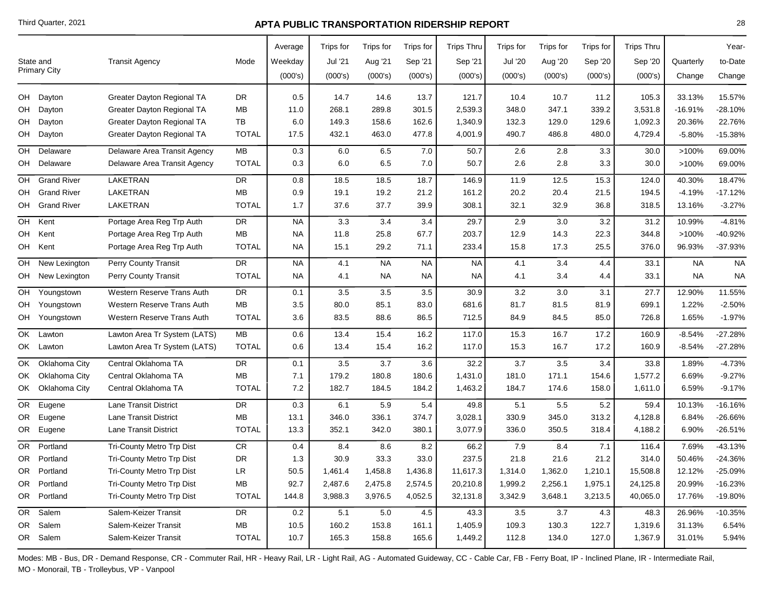## APTA PUBLIC TRANSPORTATION RIDERSHIP REPORT

Third Quarter, 2021

| State and Primary City | | Transit Agency | Mode | Average Weekday (000's) | Trips for Jul '21 (000's) | Trips for Aug '21 (000's) | Trips for Sep '21 (000's) | Trips Thru Sep '21 (000's) | Trips for Jul '20 (000's) | Trips for Aug '20 (000's) | Trips for Sep '20 (000's) | Trips Thru Sep '20 (000's) | Quarterly Change | Year-to-Date Change |
|---|---|---|---|---|---|---|---|---|---|---|---|---|---|---|
| OH | Dayton | Greater Dayton Regional TA | DR | 0.5 | 14.7 | 14.6 | 13.7 | 121.7 | 10.4 | 10.7 | 11.2 | 105.3 | 33.13% | 15.57% |
| OH | Dayton | Greater Dayton Regional TA | MB | 11.0 | 268.1 | 289.8 | 301.5 | 2,539.3 | 348.0 | 347.1 | 339.2 | 3,531.8 | -16.91% | -28.10% |
| OH | Dayton | Greater Dayton Regional TA | TB | 6.0 | 149.3 | 158.6 | 162.6 | 1,340.9 | 132.3 | 129.0 | 129.6 | 1,092.3 | 20.36% | 22.76% |
| OH | Dayton | Greater Dayton Regional TA | TOTAL | 17.5 | 432.1 | 463.0 | 477.8 | 4,001.9 | 490.7 | 486.8 | 480.0 | 4,729.4 | -5.80% | -15.38% |
| OH | Delaware | Delaware Area Transit Agency | MB | 0.3 | 6.0 | 6.5 | 7.0 | 50.7 | 2.6 | 2.8 | 3.3 | 30.0 | >100% | 69.00% |
| OH | Delaware | Delaware Area Transit Agency | TOTAL | 0.3 | 6.0 | 6.5 | 7.0 | 50.7 | 2.6 | 2.8 | 3.3 | 30.0 | >100% | 69.00% |
| OH | Grand River | LAKETRAN | DR | 0.8 | 18.5 | 18.5 | 18.7 | 146.9 | 11.9 | 12.5 | 15.3 | 124.0 | 40.30% | 18.47% |
| OH | Grand River | LAKETRAN | MB | 0.9 | 19.1 | 19.2 | 21.2 | 161.2 | 20.2 | 20.4 | 21.5 | 194.5 | -4.19% | -17.12% |
| OH | Grand River | LAKETRAN | TOTAL | 1.7 | 37.6 | 37.7 | 39.9 | 308.1 | 32.1 | 32.9 | 36.8 | 318.5 | 13.16% | -3.27% |
| OH | Kent | Portage Area Reg Trp Auth | DR | NA | 3.3 | 3.4 | 3.4 | 29.7 | 2.9 | 3.0 | 3.2 | 31.2 | 10.99% | -4.81% |
| OH | Kent | Portage Area Reg Trp Auth | MB | NA | 11.8 | 25.8 | 67.7 | 203.7 | 12.9 | 14.3 | 22.3 | 344.8 | >100% | -40.92% |
| OH | Kent | Portage Area Reg Trp Auth | TOTAL | NA | 15.1 | 29.2 | 71.1 | 233.4 | 15.8 | 17.3 | 25.5 | 376.0 | 96.93% | -37.93% |
| OH | New Lexington | Perry County Transit | DR | NA | 4.1 | NA | NA | NA | 4.1 | 3.4 | 4.4 | 33.1 | NA | NA |
| OH | New Lexington | Perry County Transit | TOTAL | NA | 4.1 | NA | NA | NA | 4.1 | 3.4 | 4.4 | 33.1 | NA | NA |
| OH | Youngstown | Western Reserve Trans Auth | DR | 0.1 | 3.5 | 3.5 | 3.5 | 30.9 | 3.2 | 3.0 | 3.1 | 27.7 | 12.90% | 11.55% |
| OH | Youngstown | Western Reserve Trans Auth | MB | 3.5 | 80.0 | 85.1 | 83.0 | 681.6 | 81.7 | 81.5 | 81.9 | 699.1 | 1.22% | -2.50% |
| OH | Youngstown | Western Reserve Trans Auth | TOTAL | 3.6 | 83.5 | 88.6 | 86.5 | 712.5 | 84.9 | 84.5 | 85.0 | 726.8 | 1.65% | -1.97% |
| OK | Lawton | Lawton Area Tr System (LATS) | MB | 0.6 | 13.4 | 15.4 | 16.2 | 117.0 | 15.3 | 16.7 | 17.2 | 160.9 | -8.54% | -27.28% |
| OK | Lawton | Lawton Area Tr System (LATS) | TOTAL | 0.6 | 13.4 | 15.4 | 16.2 | 117.0 | 15.3 | 16.7 | 17.2 | 160.9 | -8.54% | -27.28% |
| OK | Oklahoma City | Central Oklahoma TA | DR | 0.1 | 3.5 | 3.7 | 3.6 | 32.2 | 3.7 | 3.5 | 3.4 | 33.8 | 1.89% | -4.73% |
| OK | Oklahoma City | Central Oklahoma TA | MB | 7.1 | 179.2 | 180.8 | 180.6 | 1,431.0 | 181.0 | 171.1 | 154.6 | 1,577.2 | 6.69% | -9.27% |
| OK | Oklahoma City | Central Oklahoma TA | TOTAL | 7.2 | 182.7 | 184.5 | 184.2 | 1,463.2 | 184.7 | 174.6 | 158.0 | 1,611.0 | 6.59% | -9.17% |
| OR | Eugene | Lane Transit District | DR | 0.3 | 6.1 | 5.9 | 5.4 | 49.8 | 5.1 | 5.5 | 5.2 | 59.4 | 10.13% | -16.16% |
| OR | Eugene | Lane Transit District | MB | 13.1 | 346.0 | 336.1 | 374.7 | 3,028.1 | 330.9 | 345.0 | 313.2 | 4,128.8 | 6.84% | -26.66% |
| OR | Eugene | Lane Transit District | TOTAL | 13.3 | 352.1 | 342.0 | 380.1 | 3,077.9 | 336.0 | 350.5 | 318.4 | 4,188.2 | 6.90% | -26.51% |
| OR | Portland | Tri-County Metro Trp Dist | CR | 0.4 | 8.4 | 8.6 | 8.2 | 66.2 | 7.9 | 8.4 | 7.1 | 116.4 | 7.69% | -43.13% |
| OR | Portland | Tri-County Metro Trp Dist | DR | 1.3 | 30.9 | 33.3 | 33.0 | 237.5 | 21.8 | 21.6 | 21.2 | 314.0 | 50.46% | -24.36% |
| OR | Portland | Tri-County Metro Trp Dist | LR | 50.5 | 1,461.4 | 1,458.8 | 1,436.8 | 11,617.3 | 1,314.0 | 1,362.0 | 1,210.1 | 15,508.8 | 12.12% | -25.09% |
| OR | Portland | Tri-County Metro Trp Dist | MB | 92.7 | 2,487.6 | 2,475.8 | 2,574.5 | 20,210.8 | 1,999.2 | 2,256.1 | 1,975.1 | 24,125.8 | 20.99% | -16.23% |
| OR | Portland | Tri-County Metro Trp Dist | TOTAL | 144.8 | 3,988.3 | 3,976.5 | 4,052.5 | 32,131.8 | 3,342.9 | 3,648.1 | 3,213.5 | 40,065.0 | 17.76% | -19.80% |
| OR | Salem | Salem-Keizer Transit | DR | 0.2 | 5.1 | 5.0 | 4.5 | 43.3 | 3.5 | 3.7 | 4.3 | 48.3 | 26.96% | -10.35% |
| OR | Salem | Salem-Keizer Transit | MB | 10.5 | 160.2 | 153.8 | 161.1 | 1,405.9 | 109.3 | 130.3 | 122.7 | 1,319.6 | 31.13% | 6.54% |
| OR | Salem | Salem-Keizer Transit | TOTAL | 10.7 | 165.3 | 158.8 | 165.6 | 1,449.2 | 112.8 | 134.0 | 127.0 | 1,367.9 | 31.01% | 5.94% |

Modes: MB - Bus, DR - Demand Response, CR - Commuter Rail, HR - Heavy Rail, LR - Light Rail, AG - Automated Guideway, CC - Cable Car, FB - Ferry Boat, IP - Inclined Plane, IR - Intermediate Rail, MO - Monorail, TB - Trolleybus, VP - Vanpool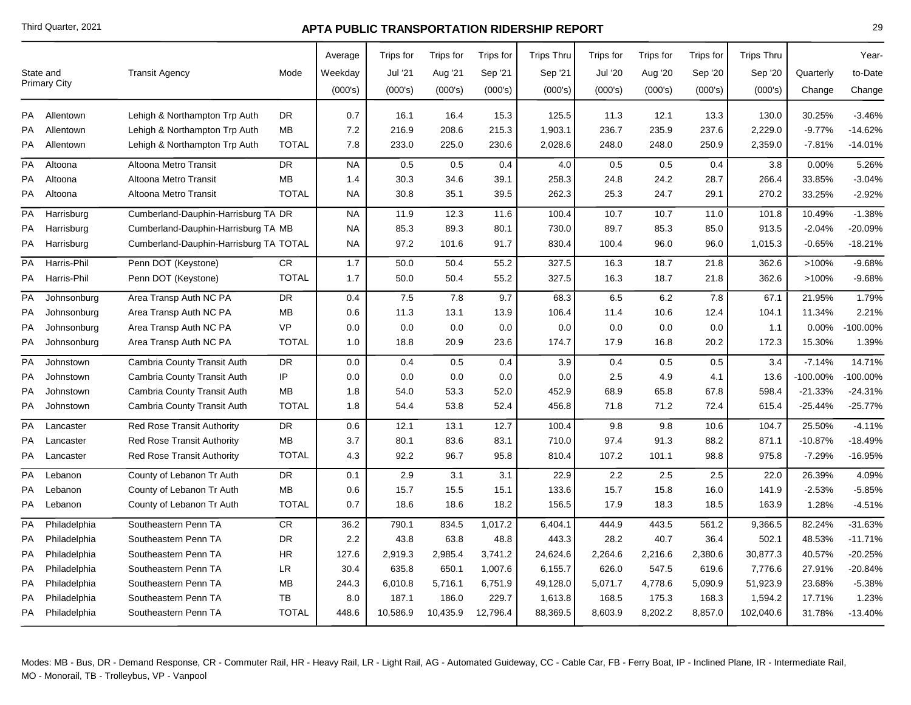# APTA PUBLIC TRANSPORTATION RIDERSHIP REPORT

Third Quarter, 2021

| State and Primary City | | Transit Agency | Mode | Average Weekday (000's) | Trips for Jul '21 (000's) | Trips for Aug '21 (000's) | Trips for Sep '21 (000's) | Trips Thru Sep '21 (000's) | Trips for Jul '20 (000's) | Trips for Aug '20 (000's) | Trips for Sep '20 (000's) | Trips Thru Sep '20 (000's) | Quarterly Change | Year-to-Date Change |
|---|---|---|---|---|---|---|---|---|---|---|---|---|---|---|
| PA | Allentown | Lehigh & Northampton Trp Auth | DR | 0.7 | 16.1 | 16.4 | 15.3 | 125.5 | 11.3 | 12.1 | 13.3 | 130.0 | 30.25% | -3.46% |
| PA | Allentown | Lehigh & Northampton Trp Auth | MB | 7.2 | 216.9 | 208.6 | 215.3 | 1,903.1 | 236.7 | 235.9 | 237.6 | 2,229.0 | -9.77% | -14.62% |
| PA | Allentown | Lehigh & Northampton Trp Auth | TOTAL | 7.8 | 233.0 | 225.0 | 230.6 | 2,028.6 | 248.0 | 248.0 | 250.9 | 2,359.0 | -7.81% | -14.01% |
| PA | Altoona | Altoona Metro Transit | DR | NA | 0.5 | 0.5 | 0.4 | 4.0 | 0.5 | 0.5 | 0.4 | 3.8 | 0.00% | 5.26% |
| PA | Altoona | Altoona Metro Transit | MB | 1.4 | 30.3 | 34.6 | 39.1 | 258.3 | 24.8 | 24.2 | 28.7 | 266.4 | 33.85% | -3.04% |
| PA | Altoona | Altoona Metro Transit | TOTAL | NA | 30.8 | 35.1 | 39.5 | 262.3 | 25.3 | 24.7 | 29.1 | 270.2 | 33.25% | -2.92% |
| PA | Harrisburg | Cumberland-Dauphin-Harrisburg TA | DR | NA | 11.9 | 12.3 | 11.6 | 100.4 | 10.7 | 10.7 | 11.0 | 101.8 | 10.49% | -1.38% |
| PA | Harrisburg | Cumberland-Dauphin-Harrisburg TA | MB | NA | 85.3 | 89.3 | 80.1 | 730.0 | 89.7 | 85.3 | 85.0 | 913.5 | -2.04% | -20.09% |
| PA | Harrisburg | Cumberland-Dauphin-Harrisburg TA | TOTAL | NA | 97.2 | 101.6 | 91.7 | 830.4 | 100.4 | 96.0 | 96.0 | 1,015.3 | -0.65% | -18.21% |
| PA | Harris-Phil | Penn DOT (Keystone) | CR | 1.7 | 50.0 | 50.4 | 55.2 | 327.5 | 16.3 | 18.7 | 21.8 | 362.6 | >100% | -9.68% |
| PA | Harris-Phil | Penn DOT (Keystone) | TOTAL | 1.7 | 50.0 | 50.4 | 55.2 | 327.5 | 16.3 | 18.7 | 21.8 | 362.6 | >100% | -9.68% |
| PA | Johnsonburg | Area Transp Auth NC PA | DR | 0.4 | 7.5 | 7.8 | 9.7 | 68.3 | 6.5 | 6.2 | 7.8 | 67.1 | 21.95% | 1.79% |
| PA | Johnsonburg | Area Transp Auth NC PA | MB | 0.6 | 11.3 | 13.1 | 13.9 | 106.4 | 11.4 | 10.6 | 12.4 | 104.1 | 11.34% | 2.21% |
| PA | Johnsonburg | Area Transp Auth NC PA | VP | 0.0 | 0.0 | 0.0 | 0.0 | 0.0 | 0.0 | 0.0 | 0.0 | 1.1 | 0.00% | -100.00% |
| PA | Johnsonburg | Area Transp Auth NC PA | TOTAL | 1.0 | 18.8 | 20.9 | 23.6 | 174.7 | 17.9 | 16.8 | 20.2 | 172.3 | 15.30% | 1.39% |
| PA | Johnstown | Cambria County Transit Auth | DR | 0.0 | 0.4 | 0.5 | 0.4 | 3.9 | 0.4 | 0.5 | 0.5 | 3.4 | -7.14% | 14.71% |
| PA | Johnstown | Cambria County Transit Auth | IP | 0.0 | 0.0 | 0.0 | 0.0 | 0.0 | 2.5 | 4.9 | 4.1 | 13.6 | -100.00% | -100.00% |
| PA | Johnstown | Cambria County Transit Auth | MB | 1.8 | 54.0 | 53.3 | 52.0 | 452.9 | 68.9 | 65.8 | 67.8 | 598.4 | -21.33% | -24.31% |
| PA | Johnstown | Cambria County Transit Auth | TOTAL | 1.8 | 54.4 | 53.8 | 52.4 | 456.8 | 71.8 | 71.2 | 72.4 | 615.4 | -25.44% | -25.77% |
| PA | Lancaster | Red Rose Transit Authority | DR | 0.6 | 12.1 | 13.1 | 12.7 | 100.4 | 9.8 | 9.8 | 10.6 | 104.7 | 25.50% | -4.11% |
| PA | Lancaster | Red Rose Transit Authority | MB | 3.7 | 80.1 | 83.6 | 83.1 | 710.0 | 97.4 | 91.3 | 88.2 | 871.1 | -10.87% | -18.49% |
| PA | Lancaster | Red Rose Transit Authority | TOTAL | 4.3 | 92.2 | 96.7 | 95.8 | 810.4 | 107.2 | 101.1 | 98.8 | 975.8 | -7.29% | -16.95% |
| PA | Lebanon | County of Lebanon Tr Auth | DR | 0.1 | 2.9 | 3.1 | 3.1 | 22.9 | 2.2 | 2.5 | 2.5 | 22.0 | 26.39% | 4.09% |
| PA | Lebanon | County of Lebanon Tr Auth | MB | 0.6 | 15.7 | 15.5 | 15.1 | 133.6 | 15.7 | 15.8 | 16.0 | 141.9 | -2.53% | -5.85% |
| PA | Lebanon | County of Lebanon Tr Auth | TOTAL | 0.7 | 18.6 | 18.6 | 18.2 | 156.5 | 17.9 | 18.3 | 18.5 | 163.9 | 1.28% | -4.51% |
| PA | Philadelphia | Southeastern Penn TA | CR | 36.2 | 790.1 | 834.5 | 1,017.2 | 6,404.1 | 444.9 | 443.5 | 561.2 | 9,366.5 | 82.24% | -31.63% |
| PA | Philadelphia | Southeastern Penn TA | DR | 2.2 | 43.8 | 63.8 | 48.8 | 443.3 | 28.2 | 40.7 | 36.4 | 502.1 | 48.53% | -11.71% |
| PA | Philadelphia | Southeastern Penn TA | HR | 127.6 | 2,919.3 | 2,985.4 | 3,741.2 | 24,624.6 | 2,264.6 | 2,216.6 | 2,380.6 | 30,877.3 | 40.57% | -20.25% |
| PA | Philadelphia | Southeastern Penn TA | LR | 30.4 | 635.8 | 650.1 | 1,007.6 | 6,155.7 | 626.0 | 547.5 | 619.6 | 7,776.6 | 27.91% | -20.84% |
| PA | Philadelphia | Southeastern Penn TA | MB | 244.3 | 6,010.8 | 5,716.1 | 6,751.9 | 49,128.0 | 5,071.7 | 4,778.6 | 5,090.9 | 51,923.9 | 23.68% | -5.38% |
| PA | Philadelphia | Southeastern Penn TA | TB | 8.0 | 187.1 | 186.0 | 229.7 | 1,613.8 | 168.5 | 175.3 | 168.3 | 1,594.2 | 17.71% | 1.23% |
| PA | Philadelphia | Southeastern Penn TA | TOTAL | 448.6 | 10,586.9 | 10,435.9 | 12,796.4 | 88,369.5 | 8,603.9 | 8,202.2 | 8,857.0 | 102,040.6 | 31.78% | -13.40% |

Modes: MB - Bus, DR - Demand Response, CR - Commuter Rail, HR - Heavy Rail, LR - Light Rail, AG - Automated Guideway, CC - Cable Car, FB - Ferry Boat, IP - Inclined Plane, IR - Intermediate Rail, MO - Monorail, TB - Trolleybus, VP - Vanpool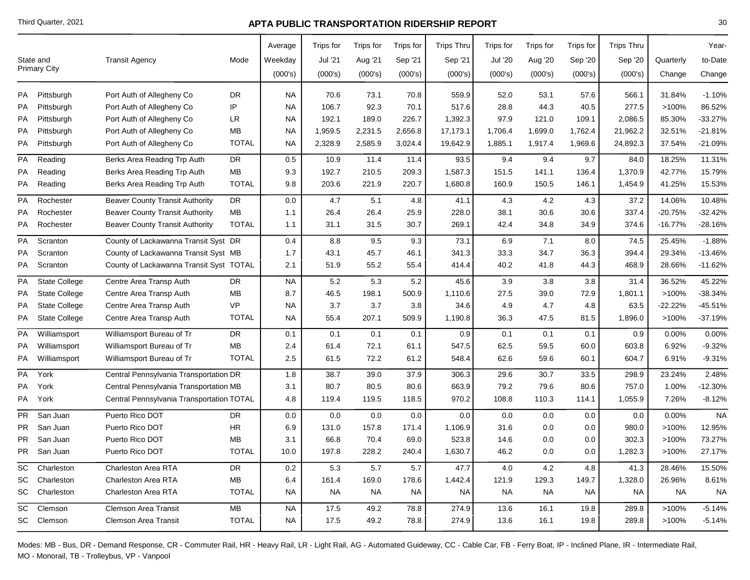## APTA PUBLIC TRANSPORTATION RIDERSHIP REPORT

Third Quarter, 2021

| State and Primary City | | Transit Agency | Mode | Average Weekday (000's) | Trips for Jul '21 (000's) | Trips for Aug '21 (000's) | Trips for Sep '21 (000's) | Trips Thru Sep '21 (000's) | Trips for Jul '20 (000's) | Trips for Aug '20 (000's) | Trips for Sep '20 (000's) | Trips Thru Sep '20 (000's) | Quarterly Change | Year-to-Date Change |
|---|---|---|---|---|---|---|---|---|---|---|---|---|---|---|
| PA | Pittsburgh | Port Auth of Allegheny Co | DR | NA | 70.6 | 73.1 | 70.8 | 559.9 | 52.0 | 53.1 | 57.6 | 566.1 | 31.84% | -1.10% |
| PA | Pittsburgh | Port Auth of Allegheny Co | IP | NA | 106.7 | 92.3 | 70.1 | 517.6 | 28.8 | 44.3 | 40.5 | 277.5 | >100% | 86.52% |
| PA | Pittsburgh | Port Auth of Allegheny Co | LR | NA | 192.1 | 189.0 | 226.7 | 1,392.3 | 97.9 | 121.0 | 109.1 | 2,086.5 | 85.30% | -33.27% |
| PA | Pittsburgh | Port Auth of Allegheny Co | MB | NA | 1,959.5 | 2,231.5 | 2,656.8 | 17,173.1 | 1,706.4 | 1,699.0 | 1,762.4 | 21,962.2 | 32.51% | -21.81% |
| PA | Pittsburgh | Port Auth of Allegheny Co | TOTAL | NA | 2,328.9 | 2,585.9 | 3,024.4 | 19,642.9 | 1,885.1 | 1,917.4 | 1,969.6 | 24,892.3 | 37.54% | -21.09% |
| PA | Reading | Berks Area Reading Trp Auth | DR | 0.5 | 10.9 | 11.4 | 11.4 | 93.5 | 9.4 | 9.4 | 9.7 | 84.0 | 18.25% | 11.31% |
| PA | Reading | Berks Area Reading Trp Auth | MB | 9.3 | 192.7 | 210.5 | 209.3 | 1,587.3 | 151.5 | 141.1 | 136.4 | 1,370.9 | 42.77% | 15.79% |
| PA | Reading | Berks Area Reading Trp Auth | TOTAL | 9.8 | 203.6 | 221.9 | 220.7 | 1,680.8 | 160.9 | 150.5 | 146.1 | 1,454.9 | 41.25% | 15.53% |
| PA | Rochester | Beaver County Transit Authority | DR | 0.0 | 4.7 | 5.1 | 4.8 | 41.1 | 4.3 | 4.2 | 4.3 | 37.2 | 14.06% | 10.48% |
| PA | Rochester | Beaver County Transit Authority | MB | 1.1 | 26.4 | 26.4 | 25.9 | 228.0 | 38.1 | 30.6 | 30.6 | 337.4 | -20.75% | -32.42% |
| PA | Rochester | Beaver County Transit Authority | TOTAL | 1.1 | 31.1 | 31.5 | 30.7 | 269.1 | 42.4 | 34.8 | 34.9 | 374.6 | -16.77% | -28.16% |
| PA | Scranton | County of Lackawanna Transit Syst | DR | 0.4 | 8.8 | 9.5 | 9.3 | 73.1 | 6.9 | 7.1 | 8.0 | 74.5 | 25.45% | -1.88% |
| PA | Scranton | County of Lackawanna Transit Syst | MB | 1.7 | 43.1 | 45.7 | 46.1 | 341.3 | 33.3 | 34.7 | 36.3 | 394.4 | 29.34% | -13.46% |
| PA | Scranton | County of Lackawanna Transit Syst | TOTAL | 2.1 | 51.9 | 55.2 | 55.4 | 414.4 | 40.2 | 41.8 | 44.3 | 468.9 | 28.66% | -11.62% |
| PA | State College | Centre Area Transp Auth | DR | NA | 5.2 | 5.3 | 5.2 | 45.6 | 3.9 | 3.8 | 3.8 | 31.4 | 36.52% | 45.22% |
| PA | State College | Centre Area Transp Auth | MB | 8.7 | 46.5 | 198.1 | 500.9 | 1,110.6 | 27.5 | 39.0 | 72.9 | 1,801.1 | >100% | -38.34% |
| PA | State College | Centre Area Transp Auth | VP | NA | 3.7 | 3.7 | 3.8 | 34.6 | 4.9 | 4.7 | 4.8 | 63.5 | -22.22% | -45.51% |
| PA | State College | Centre Area Transp Auth | TOTAL | NA | 55.4 | 207.1 | 509.9 | 1,190.8 | 36.3 | 47.5 | 81.5 | 1,896.0 | >100% | -37.19% |
| PA | Williamsport | Williamsport Bureau of Tr | DR | 0.1 | 0.1 | 0.1 | 0.1 | 0.9 | 0.1 | 0.1 | 0.1 | 0.9 | 0.00% | 0.00% |
| PA | Williamsport | Williamsport Bureau of Tr | MB | 2.4 | 61.4 | 72.1 | 61.1 | 547.5 | 62.5 | 59.5 | 60.0 | 603.8 | 6.92% | -9.32% |
| PA | Williamsport | Williamsport Bureau of Tr | TOTAL | 2.5 | 61.5 | 72.2 | 61.2 | 548.4 | 62.6 | 59.6 | 60.1 | 604.7 | 6.91% | -9.31% |
| PA | York | Central Pennsylvania Transportation | DR | 1.8 | 38.7 | 39.0 | 37.9 | 306.3 | 29.6 | 30.7 | 33.5 | 298.9 | 23.24% | 2.48% |
| PA | York | Central Pennsylvania Transportation | MB | 3.1 | 80.7 | 80.5 | 80.6 | 663.9 | 79.2 | 79.6 | 80.6 | 757.0 | 1.00% | -12.30% |
| PA | York | Central Pennsylvania Transportation | TOTAL | 4.8 | 119.4 | 119.5 | 118.5 | 970.2 | 108.8 | 110.3 | 114.1 | 1,055.9 | 7.26% | -8.12% |
| PR | San Juan | Puerto Rico DOT | DR | 0.0 | 0.0 | 0.0 | 0.0 | 0.0 | 0.0 | 0.0 | 0.0 | 0.0 | 0.00% | NA |
| PR | San Juan | Puerto Rico DOT | HR | 6.9 | 131.0 | 157.8 | 171.4 | 1,106.9 | 31.6 | 0.0 | 0.0 | 980.0 | >100% | 12.95% |
| PR | San Juan | Puerto Rico DOT | MB | 3.1 | 66.8 | 70.4 | 69.0 | 523.8 | 14.6 | 0.0 | 0.0 | 302.3 | >100% | 73.27% |
| PR | San Juan | Puerto Rico DOT | TOTAL | 10.0 | 197.8 | 228.2 | 240.4 | 1,630.7 | 46.2 | 0.0 | 0.0 | 1,282.3 | >100% | 27.17% |
| SC | Charleston | Charleston Area RTA | DR | 0.2 | 5.3 | 5.7 | 5.7 | 47.7 | 4.0 | 4.2 | 4.8 | 41.3 | 28.46% | 15.50% |
| SC | Charleston | Charleston Area RTA | MB | 6.4 | 161.4 | 169.0 | 178.6 | 1,442.4 | 121.9 | 129.3 | 149.7 | 1,328.0 | 26.96% | 8.61% |
| SC | Charleston | Charleston Area RTA | TOTAL | NA | NA | NA | NA | NA | NA | NA | NA | NA | NA | NA |
| SC | Clemson | Clemson Area Transit | MB | NA | 17.5 | 49.2 | 78.8 | 274.9 | 13.6 | 16.1 | 19.8 | 289.8 | >100% | -5.14% |
| SC | Clemson | Clemson Area Transit | TOTAL | NA | 17.5 | 49.2 | 78.8 | 274.9 | 13.6 | 16.1 | 19.8 | 289.8 | >100% | -5.14% |

Modes: MB - Bus, DR - Demand Response, CR - Commuter Rail, HR - Heavy Rail, LR - Light Rail, AG - Automated Guideway, CC - Cable Car, FB - Ferry Boat, IP - Inclined Plane, IR - Intermediate Rail, MO - Monorail, TB - Trolleybus, VP - Vanpool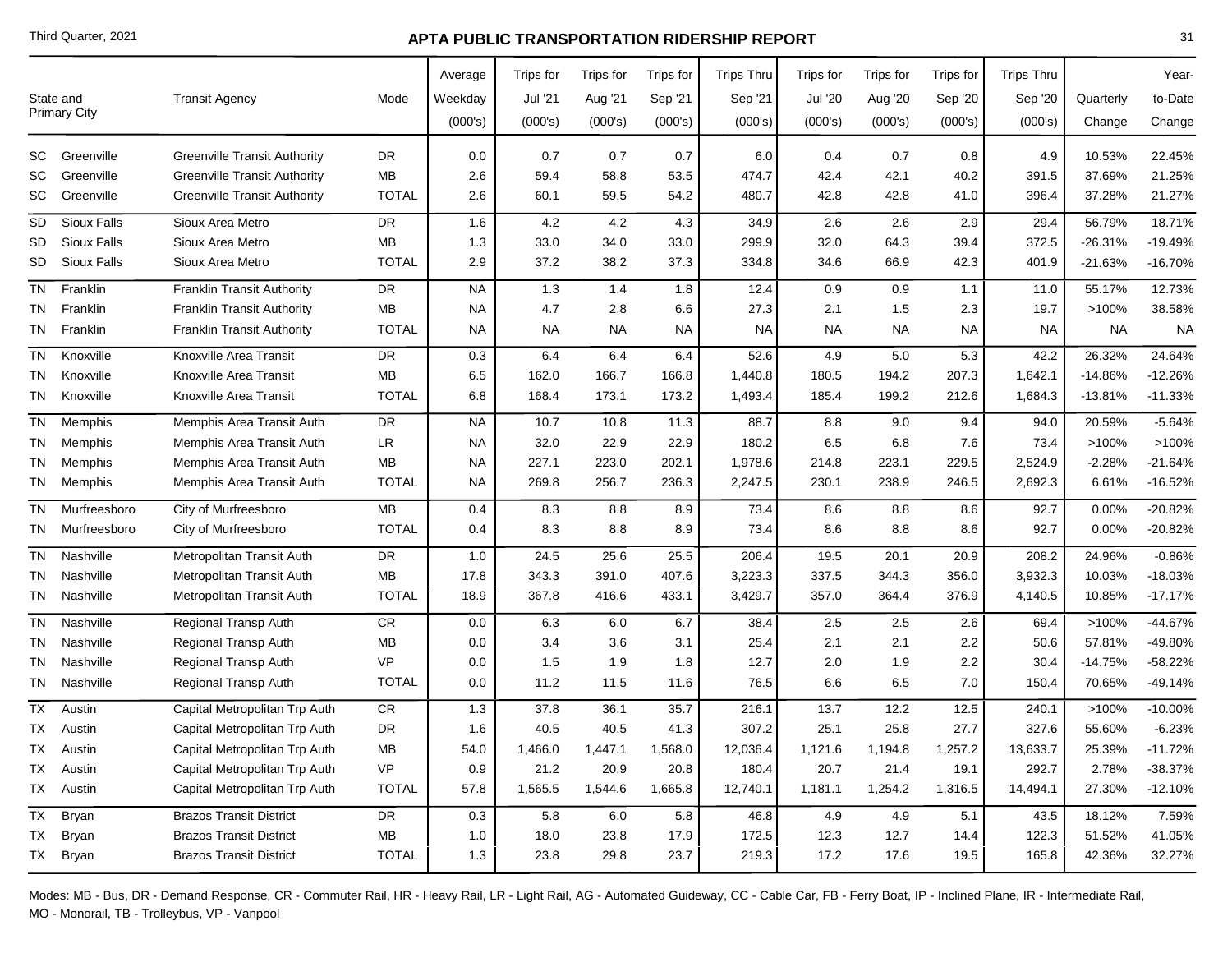| State and Primary City | | Transit Agency | Mode | Average Weekday (000's) | Trips for Jul '21 (000's) | Trips for Aug '21 (000's) | Trips for Sep '21 (000's) | Trips Thru Sep '21 (000's) | Trips for Jul '20 (000's) | Trips for Aug '20 (000's) | Trips for Sep '20 (000's) | Trips Thru Sep '20 (000's) | Quarterly Change | Year-to-Date Change |
|---|---|---|---|---|---|---|---|---|---|---|---|---|---|---|
| SC | Greenville | Greenville Transit Authority | DR | 0.0 | 0.7 | 0.7 | 0.7 | 6.0 | 0.4 | 0.7 | 0.8 | 4.9 | 10.53% | 22.45% |
| SC | Greenville | Greenville Transit Authority | MB | 2.6 | 59.4 | 58.8 | 53.5 | 474.7 | 42.4 | 42.1 | 40.2 | 391.5 | 37.69% | 21.25% |
| SC | Greenville | Greenville Transit Authority | TOTAL | 2.6 | 60.1 | 59.5 | 54.2 | 480.7 | 42.8 | 42.8 | 41.0 | 396.4 | 37.28% | 21.27% |
| SD | Sioux Falls | Sioux Area Metro | DR | 1.6 | 4.2 | 4.2 | 4.3 | 34.9 | 2.6 | 2.6 | 2.9 | 29.4 | 56.79% | 18.71% |
| SD | Sioux Falls | Sioux Area Metro | MB | 1.3 | 33.0 | 34.0 | 33.0 | 299.9 | 32.0 | 64.3 | 39.4 | 372.5 | -26.31% | -19.49% |
| SD | Sioux Falls | Sioux Area Metro | TOTAL | 2.9 | 37.2 | 38.2 | 37.3 | 334.8 | 34.6 | 66.9 | 42.3 | 401.9 | -21.63% | -16.70% |
| TN | Franklin | Franklin Transit Authority | DR | NA | 1.3 | 1.4 | 1.8 | 12.4 | 0.9 | 0.9 | 1.1 | 11.0 | 55.17% | 12.73% |
| TN | Franklin | Franklin Transit Authority | MB | NA | 4.7 | 2.8 | 6.6 | 27.3 | 2.1 | 1.5 | 2.3 | 19.7 | >100% | 38.58% |
| TN | Franklin | Franklin Transit Authority | TOTAL | NA | NA | NA | NA | NA | NA | NA | NA | NA | NA | NA |
| TN | Knoxville | Knoxville Area Transit | DR | 0.3 | 6.4 | 6.4 | 6.4 | 52.6 | 4.9 | 5.0 | 5.3 | 42.2 | 26.32% | 24.64% |
| TN | Knoxville | Knoxville Area Transit | MB | 6.5 | 162.0 | 166.7 | 166.8 | 1,440.8 | 180.5 | 194.2 | 207.3 | 1,642.1 | -14.86% | -12.26% |
| TN | Knoxville | Knoxville Area Transit | TOTAL | 6.8 | 168.4 | 173.1 | 173.2 | 1,493.4 | 185.4 | 199.2 | 212.6 | 1,684.3 | -13.81% | -11.33% |
| TN | Memphis | Memphis Area Transit Auth | DR | NA | 10.7 | 10.8 | 11.3 | 88.7 | 8.8 | 9.0 | 9.4 | 94.0 | 20.59% | -5.64% |
| TN | Memphis | Memphis Area Transit Auth | LR | NA | 32.0 | 22.9 | 22.9 | 180.2 | 6.5 | 6.8 | 7.6 | 73.4 | >100% | >100% |
| TN | Memphis | Memphis Area Transit Auth | MB | NA | 227.1 | 223.0 | 202.1 | 1,978.6 | 214.8 | 223.1 | 229.5 | 2,524.9 | -2.28% | -21.64% |
| TN | Memphis | Memphis Area Transit Auth | TOTAL | NA | 269.8 | 256.7 | 236.3 | 2,247.5 | 230.1 | 238.9 | 246.5 | 2,692.3 | 6.61% | -16.52% |
| TN | Murfreesboro | City of Murfreesboro | MB | 0.4 | 8.3 | 8.8 | 8.9 | 73.4 | 8.6 | 8.8 | 8.6 | 92.7 | 0.00% | -20.82% |
| TN | Murfreesboro | City of Murfreesboro | TOTAL | 0.4 | 8.3 | 8.8 | 8.9 | 73.4 | 8.6 | 8.8 | 8.6 | 92.7 | 0.00% | -20.82% |
| TN | Nashville | Metropolitan Transit Auth | DR | 1.0 | 24.5 | 25.6 | 25.5 | 206.4 | 19.5 | 20.1 | 20.9 | 208.2 | 24.96% | -0.86% |
| TN | Nashville | Metropolitan Transit Auth | MB | 17.8 | 343.3 | 391.0 | 407.6 | 3,223.3 | 337.5 | 344.3 | 356.0 | 3,932.3 | 10.03% | -18.03% |
| TN | Nashville | Metropolitan Transit Auth | TOTAL | 18.9 | 367.8 | 416.6 | 433.1 | 3,429.7 | 357.0 | 364.4 | 376.9 | 4,140.5 | 10.85% | -17.17% |
| TN | Nashville | Regional Transp Auth | CR | 0.0 | 6.3 | 6.0 | 6.7 | 38.4 | 2.5 | 2.5 | 2.6 | 69.4 | >100% | -44.67% |
| TN | Nashville | Regional Transp Auth | MB | 0.0 | 3.4 | 3.6 | 3.1 | 25.4 | 2.1 | 2.1 | 2.2 | 50.6 | 57.81% | -49.80% |
| TN | Nashville | Regional Transp Auth | VP | 0.0 | 1.5 | 1.9 | 1.8 | 12.7 | 2.0 | 1.9 | 2.2 | 30.4 | -14.75% | -58.22% |
| TN | Nashville | Regional Transp Auth | TOTAL | 0.0 | 11.2 | 11.5 | 11.6 | 76.5 | 6.6 | 6.5 | 7.0 | 150.4 | 70.65% | -49.14% |
| TX | Austin | Capital Metropolitan Trp Auth | CR | 1.3 | 37.8 | 36.1 | 35.7 | 216.1 | 13.7 | 12.2 | 12.5 | 240.1 | >100% | -10.00% |
| TX | Austin | Capital Metropolitan Trp Auth | DR | 1.6 | 40.5 | 40.5 | 41.3 | 307.2 | 25.1 | 25.8 | 27.7 | 327.6 | 55.60% | -6.23% |
| TX | Austin | Capital Metropolitan Trp Auth | MB | 54.0 | 1,466.0 | 1,447.1 | 1,568.0 | 12,036.4 | 1,121.6 | 1,194.8 | 1,257.2 | 13,633.7 | 25.39% | -11.72% |
| TX | Austin | Capital Metropolitan Trp Auth | VP | 0.9 | 21.2 | 20.9 | 20.8 | 180.4 | 20.7 | 21.4 | 19.1 | 292.7 | 2.78% | -38.37% |
| TX | Austin | Capital Metropolitan Trp Auth | TOTAL | 57.8 | 1,565.5 | 1,544.6 | 1,665.8 | 12,740.1 | 1,181.1 | 1,254.2 | 1,316.5 | 14,494.1 | 27.30% | -12.10% |
| TX | Bryan | Brazos Transit District | DR | 0.3 | 5.8 | 6.0 | 5.8 | 46.8 | 4.9 | 4.9 | 5.1 | 43.5 | 18.12% | 7.59% |
| TX | Bryan | Brazos Transit District | MB | 1.0 | 18.0 | 23.8 | 17.9 | 172.5 | 12.3 | 12.7 | 14.4 | 122.3 | 51.52% | 41.05% |
| TX | Bryan | Brazos Transit District | TOTAL | 1.3 | 23.8 | 29.8 | 23.7 | 219.3 | 17.2 | 17.6 | 19.5 | 165.8 | 42.36% | 32.27% |

Modes: MB - Bus, DR - Demand Response, CR - Commuter Rail, HR - Heavy Rail, LR - Light Rail, AG - Automated Guideway, CC - Cable Car, FB - Ferry Boat, IP - Inclined Plane, IR - Intermediate Rail, MO - Monorail, TB - Trolleybus, VP - Vanpool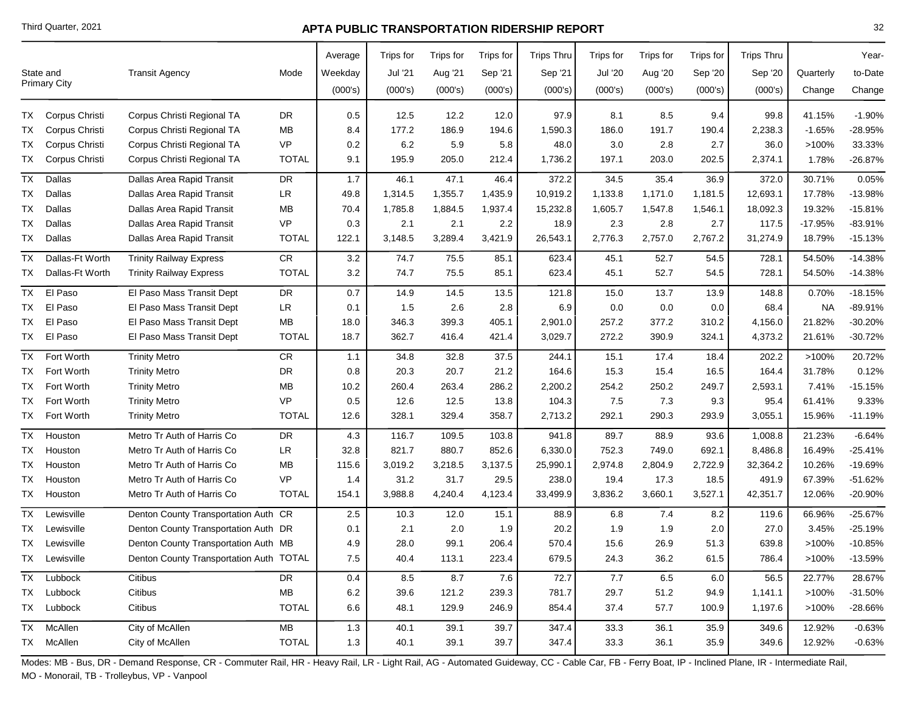## APTA PUBLIC TRANSPORTATION RIDERSHIP REPORT

Third Quarter, 2021

| State and Primary City | | Transit Agency | Mode | Average Weekday (000's) | Trips for Jul '21 (000's) | Trips for Aug '21 (000's) | Trips for Sep '21 (000's) | Trips Thru Sep '21 (000's) | Trips for Jul '20 (000's) | Trips for Aug '20 (000's) | Trips for Sep '20 (000's) | Trips Thru Sep '20 (000's) | Quarterly Change | Year-to-Date Change |
|---|---|---|---|---|---|---|---|---|---|---|---|---|---|---|
| TX | Corpus Christi | Corpus Christi Regional TA | DR | 0.5 | 12.5 | 12.2 | 12.0 | 97.9 | 8.1 | 8.5 | 9.4 | 99.8 | 41.15% | -1.90% |
| TX | Corpus Christi | Corpus Christi Regional TA | MB | 8.4 | 177.2 | 186.9 | 194.6 | 1,590.3 | 186.0 | 191.7 | 190.4 | 2,238.3 | -1.65% | -28.95% |
| TX | Corpus Christi | Corpus Christi Regional TA | VP | 0.2 | 6.2 | 5.9 | 5.8 | 48.0 | 3.0 | 2.8 | 2.7 | 36.0 | >100% | 33.33% |
| TX | Corpus Christi | Corpus Christi Regional TA | TOTAL | 9.1 | 195.9 | 205.0 | 212.4 | 1,736.2 | 197.1 | 203.0 | 202.5 | 2,374.1 | 1.78% | -26.87% |
| TX | Dallas | Dallas Area Rapid Transit | DR | 1.7 | 46.1 | 47.1 | 46.4 | 372.2 | 34.5 | 35.4 | 36.9 | 372.0 | 30.71% | 0.05% |
| TX | Dallas | Dallas Area Rapid Transit | LR | 49.8 | 1,314.5 | 1,355.7 | 1,435.9 | 10,919.2 | 1,133.8 | 1,171.0 | 1,181.5 | 12,693.1 | 17.78% | -13.98% |
| TX | Dallas | Dallas Area Rapid Transit | MB | 70.4 | 1,785.8 | 1,884.5 | 1,937.4 | 15,232.8 | 1,605.7 | 1,547.8 | 1,546.1 | 18,092.3 | 19.32% | -15.81% |
| TX | Dallas | Dallas Area Rapid Transit | VP | 0.3 | 2.1 | 2.1 | 2.2 | 18.9 | 2.3 | 2.8 | 2.7 | 117.5 | -17.95% | -83.91% |
| TX | Dallas | Dallas Area Rapid Transit | TOTAL | 122.1 | 3,148.5 | 3,289.4 | 3,421.9 | 26,543.1 | 2,776.3 | 2,757.0 | 2,767.2 | 31,274.9 | 18.79% | -15.13% |
| TX | Dallas-Ft Worth | Trinity Railway Express | CR | 3.2 | 74.7 | 75.5 | 85.1 | 623.4 | 45.1 | 52.7 | 54.5 | 728.1 | 54.50% | -14.38% |
| TX | Dallas-Ft Worth | Trinity Railway Express | TOTAL | 3.2 | 74.7 | 75.5 | 85.1 | 623.4 | 45.1 | 52.7 | 54.5 | 728.1 | 54.50% | -14.38% |
| TX | El Paso | El Paso Mass Transit Dept | DR | 0.7 | 14.9 | 14.5 | 13.5 | 121.8 | 15.0 | 13.7 | 13.9 | 148.8 | 0.70% | -18.15% |
| TX | El Paso | El Paso Mass Transit Dept | LR | 0.1 | 1.5 | 2.6 | 2.8 | 6.9 | 0.0 | 0.0 | 0.0 | 68.4 | NA | -89.91% |
| TX | El Paso | El Paso Mass Transit Dept | MB | 18.0 | 346.3 | 399.3 | 405.1 | 2,901.0 | 257.2 | 377.2 | 310.2 | 4,156.0 | 21.82% | -30.20% |
| TX | El Paso | El Paso Mass Transit Dept | TOTAL | 18.7 | 362.7 | 416.4 | 421.4 | 3,029.7 | 272.2 | 390.9 | 324.1 | 4,373.2 | 21.61% | -30.72% |
| TX | Fort Worth | Trinity Metro | CR | 1.1 | 34.8 | 32.8 | 37.5 | 244.1 | 15.1 | 17.4 | 18.4 | 202.2 | >100% | 20.72% |
| TX | Fort Worth | Trinity Metro | DR | 0.8 | 20.3 | 20.7 | 21.2 | 164.6 | 15.3 | 15.4 | 16.5 | 164.4 | 31.78% | 0.12% |
| TX | Fort Worth | Trinity Metro | MB | 10.2 | 260.4 | 263.4 | 286.2 | 2,200.2 | 254.2 | 250.2 | 249.7 | 2,593.1 | 7.41% | -15.15% |
| TX | Fort Worth | Trinity Metro | VP | 0.5 | 12.6 | 12.5 | 13.8 | 104.3 | 7.5 | 7.3 | 9.3 | 95.4 | 61.41% | 9.33% |
| TX | Fort Worth | Trinity Metro | TOTAL | 12.6 | 328.1 | 329.4 | 358.7 | 2,713.2 | 292.1 | 290.3 | 293.9 | 3,055.1 | 15.96% | -11.19% |
| TX | Houston | Metro Tr Auth of Harris Co | DR | 4.3 | 116.7 | 109.5 | 103.8 | 941.8 | 89.7 | 88.9 | 93.6 | 1,008.8 | 21.23% | -6.64% |
| TX | Houston | Metro Tr Auth of Harris Co | LR | 32.8 | 821.7 | 880.7 | 852.6 | 6,330.0 | 752.3 | 749.0 | 692.1 | 8,486.8 | 16.49% | -25.41% |
| TX | Houston | Metro Tr Auth of Harris Co | MB | 115.6 | 3,019.2 | 3,218.5 | 3,137.5 | 25,990.1 | 2,974.8 | 2,804.9 | 2,722.9 | 32,364.2 | 10.26% | -19.69% |
| TX | Houston | Metro Tr Auth of Harris Co | VP | 1.4 | 31.2 | 31.7 | 29.5 | 238.0 | 19.4 | 17.3 | 18.5 | 491.9 | 67.39% | -51.62% |
| TX | Houston | Metro Tr Auth of Harris Co | TOTAL | 154.1 | 3,988.8 | 4,240.4 | 4,123.4 | 33,499.9 | 3,836.2 | 3,660.1 | 3,527.1 | 42,351.7 | 12.06% | -20.90% |
| TX | Lewisville | Denton County Transportation Auth | CR | 2.5 | 10.3 | 12.0 | 15.1 | 88.9 | 6.8 | 7.4 | 8.2 | 119.6 | 66.96% | -25.67% |
| TX | Lewisville | Denton County Transportation Auth | DR | 0.1 | 2.1 | 2.0 | 1.9 | 20.2 | 1.9 | 1.9 | 2.0 | 27.0 | 3.45% | -25.19% |
| TX | Lewisville | Denton County Transportation Auth | MB | 4.9 | 28.0 | 99.1 | 206.4 | 570.4 | 15.6 | 26.9 | 51.3 | 639.8 | >100% | -10.85% |
| TX | Lewisville | Denton County Transportation Auth | TOTAL | 7.5 | 40.4 | 113.1 | 223.4 | 679.5 | 24.3 | 36.2 | 61.5 | 786.4 | >100% | -13.59% |
| TX | Lubbock | Citibus | DR | 0.4 | 8.5 | 8.7 | 7.6 | 72.7 | 7.7 | 6.5 | 6.0 | 56.5 | 22.77% | 28.67% |
| TX | Lubbock | Citibus | MB | 6.2 | 39.6 | 121.2 | 239.3 | 781.7 | 29.7 | 51.2 | 94.9 | 1,141.1 | >100% | -31.50% |
| TX | Lubbock | Citibus | TOTAL | 6.6 | 48.1 | 129.9 | 246.9 | 854.4 | 37.4 | 57.7 | 100.9 | 1,197.6 | >100% | -28.66% |
| TX | McAllen | City of McAllen | MB | 1.3 | 40.1 | 39.1 | 39.7 | 347.4 | 33.3 | 36.1 | 35.9 | 349.6 | 12.92% | -0.63% |
| TX | McAllen | City of McAllen | TOTAL | 1.3 | 40.1 | 39.1 | 39.7 | 347.4 | 33.3 | 36.1 | 35.9 | 349.6 | 12.92% | -0.63% |

Modes: MB - Bus, DR - Demand Response, CR - Commuter Rail, HR - Heavy Rail, LR - Light Rail, AG - Automated Guideway, CC - Cable Car, FB - Ferry Boat, IP - Inclined Plane, IR - Intermediate Rail, MO - Monorail, TB - Trolleybus, VP - Vanpool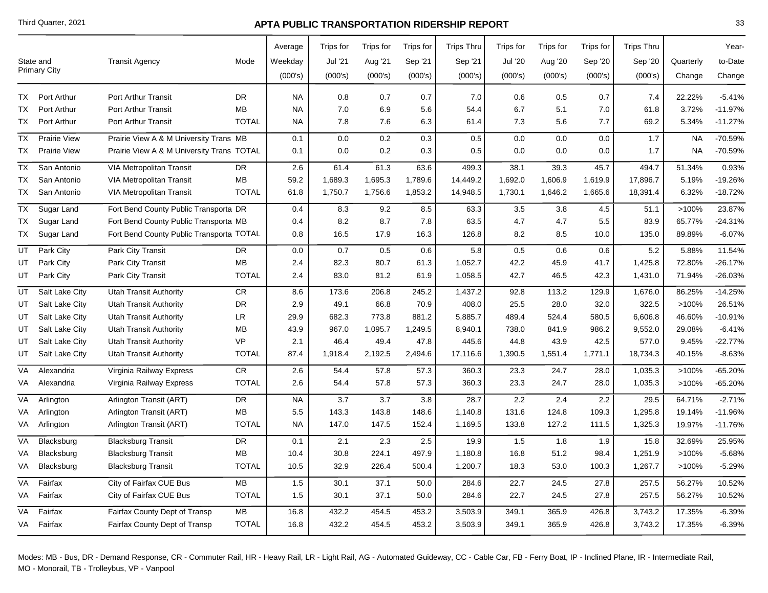# APTA PUBLIC TRANSPORTATION RIDERSHIP REPORT

Third Quarter, 2021

| State and Primary City | | Transit Agency | Mode | Average Weekday (000's) | Trips for Jul '21 (000's) | Trips for Aug '21 (000's) | Trips for Sep '21 (000's) | Trips Thru Sep '21 (000's) | Trips for Jul '20 (000's) | Trips for Aug '20 (000's) | Trips for Sep '20 (000's) | Trips Thru Sep '20 (000's) | Quarterly Change | Year-to-Date Change |
|---|---|---|---|---|---|---|---|---|---|---|---|---|---|---|
| TX | Port Arthur | Port Arthur Transit | DR | NA | 0.8 | 0.7 | 0.7 | 7.0 | 0.6 | 0.5 | 0.7 | 7.4 | 22.22% | -5.41% |
| TX | Port Arthur | Port Arthur Transit | MB | NA | 7.0 | 6.9 | 5.6 | 54.4 | 6.7 | 5.1 | 7.0 | 61.8 | 3.72% | -11.97% |
| TX | Port Arthur | Port Arthur Transit | TOTAL | NA | 7.8 | 7.6 | 6.3 | 61.4 | 7.3 | 5.6 | 7.7 | 69.2 | 5.34% | -11.27% |
| TX | Prairie View | Prairie View A & M University Trans | MB | 0.1 | 0.0 | 0.2 | 0.3 | 0.5 | 0.0 | 0.0 | 0.0 | 1.7 | NA | -70.59% |
| TX | Prairie View | Prairie View A & M University Trans | TOTAL | 0.1 | 0.0 | 0.2 | 0.3 | 0.5 | 0.0 | 0.0 | 0.0 | 1.7 | NA | -70.59% |
| TX | San Antonio | VIA Metropolitan Transit | DR | 2.6 | 61.4 | 61.3 | 63.6 | 499.3 | 38.1 | 39.3 | 45.7 | 494.7 | 51.34% | 0.93% |
| TX | San Antonio | VIA Metropolitan Transit | MB | 59.2 | 1,689.3 | 1,695.3 | 1,789.6 | 14,449.2 | 1,692.0 | 1,606.9 | 1,619.9 | 17,896.7 | 5.19% | -19.26% |
| TX | San Antonio | VIA Metropolitan Transit | TOTAL | 61.8 | 1,750.7 | 1,756.6 | 1,853.2 | 14,948.5 | 1,730.1 | 1,646.2 | 1,665.6 | 18,391.4 | 6.32% | -18.72% |
| TX | Sugar Land | Fort Bend County Public Transporta | DR | 0.4 | 8.3 | 9.2 | 8.5 | 63.3 | 3.5 | 3.8 | 4.5 | 51.1 | >100% | 23.87% |
| TX | Sugar Land | Fort Bend County Public Transporta | MB | 0.4 | 8.2 | 8.7 | 7.8 | 63.5 | 4.7 | 4.7 | 5.5 | 83.9 | 65.77% | -24.31% |
| TX | Sugar Land | Fort Bend County Public Transporta | TOTAL | 0.8 | 16.5 | 17.9 | 16.3 | 126.8 | 8.2 | 8.5 | 10.0 | 135.0 | 89.89% | -6.07% |
| UT | Park City | Park City Transit | DR | 0.0 | 0.7 | 0.5 | 0.6 | 5.8 | 0.5 | 0.6 | 0.6 | 5.2 | 5.88% | 11.54% |
| UT | Park City | Park City Transit | MB | 2.4 | 82.3 | 80.7 | 61.3 | 1,052.7 | 42.2 | 45.9 | 41.7 | 1,425.8 | 72.80% | -26.17% |
| UT | Park City | Park City Transit | TOTAL | 2.4 | 83.0 | 81.2 | 61.9 | 1,058.5 | 42.7 | 46.5 | 42.3 | 1,431.0 | 71.94% | -26.03% |
| UT | Salt Lake City | Utah Transit Authority | CR | 8.6 | 173.6 | 206.8 | 245.2 | 1,437.2 | 92.8 | 113.2 | 129.9 | 1,676.0 | 86.25% | -14.25% |
| UT | Salt Lake City | Utah Transit Authority | DR | 2.9 | 49.1 | 66.8 | 70.9 | 408.0 | 25.5 | 28.0 | 32.0 | 322.5 | >100% | 26.51% |
| UT | Salt Lake City | Utah Transit Authority | LR | 29.9 | 682.3 | 773.8 | 881.2 | 5,885.7 | 489.4 | 524.4 | 580.5 | 6,606.8 | 46.60% | -10.91% |
| UT | Salt Lake City | Utah Transit Authority | MB | 43.9 | 967.0 | 1,095.7 | 1,249.5 | 8,940.1 | 738.0 | 841.9 | 986.2 | 9,552.0 | 29.08% | -6.41% |
| UT | Salt Lake City | Utah Transit Authority | VP | 2.1 | 46.4 | 49.4 | 47.8 | 445.6 | 44.8 | 43.9 | 42.5 | 577.0 | 9.45% | -22.77% |
| UT | Salt Lake City | Utah Transit Authority | TOTAL | 87.4 | 1,918.4 | 2,192.5 | 2,494.6 | 17,116.6 | 1,390.5 | 1,551.4 | 1,771.1 | 18,734.3 | 40.15% | -8.63% |
| VA | Alexandria | Virginia Railway Express | CR | 2.6 | 54.4 | 57.8 | 57.3 | 360.3 | 23.3 | 24.7 | 28.0 | 1,035.3 | >100% | -65.20% |
| VA | Alexandria | Virginia Railway Express | TOTAL | 2.6 | 54.4 | 57.8 | 57.3 | 360.3 | 23.3 | 24.7 | 28.0 | 1,035.3 | >100% | -65.20% |
| VA | Arlington | Arlington Transit (ART) | DR | NA | 3.7 | 3.7 | 3.8 | 28.7 | 2.2 | 2.4 | 2.2 | 29.5 | 64.71% | -2.71% |
| VA | Arlington | Arlington Transit (ART) | MB | 5.5 | 143.3 | 143.8 | 148.6 | 1,140.8 | 131.6 | 124.8 | 109.3 | 1,295.8 | 19.14% | -11.96% |
| VA | Arlington | Arlington Transit (ART) | TOTAL | NA | 147.0 | 147.5 | 152.4 | 1,169.5 | 133.8 | 127.2 | 111.5 | 1,325.3 | 19.97% | -11.76% |
| VA | Blacksburg | Blacksburg Transit | DR | 0.1 | 2.1 | 2.3 | 2.5 | 19.9 | 1.5 | 1.8 | 1.9 | 15.8 | 32.69% | 25.95% |
| VA | Blacksburg | Blacksburg Transit | MB | 10.4 | 30.8 | 224.1 | 497.9 | 1,180.8 | 16.8 | 51.2 | 98.4 | 1,251.9 | >100% | -5.68% |
| VA | Blacksburg | Blacksburg Transit | TOTAL | 10.5 | 32.9 | 226.4 | 500.4 | 1,200.7 | 18.3 | 53.0 | 100.3 | 1,267.7 | >100% | -5.29% |
| VA | Fairfax | City of Fairfax CUE Bus | MB | 1.5 | 30.1 | 37.1 | 50.0 | 284.6 | 22.7 | 24.5 | 27.8 | 257.5 | 56.27% | 10.52% |
| VA | Fairfax | City of Fairfax CUE Bus | TOTAL | 1.5 | 30.1 | 37.1 | 50.0 | 284.6 | 22.7 | 24.5 | 27.8 | 257.5 | 56.27% | 10.52% |
| VA | Fairfax | Fairfax County Dept of Transp | MB | 16.8 | 432.2 | 454.5 | 453.2 | 3,503.9 | 349.1 | 365.9 | 426.8 | 3,743.2 | 17.35% | -6.39% |
| VA | Fairfax | Fairfax County Dept of Transp | TOTAL | 16.8 | 432.2 | 454.5 | 453.2 | 3,503.9 | 349.1 | 365.9 | 426.8 | 3,743.2 | 17.35% | -6.39% |

Modes: MB - Bus, DR - Demand Response, CR - Commuter Rail, HR - Heavy Rail, LR - Light Rail, AG - Automated Guideway, CC - Cable Car, FB - Ferry Boat, IP - Inclined Plane, IR - Intermediate Rail, MO - Monorail, TB - Trolleybus, VP - Vanpool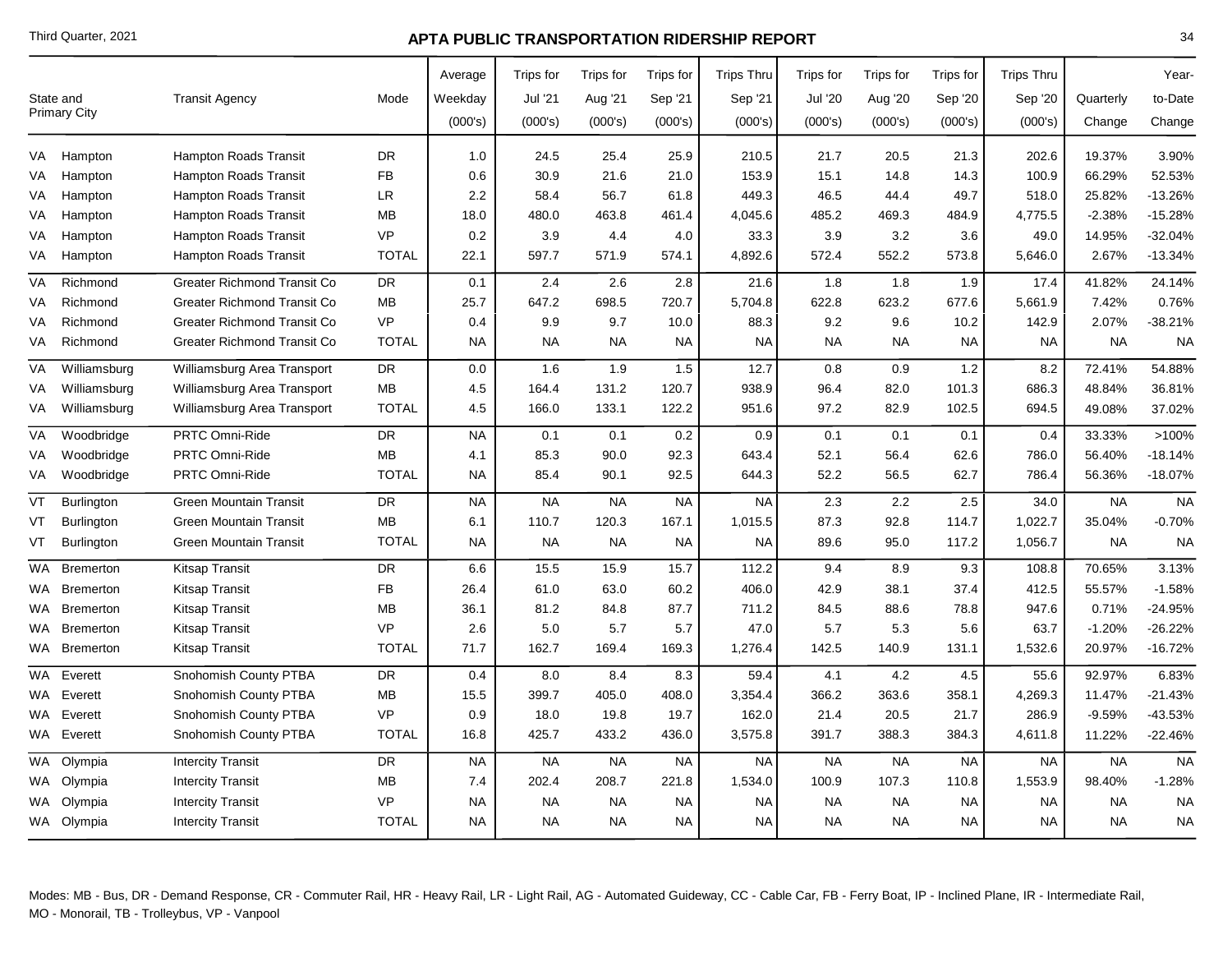# APTA PUBLIC TRANSPORTATION RIDERSHIP REPORT

Third Quarter, 2021

| State and Primary City | | Transit Agency | Mode | Average Weekday (000's) | Trips for Jul '21 (000's) | Trips for Aug '21 (000's) | Trips for Sep '21 (000's) | Trips Thru Sep '21 (000's) | Trips for Jul '20 (000's) | Trips for Aug '20 (000's) | Trips for Sep '20 (000's) | Trips Thru Sep '20 (000's) | Quarterly Change | Year-to-Date Change |
|---|---|---|---|---|---|---|---|---|---|---|---|---|---|---|
| VA | Hampton | Hampton Roads Transit | DR | 1.0 | 24.5 | 25.4 | 25.9 | 210.5 | 21.7 | 20.5 | 21.3 | 202.6 | 19.37% | 3.90% |
| VA | Hampton | Hampton Roads Transit | FB | 0.6 | 30.9 | 21.6 | 21.0 | 153.9 | 15.1 | 14.8 | 14.3 | 100.9 | 66.29% | 52.53% |
| VA | Hampton | Hampton Roads Transit | LR | 2.2 | 58.4 | 56.7 | 61.8 | 449.3 | 46.5 | 44.4 | 49.7 | 518.0 | 25.82% | -13.26% |
| VA | Hampton | Hampton Roads Transit | MB | 18.0 | 480.0 | 463.8 | 461.4 | 4,045.6 | 485.2 | 469.3 | 484.9 | 4,775.5 | -2.38% | -15.28% |
| VA | Hampton | Hampton Roads Transit | VP | 0.2 | 3.9 | 4.4 | 4.0 | 33.3 | 3.9 | 3.2 | 3.6 | 49.0 | 14.95% | -32.04% |
| VA | Hampton | Hampton Roads Transit | TOTAL | 22.1 | 597.7 | 571.9 | 574.1 | 4,892.6 | 572.4 | 552.2 | 573.8 | 5,646.0 | 2.67% | -13.34% |
| VA | Richmond | Greater Richmond Transit Co | DR | 0.1 | 2.4 | 2.6 | 2.8 | 21.6 | 1.8 | 1.8 | 1.9 | 17.4 | 41.82% | 24.14% |
| VA | Richmond | Greater Richmond Transit Co | MB | 25.7 | 647.2 | 698.5 | 720.7 | 5,704.8 | 622.8 | 623.2 | 677.6 | 5,661.9 | 7.42% | 0.76% |
| VA | Richmond | Greater Richmond Transit Co | VP | 0.4 | 9.9 | 9.7 | 10.0 | 88.3 | 9.2 | 9.6 | 10.2 | 142.9 | 2.07% | -38.21% |
| VA | Richmond | Greater Richmond Transit Co | TOTAL | NA | NA | NA | NA | NA | NA | NA | NA | NA | NA | NA |
| VA | Williamsburg | Williamsburg Area Transport | DR | 0.0 | 1.6 | 1.9 | 1.5 | 12.7 | 0.8 | 0.9 | 1.2 | 8.2 | 72.41% | 54.88% |
| VA | Williamsburg | Williamsburg Area Transport | MB | 4.5 | 164.4 | 131.2 | 120.7 | 938.9 | 96.4 | 82.0 | 101.3 | 686.3 | 48.84% | 36.81% |
| VA | Williamsburg | Williamsburg Area Transport | TOTAL | 4.5 | 166.0 | 133.1 | 122.2 | 951.6 | 97.2 | 82.9 | 102.5 | 694.5 | 49.08% | 37.02% |
| VA | Woodbridge | PRTC Omni-Ride | DR | NA | 0.1 | 0.1 | 0.2 | 0.9 | 0.1 | 0.1 | 0.1 | 0.4 | 33.33% | >100% |
| VA | Woodbridge | PRTC Omni-Ride | MB | 4.1 | 85.3 | 90.0 | 92.3 | 643.4 | 52.1 | 56.4 | 62.6 | 786.0 | 56.40% | -18.14% |
| VA | Woodbridge | PRTC Omni-Ride | TOTAL | NA | 85.4 | 90.1 | 92.5 | 644.3 | 52.2 | 56.5 | 62.7 | 786.4 | 56.36% | -18.07% |
| VT | Burlington | Green Mountain Transit | DR | NA | NA | NA | NA | NA | 2.3 | 2.2 | 2.5 | 34.0 | NA | NA |
| VT | Burlington | Green Mountain Transit | MB | 6.1 | 110.7 | 120.3 | 167.1 | 1,015.5 | 87.3 | 92.8 | 114.7 | 1,022.7 | 35.04% | -0.70% |
| VT | Burlington | Green Mountain Transit | TOTAL | NA | NA | NA | NA | NA | 89.6 | 95.0 | 117.2 | 1,056.7 | NA | NA |
| WA | Bremerton | Kitsap Transit | DR | 6.6 | 15.5 | 15.9 | 15.7 | 112.2 | 9.4 | 8.9 | 9.3 | 108.8 | 70.65% | 3.13% |
| WA | Bremerton | Kitsap Transit | FB | 26.4 | 61.0 | 63.0 | 60.2 | 406.0 | 42.9 | 38.1 | 37.4 | 412.5 | 55.57% | -1.58% |
| WA | Bremerton | Kitsap Transit | MB | 36.1 | 81.2 | 84.8 | 87.7 | 711.2 | 84.5 | 88.6 | 78.8 | 947.6 | 0.71% | -24.95% |
| WA | Bremerton | Kitsap Transit | VP | 2.6 | 5.0 | 5.7 | 5.7 | 47.0 | 5.7 | 5.3 | 5.6 | 63.7 | -1.20% | -26.22% |
| WA | Bremerton | Kitsap Transit | TOTAL | 71.7 | 162.7 | 169.4 | 169.3 | 1,276.4 | 142.5 | 140.9 | 131.1 | 1,532.6 | 20.97% | -16.72% |
| WA | Everett | Snohomish County PTBA | DR | 0.4 | 8.0 | 8.4 | 8.3 | 59.4 | 4.1 | 4.2 | 4.5 | 55.6 | 92.97% | 6.83% |
| WA | Everett | Snohomish County PTBA | MB | 15.5 | 399.7 | 405.0 | 408.0 | 3,354.4 | 366.2 | 363.6 | 358.1 | 4,269.3 | 11.47% | -21.43% |
| WA | Everett | Snohomish County PTBA | VP | 0.9 | 18.0 | 19.8 | 19.7 | 162.0 | 21.4 | 20.5 | 21.7 | 286.9 | -9.59% | -43.53% |
| WA | Everett | Snohomish County PTBA | TOTAL | 16.8 | 425.7 | 433.2 | 436.0 | 3,575.8 | 391.7 | 388.3 | 384.3 | 4,611.8 | 11.22% | -22.46% |
| WA | Olympia | Intercity Transit | DR | NA | NA | NA | NA | NA | NA | NA | NA | NA | NA | NA |
| WA | Olympia | Intercity Transit | MB | 7.4 | 202.4 | 208.7 | 221.8 | 1,534.0 | 100.9 | 107.3 | 110.8 | 1,553.9 | 98.40% | -1.28% |
| WA | Olympia | Intercity Transit | VP | NA | NA | NA | NA | NA | NA | NA | NA | NA | NA | NA |
| WA | Olympia | Intercity Transit | TOTAL | NA | NA | NA | NA | NA | NA | NA | NA | NA | NA | NA |

Modes: MB - Bus, DR - Demand Response, CR - Commuter Rail, HR - Heavy Rail, LR - Light Rail, AG - Automated Guideway, CC - Cable Car, FB - Ferry Boat, IP - Inclined Plane, IR - Intermediate Rail, MO - Monorail, TB - Trolleybus, VP - Vanpool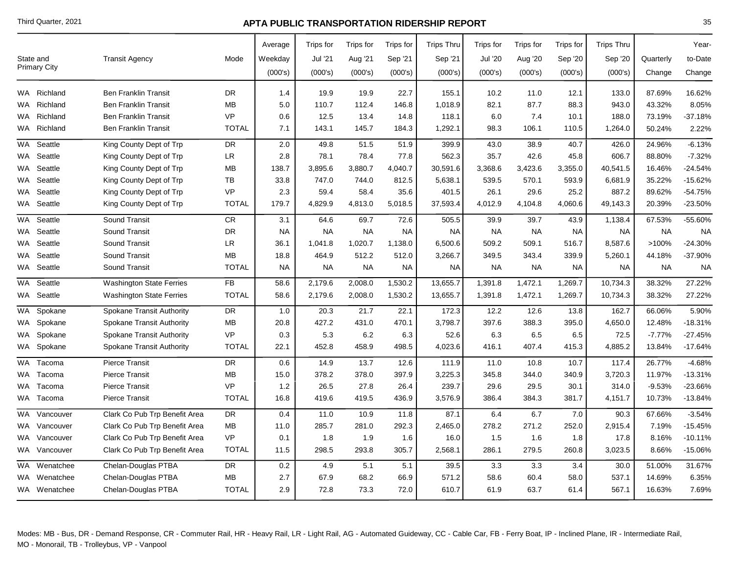# APTA PUBLIC TRANSPORTATION RIDERSHIP REPORT

Third Quarter, 2021

| State and Primary City | Transit Agency | Mode | Average Weekday (000's) | Trips for Jul '21 (000's) | Trips for Aug '21 (000's) | Trips for Sep '21 (000's) | Trips Thru Sep '21 (000's) | Trips for Jul '20 (000's) | Trips for Aug '20 (000's) | Trips for Sep '20 (000's) | Trips Thru Sep '20 (000's) | Quarterly Change | Year-to-Date Change |
|---|---|---|---|---|---|---|---|---|---|---|---|---|---|
| WA Richland | Ben Franklin Transit | DR | 1.4 | 19.9 | 19.9 | 22.7 | 155.1 | 10.2 | 11.0 | 12.1 | 133.0 | 87.69% | 16.62% |
| WA Richland | Ben Franklin Transit | MB | 5.0 | 110.7 | 112.4 | 146.8 | 1,018.9 | 82.1 | 87.7 | 88.3 | 943.0 | 43.32% | 8.05% |
| WA Richland | Ben Franklin Transit | VP | 0.6 | 12.5 | 13.4 | 14.8 | 118.1 | 6.0 | 7.4 | 10.1 | 188.0 | 73.19% | -37.18% |
| WA Richland | Ben Franklin Transit | TOTAL | 7.1 | 143.1 | 145.7 | 184.3 | 1,292.1 | 98.3 | 106.1 | 110.5 | 1,264.0 | 50.24% | 2.22% |
| WA Seattle | King County Dept of Trp | DR | 2.0 | 49.8 | 51.5 | 51.9 | 399.9 | 43.0 | 38.9 | 40.7 | 426.0 | 24.96% | -6.13% |
| WA Seattle | King County Dept of Trp | LR | 2.8 | 78.1 | 78.4 | 77.8 | 562.3 | 35.7 | 42.6 | 45.8 | 606.7 | 88.80% | -7.32% |
| WA Seattle | King County Dept of Trp | MB | 138.7 | 3,895.6 | 3,880.7 | 4,040.7 | 30,591.6 | 3,368.6 | 3,423.6 | 3,355.0 | 40,541.5 | 16.46% | -24.54% |
| WA Seattle | King County Dept of Trp | TB | 33.8 | 747.0 | 744.0 | 812.5 | 5,638.1 | 539.5 | 570.1 | 593.9 | 6,681.9 | 35.22% | -15.62% |
| WA Seattle | King County Dept of Trp | VP | 2.3 | 59.4 | 58.4 | 35.6 | 401.5 | 26.1 | 29.6 | 25.2 | 887.2 | 89.62% | -54.75% |
| WA Seattle | King County Dept of Trp | TOTAL | 179.7 | 4,829.9 | 4,813.0 | 5,018.5 | 37,593.4 | 4,012.9 | 4,104.8 | 4,060.6 | 49,143.3 | 20.39% | -23.50% |
| WA Seattle | Sound Transit | CR | 3.1 | 64.6 | 69.7 | 72.6 | 505.5 | 39.9 | 39.7 | 43.9 | 1,138.4 | 67.53% | -55.60% |
| WA Seattle | Sound Transit | DR | NA | NA | NA | NA | NA | NA | NA | NA | NA | NA | NA |
| WA Seattle | Sound Transit | LR | 36.1 | 1,041.8 | 1,020.7 | 1,138.0 | 6,500.6 | 509.2 | 509.1 | 516.7 | 8,587.6 | >100% | -24.30% |
| WA Seattle | Sound Transit | MB | 18.8 | 464.9 | 512.2 | 512.0 | 3,266.7 | 349.5 | 343.4 | 339.9 | 5,260.1 | 44.18% | -37.90% |
| WA Seattle | Sound Transit | TOTAL | NA | NA | NA | NA | NA | NA | NA | NA | NA | NA | NA |
| WA Seattle | Washington State Ferries | FB | 58.6 | 2,179.6 | 2,008.0 | 1,530.2 | 13,655.7 | 1,391.8 | 1,472.1 | 1,269.7 | 10,734.3 | 38.32% | 27.22% |
| WA Seattle | Washington State Ferries | TOTAL | 58.6 | 2,179.6 | 2,008.0 | 1,530.2 | 13,655.7 | 1,391.8 | 1,472.1 | 1,269.7 | 10,734.3 | 38.32% | 27.22% |
| WA Spokane | Spokane Transit Authority | DR | 1.0 | 20.3 | 21.7 | 22.1 | 172.3 | 12.2 | 12.6 | 13.8 | 162.7 | 66.06% | 5.90% |
| WA Spokane | Spokane Transit Authority | MB | 20.8 | 427.2 | 431.0 | 470.1 | 3,798.7 | 397.6 | 388.3 | 395.0 | 4,650.0 | 12.48% | -18.31% |
| WA Spokane | Spokane Transit Authority | VP | 0.3 | 5.3 | 6.2 | 6.3 | 52.6 | 6.3 | 6.5 | 6.5 | 72.5 | -7.77% | -27.45% |
| WA Spokane | Spokane Transit Authority | TOTAL | 22.1 | 452.8 | 458.9 | 498.5 | 4,023.6 | 416.1 | 407.4 | 415.3 | 4,885.2 | 13.84% | -17.64% |
| WA Tacoma | Pierce Transit | DR | 0.6 | 14.9 | 13.7 | 12.6 | 111.9 | 11.0 | 10.8 | 10.7 | 117.4 | 26.77% | -4.68% |
| WA Tacoma | Pierce Transit | MB | 15.0 | 378.2 | 378.0 | 397.9 | 3,225.3 | 345.8 | 344.0 | 340.9 | 3,720.3 | 11.97% | -13.31% |
| WA Tacoma | Pierce Transit | VP | 1.2 | 26.5 | 27.8 | 26.4 | 239.7 | 29.6 | 29.5 | 30.1 | 314.0 | -9.53% | -23.66% |
| WA Tacoma | Pierce Transit | TOTAL | 16.8 | 419.6 | 419.5 | 436.9 | 3,576.9 | 386.4 | 384.3 | 381.7 | 4,151.7 | 10.73% | -13.84% |
| WA Vancouver | Clark Co Pub Trp Benefit Area | DR | 0.4 | 11.0 | 10.9 | 11.8 | 87.1 | 6.4 | 6.7 | 7.0 | 90.3 | 67.66% | -3.54% |
| WA Vancouver | Clark Co Pub Trp Benefit Area | MB | 11.0 | 285.7 | 281.0 | 292.3 | 2,465.0 | 278.2 | 271.2 | 252.0 | 2,915.4 | 7.19% | -15.45% |
| WA Vancouver | Clark Co Pub Trp Benefit Area | VP | 0.1 | 1.8 | 1.9 | 1.6 | 16.0 | 1.5 | 1.6 | 1.8 | 17.8 | 8.16% | -10.11% |
| WA Vancouver | Clark Co Pub Trp Benefit Area | TOTAL | 11.5 | 298.5 | 293.8 | 305.7 | 2,568.1 | 286.1 | 279.5 | 260.8 | 3,023.5 | 8.66% | -15.06% |
| WA Wenatchee | Chelan-Douglas PTBA | DR | 0.2 | 4.9 | 5.1 | 5.1 | 39.5 | 3.3 | 3.3 | 3.4 | 30.0 | 51.00% | 31.67% |
| WA Wenatchee | Chelan-Douglas PTBA | MB | 2.7 | 67.9 | 68.2 | 66.9 | 571.2 | 58.6 | 60.4 | 58.0 | 537.1 | 14.69% | 6.35% |
| WA Wenatchee | Chelan-Douglas PTBA | TOTAL | 2.9 | 72.8 | 73.3 | 72.0 | 610.7 | 61.9 | 63.7 | 61.4 | 567.1 | 16.63% | 7.69% |

Modes: MB - Bus, DR - Demand Response, CR - Commuter Rail, HR - Heavy Rail, LR - Light Rail, AG - Automated Guideway, CC - Cable Car, FB - Ferry Boat, IP - Inclined Plane, IR - Intermediate Rail, MO - Monorail, TB - Trolleybus, VP - Vanpool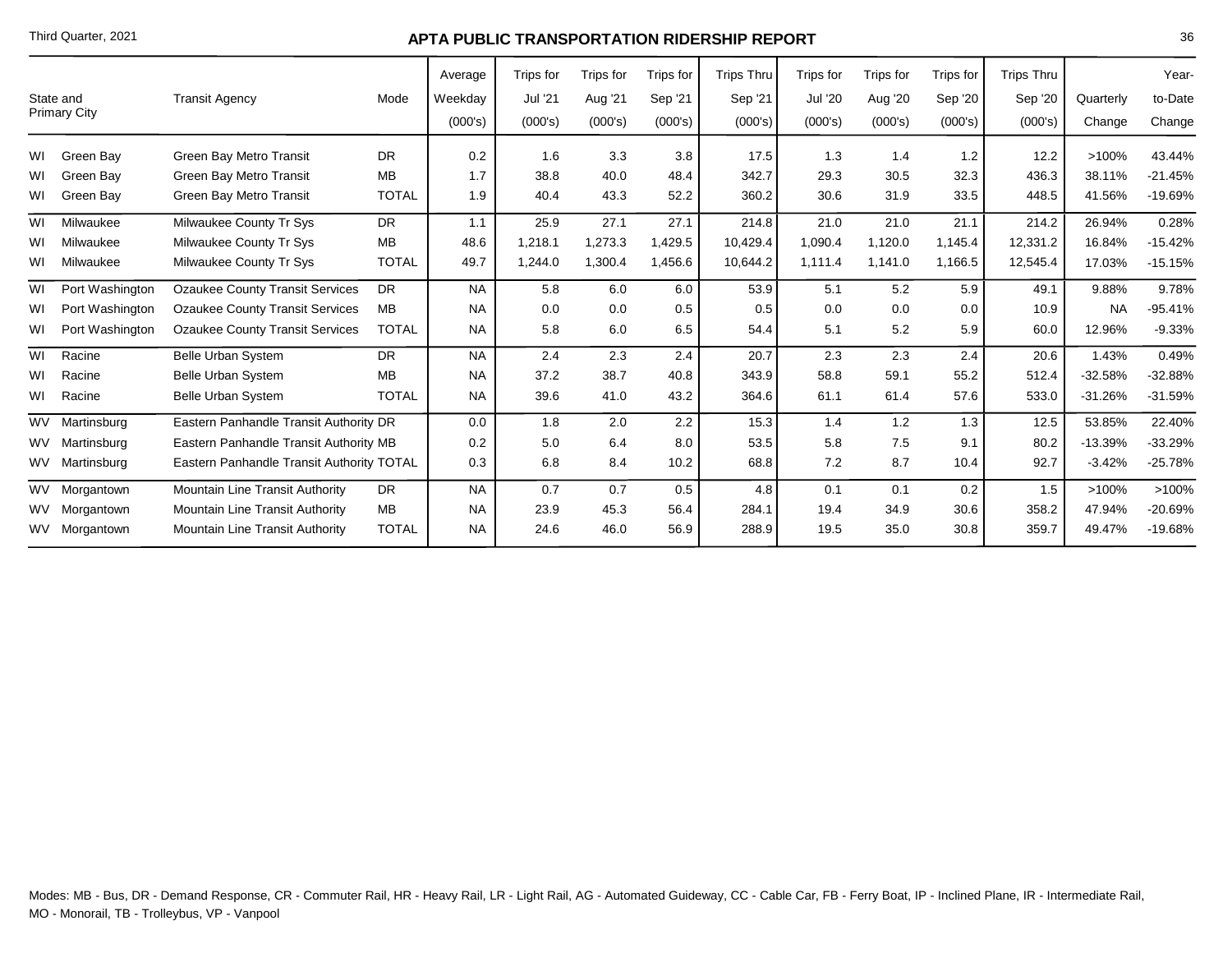| State and Primary City | | Transit Agency | Mode | Average Weekday (000's) | Trips for Jul '21 (000's) | Trips for Aug '21 (000's) | Trips for Sep '21 (000's) | Trips Thru Sep '21 (000's) | Trips for Jul '20 (000's) | Trips for Aug '20 (000's) | Trips for Sep '20 (000's) | Trips Thru Sep '20 (000's) | Quarterly Change | Year-to-Date Change |
|---|---|---|---|---|---|---|---|---|---|---|---|---|---|---|
| WI | Green Bay | Green Bay Metro Transit | DR | 0.2 | 1.6 | 3.3 | 3.8 | 17.5 | 1.3 | 1.4 | 1.2 | 12.2 | >100% | 43.44% |
| WI | Green Bay | Green Bay Metro Transit | MB | 1.7 | 38.8 | 40.0 | 48.4 | 342.7 | 29.3 | 30.5 | 32.3 | 436.3 | 38.11% | -21.45% |
| WI | Green Bay | Green Bay Metro Transit | TOTAL | 1.9 | 40.4 | 43.3 | 52.2 | 360.2 | 30.6 | 31.9 | 33.5 | 448.5 | 41.56% | -19.69% |
| WI | Milwaukee | Milwaukee County Tr Sys | DR | 1.1 | 25.9 | 27.1 | 27.1 | 214.8 | 21.0 | 21.0 | 21.1 | 214.2 | 26.94% | 0.28% |
| WI | Milwaukee | Milwaukee County Tr Sys | MB | 48.6 | 1,218.1 | 1,273.3 | 1,429.5 | 10,429.4 | 1,090.4 | 1,120.0 | 1,145.4 | 12,331.2 | 16.84% | -15.42% |
| WI | Milwaukee | Milwaukee County Tr Sys | TOTAL | 49.7 | 1,244.0 | 1,300.4 | 1,456.6 | 10,644.2 | 1,111.4 | 1,141.0 | 1,166.5 | 12,545.4 | 17.03% | -15.15% |
| WI | Port Washington | Ozaukee County Transit Services | DR | NA | 5.8 | 6.0 | 6.0 | 53.9 | 5.1 | 5.2 | 5.9 | 49.1 | 9.88% | 9.78% |
| WI | Port Washington | Ozaukee County Transit Services | MB | NA | 0.0 | 0.0 | 0.5 | 0.5 | 0.0 | 0.0 | 0.0 | 10.9 | NA | -95.41% |
| WI | Port Washington | Ozaukee County Transit Services | TOTAL | NA | 5.8 | 6.0 | 6.5 | 54.4 | 5.1 | 5.2 | 5.9 | 60.0 | 12.96% | -9.33% |
| WI | Racine | Belle Urban System | DR | NA | 2.4 | 2.3 | 2.4 | 20.7 | 2.3 | 2.3 | 2.4 | 20.6 | 1.43% | 0.49% |
| WI | Racine | Belle Urban System | MB | NA | 37.2 | 38.7 | 40.8 | 343.9 | 58.8 | 59.1 | 55.2 | 512.4 | -32.58% | -32.88% |
| WI | Racine | Belle Urban System | TOTAL | NA | 39.6 | 41.0 | 43.2 | 364.6 | 61.1 | 61.4 | 57.6 | 533.0 | -31.26% | -31.59% |
| WV | Martinsburg | Eastern Panhandle Transit Authority | DR | 0.0 | 1.8 | 2.0 | 2.2 | 15.3 | 1.4 | 1.2 | 1.3 | 12.5 | 53.85% | 22.40% |
| WV | Martinsburg | Eastern Panhandle Transit Authority | MB | 0.2 | 5.0 | 6.4 | 8.0 | 53.5 | 5.8 | 7.5 | 9.1 | 80.2 | -13.39% | -33.29% |
| WV | Martinsburg | Eastern Panhandle Transit Authority | TOTAL | 0.3 | 6.8 | 8.4 | 10.2 | 68.8 | 7.2 | 8.7 | 10.4 | 92.7 | -3.42% | -25.78% |
| WV | Morgantown | Mountain Line Transit Authority | DR | NA | 0.7 | 0.7 | 0.5 | 4.8 | 0.1 | 0.1 | 0.2 | 1.5 | >100% | >100% |
| WV | Morgantown | Mountain Line Transit Authority | MB | NA | 23.9 | 45.3 | 56.4 | 284.1 | 19.4 | 34.9 | 30.6 | 358.2 | 47.94% | -20.69% |
| WV | Morgantown | Mountain Line Transit Authority | TOTAL | NA | 24.6 | 46.0 | 56.9 | 288.9 | 19.5 | 35.0 | 30.8 | 359.7 | 49.47% | -19.68% |

Modes: MB - Bus, DR - Demand Response, CR - Commuter Rail, HR - Heavy Rail, LR - Light Rail, AG - Automated Guideway, CC - Cable Car, FB - Ferry Boat, IP - Inclined Plane, IR - Intermediate Rail, MO - Monorail, TB - Trolleybus, VP - Vanpool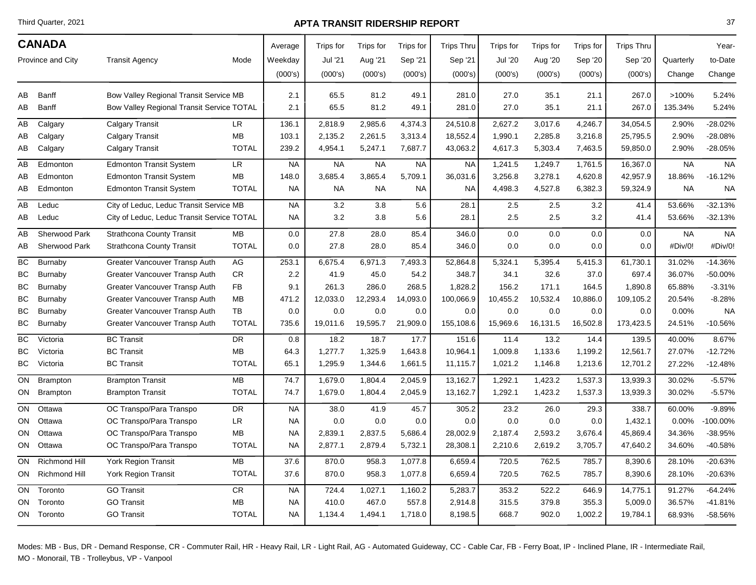## CANADA

| Province and City | | Transit Agency | Mode | Average Weekday (000's) | Trips for Jul '21 (000's) | Trips for Aug '21 (000's) | Trips for Sep '21 (000's) | Trips Thru Sep '21 (000's) | Trips for Jul '20 (000's) | Trips for Aug '20 (000's) | Trips for Sep '20 (000's) | Trips Thru Sep '20 (000's) | Quarterly Change | Year-to-Date Change |
|---|---|---|---|---|---|---|---|---|---|---|---|---|---|---|
| AB | Banff | Bow Valley Regional Transit Service | MB | 2.1 | 65.5 | 81.2 | 49.1 | 281.0 | 27.0 | 35.1 | 21.1 | 267.0 | >100% | 5.24% |
| AB | Banff | Bow Valley Regional Transit Service | TOTAL | 2.1 | 65.5 | 81.2 | 49.1 | 281.0 | 27.0 | 35.1 | 21.1 | 267.0 | 135.34% | 5.24% |
| AB | Calgary | Calgary Transit | LR | 136.1 | 2,818.9 | 2,985.6 | 4,374.3 | 24,510.8 | 2,627.2 | 3,017.6 | 4,246.7 | 34,054.5 | 2.90% | -28.02% |
| AB | Calgary | Calgary Transit | MB | 103.1 | 2,135.2 | 2,261.5 | 3,313.4 | 18,552.4 | 1,990.1 | 2,285.8 | 3,216.8 | 25,795.5 | 2.90% | -28.08% |
| AB | Calgary | Calgary Transit | TOTAL | 239.2 | 4,954.1 | 5,247.1 | 7,687.7 | 43,063.2 | 4,617.3 | 5,303.4 | 7,463.5 | 59,850.0 | 2.90% | -28.05% |
| AB | Edmonton | Edmonton Transit System | LR | NA | NA | NA | NA | NA | 1,241.5 | 1,249.7 | 1,761.5 | 16,367.0 | NA | NA |
| AB | Edmonton | Edmonton Transit System | MB | 148.0 | 3,685.4 | 3,865.4 | 5,709.1 | 36,031.6 | 3,256.8 | 3,278.1 | 4,620.8 | 42,957.9 | 18.86% | -16.12% |
| AB | Edmonton | Edmonton Transit System | TOTAL | NA | NA | NA | NA | NA | 4,498.3 | 4,527.8 | 6,382.3 | 59,324.9 | NA | NA |
| AB | Leduc | City of Leduc, Leduc Transit Service | MB | NA | 3.2 | 3.8 | 5.6 | 28.1 | 2.5 | 2.5 | 3.2 | 41.4 | 53.66% | -32.13% |
| AB | Leduc | City of Leduc, Leduc Transit Service | TOTAL | NA | 3.2 | 3.8 | 5.6 | 28.1 | 2.5 | 2.5 | 3.2 | 41.4 | 53.66% | -32.13% |
| AB | Sherwood Park | Strathcona County Transit | MB | 0.0 | 27.8 | 28.0 | 85.4 | 346.0 | 0.0 | 0.0 | 0.0 | 0.0 | NA | NA |
| AB | Sherwood Park | Strathcona County Transit | TOTAL | 0.0 | 27.8 | 28.0 | 85.4 | 346.0 | 0.0 | 0.0 | 0.0 | 0.0 | #Div/0! | #Div/0! |
| BC | Burnaby | Greater Vancouver Transp Auth | AG | 253.1 | 6,675.4 | 6,971.3 | 7,493.3 | 52,864.8 | 5,324.1 | 5,395.4 | 5,415.3 | 61,730.1 | 31.02% | -14.36% |
| BC | Burnaby | Greater Vancouver Transp Auth | CR | 2.2 | 41.9 | 45.0 | 54.2 | 348.7 | 34.1 | 32.6 | 37.0 | 697.4 | 36.07% | -50.00% |
| BC | Burnaby | Greater Vancouver Transp Auth | FB | 9.1 | 261.3 | 286.0 | 268.5 | 1,828.2 | 156.2 | 171.1 | 164.5 | 1,890.8 | 65.88% | -3.31% |
| BC | Burnaby | Greater Vancouver Transp Auth | MB | 471.2 | 12,033.0 | 12,293.4 | 14,093.0 | 100,066.9 | 10,455.2 | 10,532.4 | 10,886.0 | 109,105.2 | 20.54% | -8.28% |
| BC | Burnaby | Greater Vancouver Transp Auth | TB | 0.0 | 0.0 | 0.0 | 0.0 | 0.0 | 0.0 | 0.0 | 0.0 | 0.0 | 0.00% | NA |
| BC | Burnaby | Greater Vancouver Transp Auth | TOTAL | 735.6 | 19,011.6 | 19,595.7 | 21,909.0 | 155,108.6 | 15,969.6 | 16,131.5 | 16,502.8 | 173,423.5 | 24.51% | -10.56% |
| BC | Victoria | BC Transit | DR | 0.8 | 18.2 | 18.7 | 17.7 | 151.6 | 11.4 | 13.2 | 14.4 | 139.5 | 40.00% | 8.67% |
| BC | Victoria | BC Transit | MB | 64.3 | 1,277.7 | 1,325.9 | 1,643.8 | 10,964.1 | 1,009.8 | 1,133.6 | 1,199.2 | 12,561.7 | 27.07% | -12.72% |
| BC | Victoria | BC Transit | TOTAL | 65.1 | 1,295.9 | 1,344.6 | 1,661.5 | 11,115.7 | 1,021.2 | 1,146.8 | 1,213.6 | 12,701.2 | 27.22% | -12.48% |
| ON | Brampton | Brampton Transit | MB | 74.7 | 1,679.0 | 1,804.4 | 2,045.9 | 13,162.7 | 1,292.1 | 1,423.2 | 1,537.3 | 13,939.3 | 30.02% | -5.57% |
| ON | Brampton | Brampton Transit | TOTAL | 74.7 | 1,679.0 | 1,804.4 | 2,045.9 | 13,162.7 | 1,292.1 | 1,423.2 | 1,537.3 | 13,939.3 | 30.02% | -5.57% |
| ON | Ottawa | OC Transpo/Para Transpo | DR | NA | 38.0 | 41.9 | 45.7 | 305.2 | 23.2 | 26.0 | 29.3 | 338.7 | 60.00% | -9.89% |
| ON | Ottawa | OC Transpo/Para Transpo | LR | NA | 0.0 | 0.0 | 0.0 | 0.0 | 0.0 | 0.0 | 0.0 | 1,432.1 | 0.00% | -100.00% |
| ON | Ottawa | OC Transpo/Para Transpo | MB | NA | 2,839.1 | 2,837.5 | 5,686.4 | 28,002.9 | 2,187.4 | 2,593.2 | 3,676.4 | 45,869.4 | 34.36% | -38.95% |
| ON | Ottawa | OC Transpo/Para Transpo | TOTAL | NA | 2,877.1 | 2,879.4 | 5,732.1 | 28,308.1 | 2,210.6 | 2,619.2 | 3,705.7 | 47,640.2 | 34.60% | -40.58% |
| ON | Richmond Hill | York Region Transit | MB | 37.6 | 870.0 | 958.3 | 1,077.8 | 6,659.4 | 720.5 | 762.5 | 785.7 | 8,390.6 | 28.10% | -20.63% |
| ON | Richmond Hill | York Region Transit | TOTAL | 37.6 | 870.0 | 958.3 | 1,077.8 | 6,659.4 | 720.5 | 762.5 | 785.7 | 8,390.6 | 28.10% | -20.63% |
| ON | Toronto | GO Transit | CR | NA | 724.4 | 1,027.1 | 1,160.2 | 5,283.7 | 353.2 | 522.2 | 646.9 | 14,775.1 | 91.27% | -64.24% |
| ON | Toronto | GO Transit | MB | NA | 410.0 | 467.0 | 557.8 | 2,914.8 | 315.5 | 379.8 | 355.3 | 5,009.0 | 36.57% | -41.81% |
| ON | Toronto | GO Transit | TOTAL | NA | 1,134.4 | 1,494.1 | 1,718.0 | 8,198.5 | 668.7 | 902.0 | 1,002.2 | 19,784.1 | 68.93% | -58.56% |

Modes: MB - Bus, DR - Demand Response, CR - Commuter Rail, HR - Heavy Rail, LR - Light Rail, AG - Automated Guideway, CC - Cable Car, FB - Ferry Boat, IP - Inclined Plane, IR - Intermediate Rail, MO - Monorail, TB - Trolleybus, VP - Vanpool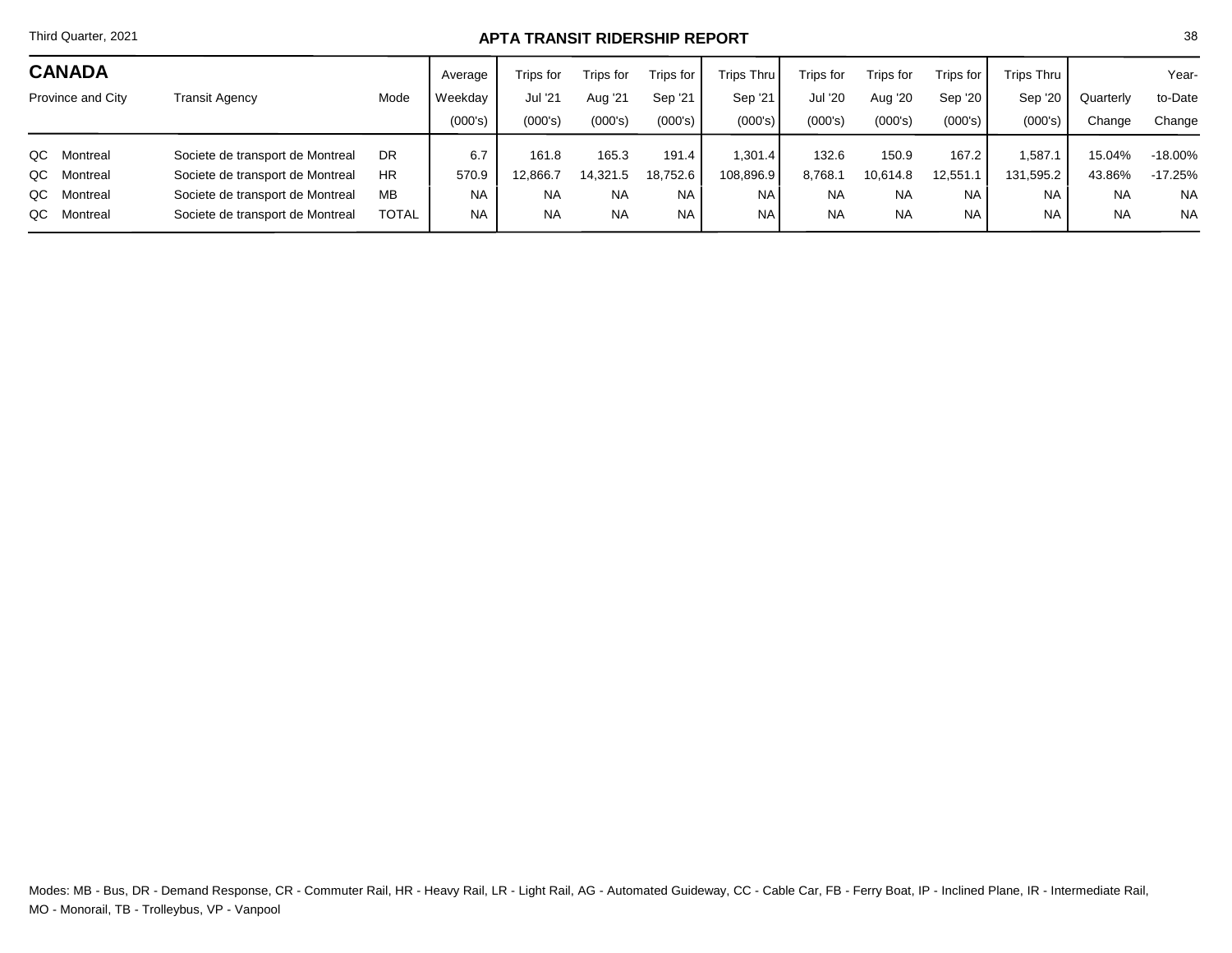# APTA TRANSIT RIDERSHIP REPORT

Third Quarter, 2021

## CANADA

| Province and City | Transit Agency | Mode | Average Weekday (000's) | Trips for Jul '21 (000's) | Trips for Aug '21 (000's) | Trips for Sep '21 (000's) | Trips Thru Sep '21 (000's) | Trips for Jul '20 (000's) | Trips for Aug '20 (000's) | Trips for Sep '20 (000's) | Trips Thru Sep '20 (000's) | Quarterly Change | Year-to-Date Change |
|---|---|---|---|---|---|---|---|---|---|---|---|---|---|
| QC Montreal | Societe de transport de Montreal | DR | 6.7 | 161.8 | 165.3 | 191.4 | 1,301.4 | 132.6 | 150.9 | 167.2 | 1,587.1 | 15.04% | -18.00% |
| QC Montreal | Societe de transport de Montreal | HR | 570.9 | 12,866.7 | 14,321.5 | 18,752.6 | 108,896.9 | 8,768.1 | 10,614.8 | 12,551.1 | 131,595.2 | 43.86% | -17.25% |
| QC Montreal | Societe de transport de Montreal | MB | NA | NA | NA | NA | NA | NA | NA | NA | NA | NA | NA |
| QC Montreal | Societe de transport de Montreal | TOTAL | NA | NA | NA | NA | NA | NA | NA | NA | NA | NA | NA |

Modes: MB - Bus, DR - Demand Response, CR - Commuter Rail, HR - Heavy Rail, LR - Light Rail, AG - Automated Guideway, CC - Cable Car, FB - Ferry Boat, IP - Inclined Plane, IR - Intermediate Rail, MO - Monorail, TB - Trolleybus, VP - Vanpool